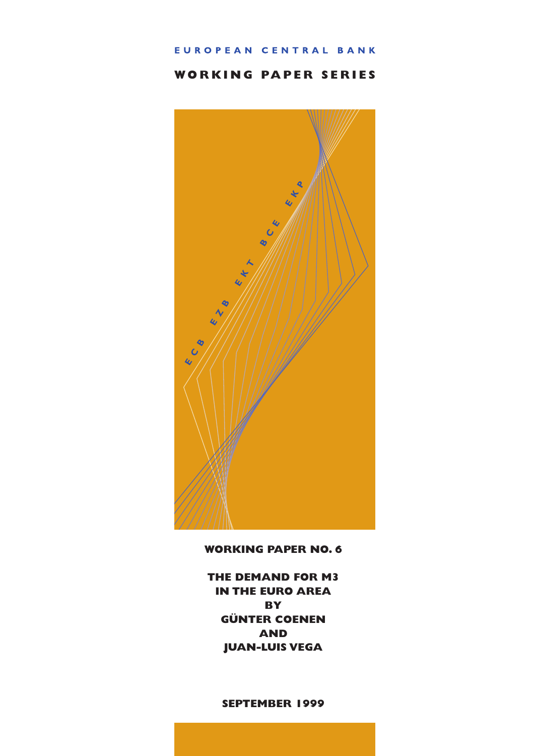EUROPEAN CENTRAL BANK

**WORKING PAPER SERIES**

ECB EZB EKT BCE EKP

**WORKING PAPER NO. 6**

# THE DEMAND FOR M3 IN THE EURO AREA

**BY**

**GÜNTER COENEN**

**AND**

**JUAN-LUIS VEGA**

**SEPTEMBER 1999**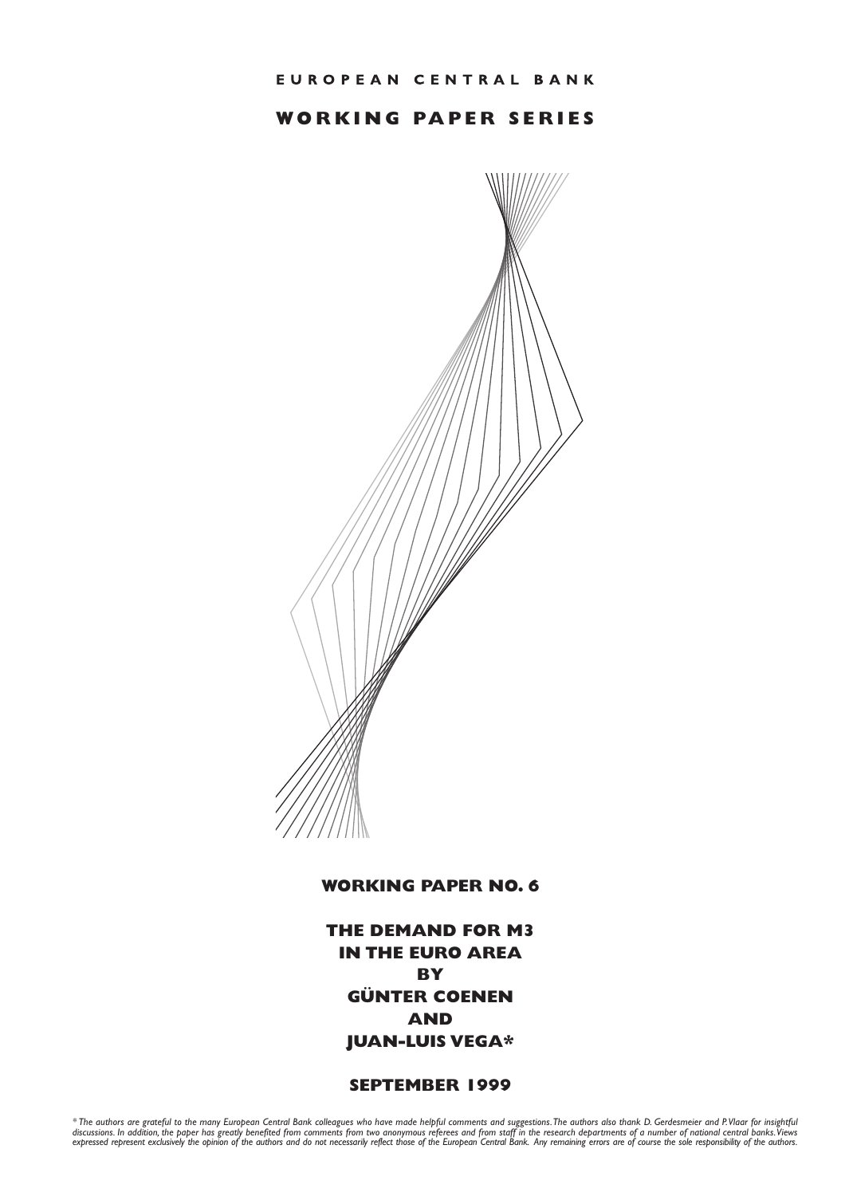EUROPEAN CENTRAL BANK

# WORKING PAPER SERIES

**WORKING PAPER NO. 6**

# THE DEMAND FOR M3 IN THE EURO AREA BY GÜNTER COENEN AND JUAN-LUIS VEGA*

**SEPTEMBER 1999**

*\* The authors are grateful to the many European Central Bank colleagues who have made helpful comments and suggestions. The authors also thank D. Gerdesmeier and P. Vlaar for insightful discussions. In addition, the paper has greatly benefited from comments from two anonymous referees and from staff in the research departments of a number of national central banks. Views expressed represent exclusively the opinion of the authors and do not necessarily reflect those of the European Central Bank. Any remaining errors are of course the sole responsibility of the authors.*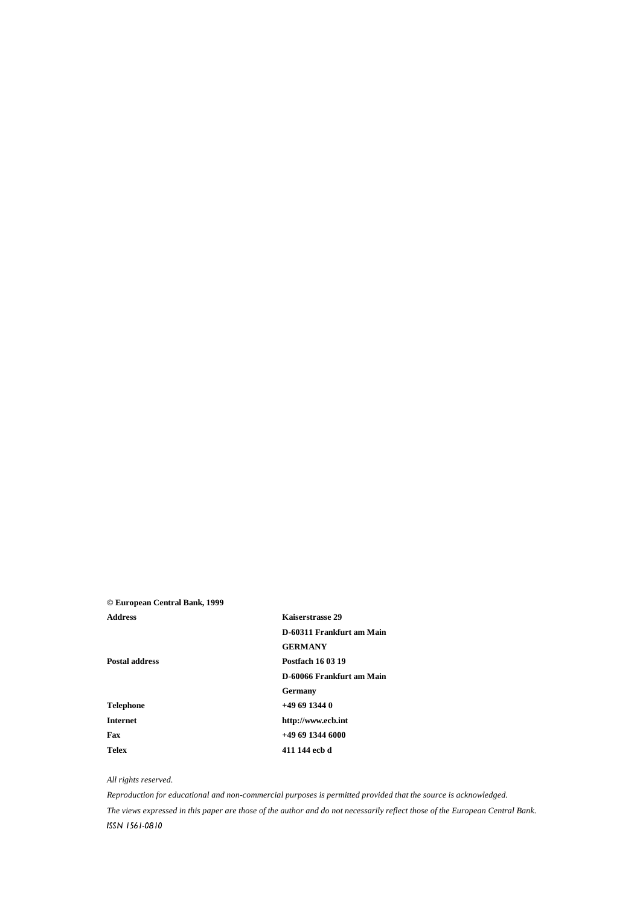**© European Central Bank, 1999**

| | |
|---|---|
| **Address** | **Kaiserstrasse 29** |
| | **D-60311 Frankfurt am Main** |
| | **GERMANY** |
| **Postal address** | **Postfach 16 03 19** |
| | **D-60066 Frankfurt am Main** |
| | **Germany** |
| **Telephone** | **+49 69 1344 0** |
| **Internet** | **http://www.ecb.int** |
| **Fax** | **+49 69 1344 6000** |
| **Telex** | **411 144 ecb d** |

*All rights reserved.*

*Reproduction for educational and non-commercial purposes is permitted provided that the source is acknowledged.*

*The views expressed in this paper are those of the author and do not necessarily reflect those of the European Central Bank.*

*ISSN 1561-0810*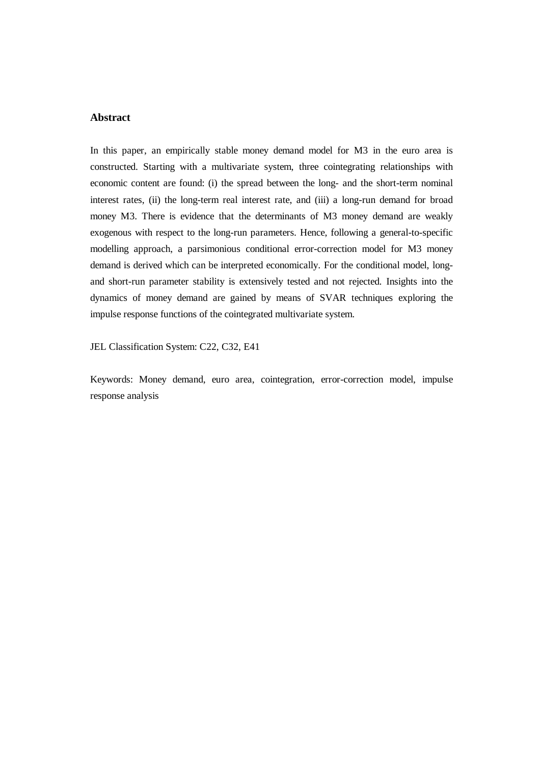## Abstract

In this paper, an empirically stable money demand model for M3 in the euro area is constructed. Starting with a multivariate system, three cointegrating relationships with economic content are found: (i) the spread between the long- and the short-term nominal interest rates, (ii) the long-term real interest rate, and (iii) a long-run demand for broad money M3. There is evidence that the determinants of M3 money demand are weakly exogenous with respect to the long-run parameters. Hence, following a general-to-specific modelling approach, a parsimonious conditional error-correction model for M3 money demand is derived which can be interpreted economically. For the conditional model, long- and short-run parameter stability is extensively tested and not rejected. Insights into the dynamics of money demand are gained by means of SVAR techniques exploring the impulse response functions of the cointegrated multivariate system.

JEL Classification System: C22, C32, E41

Keywords: Money demand, euro area, cointegration, error-correction model, impulse response analysis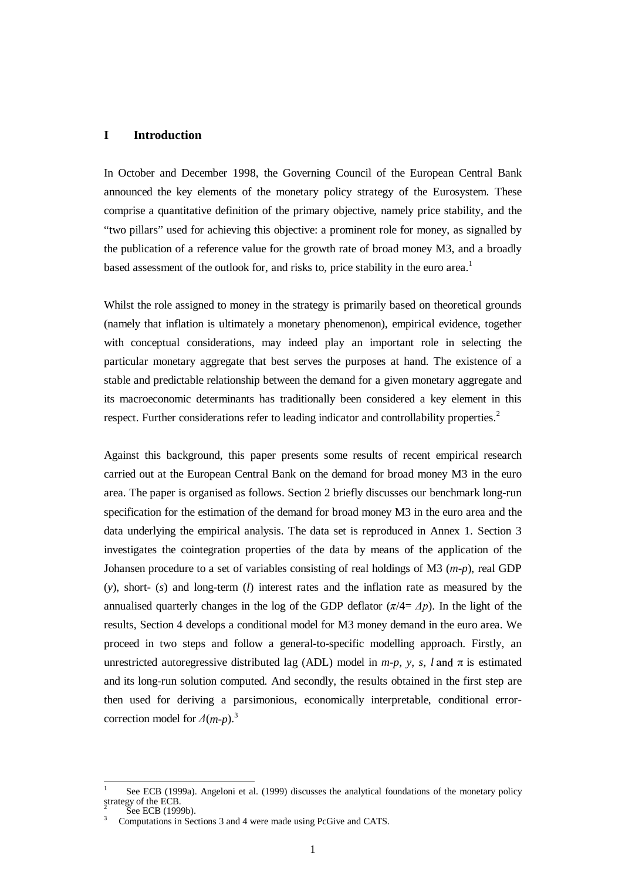# I Introduction

In October and December 1998, the Governing Council of the European Central Bank announced the key elements of the monetary policy strategy of the Eurosystem. These comprise a quantitative definition of the primary objective, namely price stability, and the "two pillars" used for achieving this objective: a prominent role for money, as signalled by the publication of a reference value for the growth rate of broad money M3, and a broadly based assessment of the outlook for, and risks to, price stability in the euro area.[1]

Whilst the role assigned to money in the strategy is primarily based on theoretical grounds (namely that inflation is ultimately a monetary phenomenon), empirical evidence, together with conceptual considerations, may indeed play an important role in selecting the particular monetary aggregate that best serves the purposes at hand. The existence of a stable and predictable relationship between the demand for a given monetary aggregate and its macroeconomic determinants has traditionally been considered a key element in this respect. Further considerations refer to leading indicator and controllability properties.[2]

Against this background, this paper presents some results of recent empirical research carried out at the European Central Bank on the demand for broad money M3 in the euro area. The paper is organised as follows. Section 2 briefly discusses our benchmark long-run specification for the estimation of the demand for broad money M3 in the euro area and the data underlying the empirical analysis. The data set is reproduced in Annex 1. Section 3 investigates the cointegration properties of the data by means of the application of the Johansen procedure to a set of variables consisting of real holdings of M3 ($m$-$p$), real GDP ($y$), short- ($s$) and long-term ($l$) interest rates and the inflation rate as measured by the annualised quarterly changes in the log of the GDP deflator ($\pi/4 = \Delta p$). In the light of the results, Section 4 develops a conditional model for M3 money demand in the euro area. We proceed in two steps and follow a general-to-specific modelling approach. Firstly, an unrestricted autoregressive distributed lag (ADL) model in $m$-$p$, $y$, $s$, $l$ and $\pi$ is estimated and its long-run solution computed. And secondly, the results obtained in the first step are then used for deriving a parsimonious, economically interpretable, conditional error-correction model for $\Delta(m$-$p)$.[3]

---

[1] See ECB (1999a). Angeloni et al. (1999) discusses the analytical foundations of the monetary policy strategy of the ECB.

[2] See ECB (1999b).

[3] Computations in Sections 3 and 4 were made using PcGive and CATS.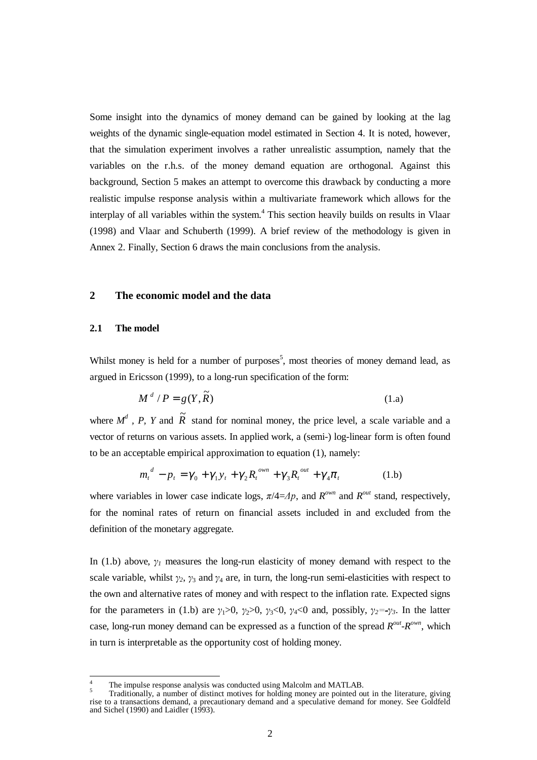Some insight into the dynamics of money demand can be gained by looking at the lag weights of the dynamic single-equation model estimated in Section 4. It is noted, however, that the simulation experiment involves a rather unrealistic assumption, namely that the variables on the r.h.s. of the money demand equation are orthogonal. Against this background, Section 5 makes an attempt to overcome this drawback by conducting a more realistic impulse response analysis within a multivariate framework which allows for the interplay of all variables within the system.[4] This section heavily builds on results in Vlaar (1998) and Vlaar and Schuberth (1999). A brief review of the methodology is given in Annex 2. Finally, Section 6 draws the main conclusions from the analysis.

## 2 The economic model and the data

### 2.1 The model

Whilst money is held for a number of purposes[5], most theories of money demand lead, as argued in Ericsson (1999), to a long-run specification of the form:

$$M^{d} / P = g(Y, \tilde{R}) \tag{1.a}$$

where $M^d$ , $P$, $Y$ and $\tilde{R}$ stand for nominal money, the price level, a scale variable and a vector of returns on various assets. In applied work, a (semi-) log-linear form is often found to be an acceptable empirical approximation to equation (1), namely:

$$m_t^{d} - p_t = \gamma_0 + \gamma_1 y_t + \gamma_2 R_t^{own} + \gamma_3 R_t^{out} + \gamma_4 \pi_t \tag{1.b}$$

where variables in lower case indicate logs, $\pi/4 = \Delta p$, and $R^{own}$ and $R^{out}$ stand, respectively, for the nominal rates of return on financial assets included in and excluded from the definition of the monetary aggregate.

In (1.b) above, $\gamma_1$ measures the long-run elasticity of money demand with respect to the scale variable, whilst $\gamma_2$, $\gamma_3$ and $\gamma_4$ are, in turn, the long-run semi-elasticities with respect to the own and alternative rates of money and with respect to the inflation rate. Expected signs for the parameters in (1.b) are $\gamma_1>0$, $\gamma_2>0$, $\gamma_3<0$, $\gamma_4<0$ and, possibly, $\gamma_2=-\gamma_3$. In the latter case, long-run money demand can be expressed as a function of the spread $R^{out}$-$R^{own}$, which in turn is interpretable as the opportunity cost of holding money.

---

[4] The impulse response analysis was conducted using Malcolm and MATLAB.

[5] Traditionally, a number of distinct motives for holding money are pointed out in the literature, giving rise to a transactions demand, a precautionary demand and a speculative demand for money. See Goldfeld and Sichel (1990) and Laidler (1993).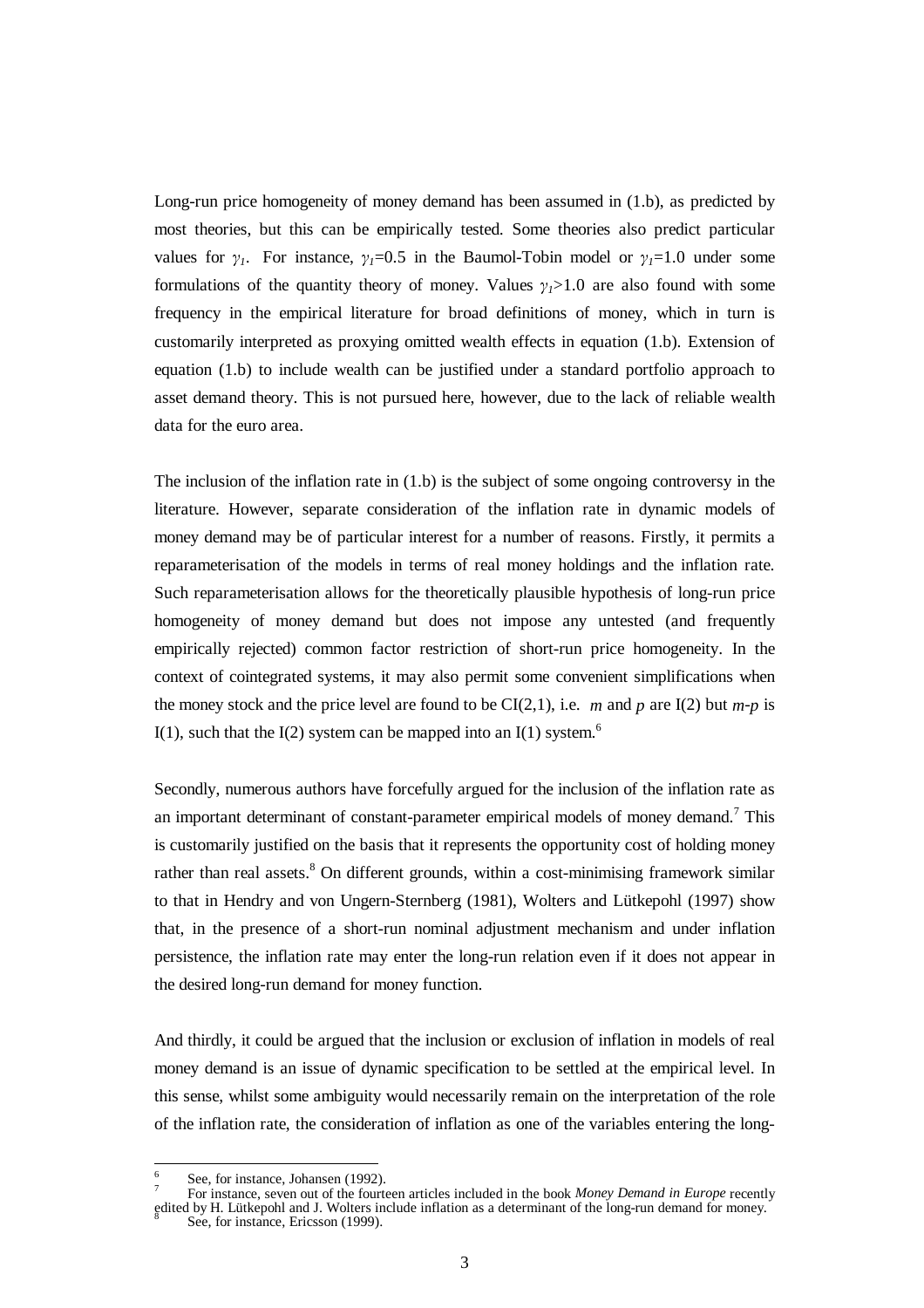Long-run price homogeneity of money demand has been assumed in (1.b), as predicted by most theories, but this can be empirically tested. Some theories also predict particular values for $\gamma_1$. For instance, $\gamma_1$=0.5 in the Baumol-Tobin model or $\gamma_1$=1.0 under some formulations of the quantity theory of money. Values $\gamma_1$>1.0 are also found with some frequency in the empirical literature for broad definitions of money, which in turn is customarily interpreted as proxying omitted wealth effects in equation (1.b). Extension of equation (1.b) to include wealth can be justified under a standard portfolio approach to asset demand theory. This is not pursued here, however, due to the lack of reliable wealth data for the euro area.

The inclusion of the inflation rate in (1.b) is the subject of some ongoing controversy in the literature. However, separate consideration of the inflation rate in dynamic models of money demand may be of particular interest for a number of reasons. Firstly, it permits a reparameterisation of the models in terms of real money holdings and the inflation rate. Such reparameterisation allows for the theoretically plausible hypothesis of long-run price homogeneity of money demand but does not impose any untested (and frequently empirically rejected) common factor restriction of short-run price homogeneity. In the context of cointegrated systems, it may also permit some convenient simplifications when the money stock and the price level are found to be CI(2,1), i.e. $m$ and $p$ are I(2) but $m$-$p$ is I(1), such that the I(2) system can be mapped into an I(1) system.[6]

Secondly, numerous authors have forcefully argued for the inclusion of the inflation rate as an important determinant of constant-parameter empirical models of money demand.[7] This is customarily justified on the basis that it represents the opportunity cost of holding money rather than real assets.[8] On different grounds, within a cost-minimising framework similar to that in Hendry and von Ungern-Sternberg (1981), Wolters and Lütkepohl (1997) show that, in the presence of a short-run nominal adjustment mechanism and under inflation persistence, the inflation rate may enter the long-run relation even if it does not appear in the desired long-run demand for money function.

And thirdly, it could be argued that the inclusion or exclusion of inflation in models of real money demand is an issue of dynamic specification to be settled at the empirical level. In this sense, whilst some ambiguity would necessarily remain on the interpretation of the role of the inflation rate, the consideration of inflation as one of the variables entering the long-

---

[6] See, for instance, Johansen (1992).

[7] For instance, seven out of the fourteen articles included in the book *Money Demand in Europe* recently edited by H. Lütkepohl and J. Wolters include inflation as a determinant of the long-run demand for money.

[8] See, for instance, Ericsson (1999).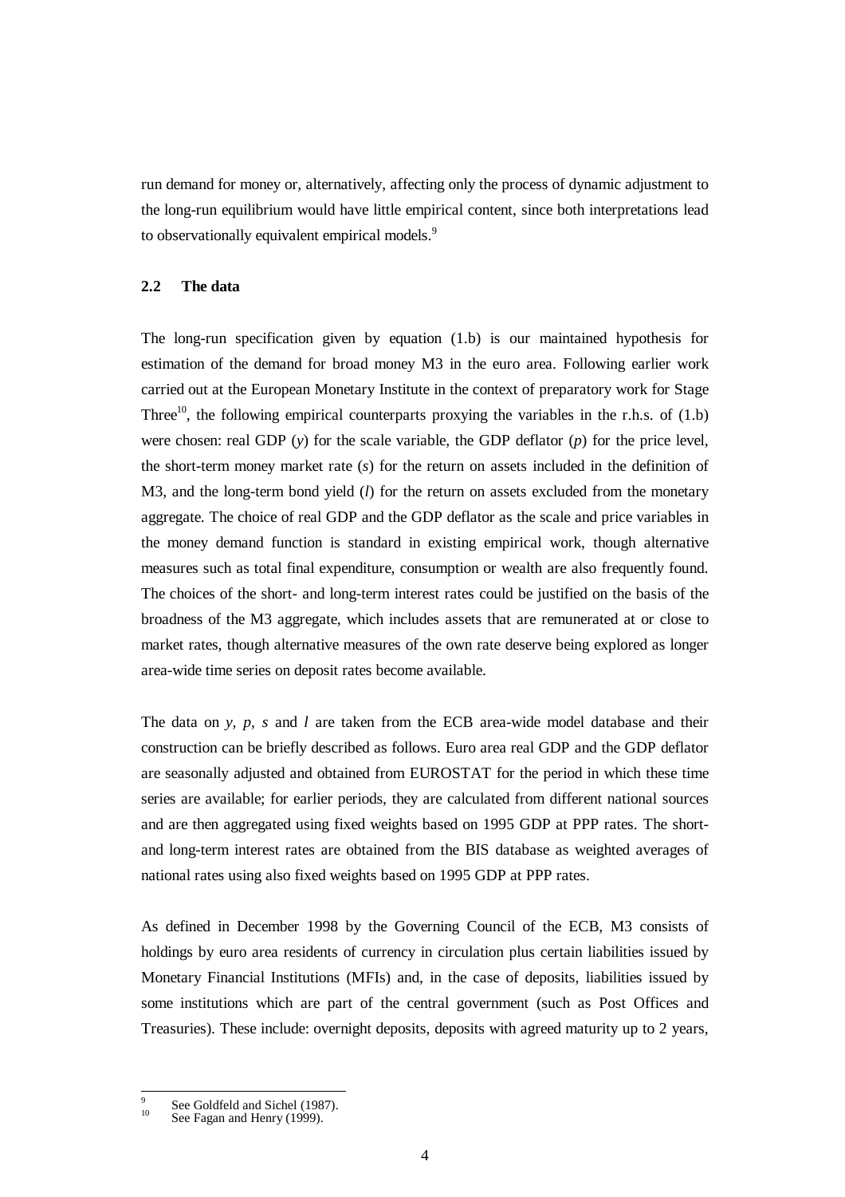run demand for money or, alternatively, affecting only the process of dynamic adjustment to the long-run equilibrium would have little empirical content, since both interpretations lead to observationally equivalent empirical models.[9]

### 2.2 The data

The long-run specification given by equation (1.b) is our maintained hypothesis for estimation of the demand for broad money M3 in the euro area. Following earlier work carried out at the European Monetary Institute in the context of preparatory work for Stage Three[10], the following empirical counterparts proxying the variables in the r.h.s. of (1.b) were chosen: real GDP ($y$) for the scale variable, the GDP deflator ($p$) for the price level, the short-term money market rate ($s$) for the return on assets included in the definition of M3, and the long-term bond yield ($l$) for the return on assets excluded from the monetary aggregate. The choice of real GDP and the GDP deflator as the scale and price variables in the money demand function is standard in existing empirical work, though alternative measures such as total final expenditure, consumption or wealth are also frequently found. The choices of the short- and long-term interest rates could be justified on the basis of the broadness of the M3 aggregate, which includes assets that are remunerated at or close to market rates, though alternative measures of the own rate deserve being explored as longer area-wide time series on deposit rates become available.

The data on $y$, $p$, $s$ and $l$ are taken from the ECB area-wide model database and their construction can be briefly described as follows. Euro area real GDP and the GDP deflator are seasonally adjusted and obtained from EUROSTAT for the period in which these time series are available; for earlier periods, they are calculated from different national sources and are then aggregated using fixed weights based on 1995 GDP at PPP rates. The short- and long-term interest rates are obtained from the BIS database as weighted averages of national rates using also fixed weights based on 1995 GDP at PPP rates.

As defined in December 1998 by the Governing Council of the ECB, M3 consists of holdings by euro area residents of currency in circulation plus certain liabilities issued by Monetary Financial Institutions (MFIs) and, in the case of deposits, liabilities issued by some institutions which are part of the central government (such as Post Offices and Treasuries). These include: overnight deposits, deposits with agreed maturity up to 2 years,

---

[9] See Goldfeld and Sichel (1987).

[10] See Fagan and Henry (1999).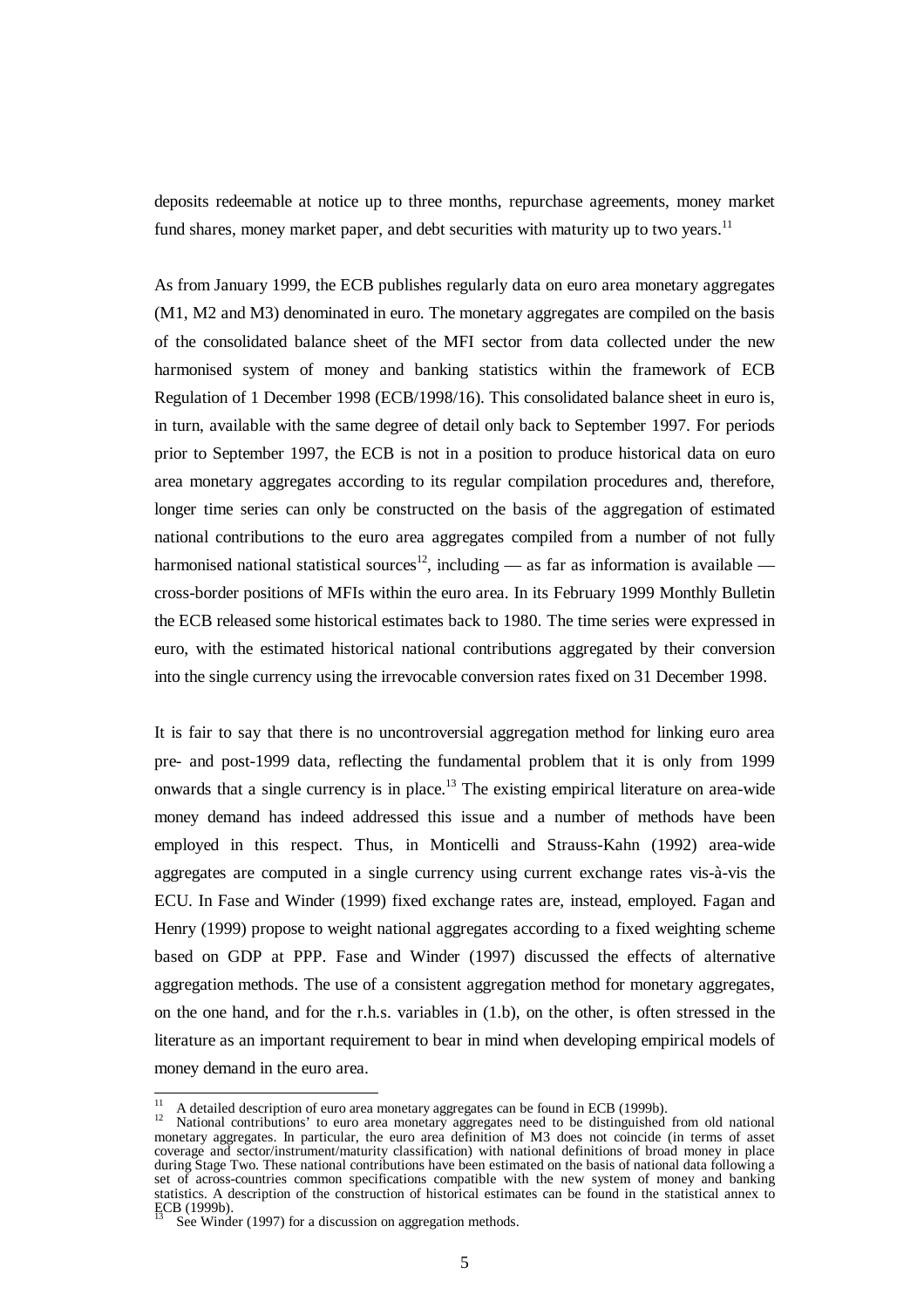deposits redeemable at notice up to three months, repurchase agreements, money market fund shares, money market paper, and debt securities with maturity up to two years.[11]

As from January 1999, the ECB publishes regularly data on euro area monetary aggregates (M1, M2 and M3) denominated in euro. The monetary aggregates are compiled on the basis of the consolidated balance sheet of the MFI sector from data collected under the new harmonised system of money and banking statistics within the framework of ECB Regulation of 1 December 1998 (ECB/1998/16). This consolidated balance sheet in euro is, in turn, available with the same degree of detail only back to September 1997. For periods prior to September 1997, the ECB is not in a position to produce historical data on euro area monetary aggregates according to its regular compilation procedures and, therefore, longer time series can only be constructed on the basis of the aggregation of estimated national contributions to the euro area aggregates compiled from a number of not fully harmonised national statistical sources[12], including — as far as information is available — cross-border positions of MFIs within the euro area. In its February 1999 Monthly Bulletin the ECB released some historical estimates back to 1980. The time series were expressed in euro, with the estimated historical national contributions aggregated by their conversion into the single currency using the irrevocable conversion rates fixed on 31 December 1998.

It is fair to say that there is no uncontroversial aggregation method for linking euro area pre- and post-1999 data, reflecting the fundamental problem that it is only from 1999 onwards that a single currency is in place.[13] The existing empirical literature on area-wide money demand has indeed addressed this issue and a number of methods have been employed in this respect. Thus, in Monticelli and Strauss-Kahn (1992) area-wide aggregates are computed in a single currency using current exchange rates vis-à-vis the ECU. In Fase and Winder (1999) fixed exchange rates are, instead, employed. Fagan and Henry (1999) propose to weight national aggregates according to a fixed weighting scheme based on GDP at PPP. Fase and Winder (1997) discussed the effects of alternative aggregation methods. The use of a consistent aggregation method for monetary aggregates, on the one hand, and for the r.h.s. variables in (1.b), on the other, is often stressed in the literature as an important requirement to bear in mind when developing empirical models of money demand in the euro area.

---

[11] A detailed description of euro area monetary aggregates can be found in ECB (1999b).

[12] National contributions' to euro area monetary aggregates need to be distinguished from old national monetary aggregates. In particular, the euro area definition of M3 does not coincide (in terms of asset coverage and sector/instrument/maturity classification) with national definitions of broad money in place during Stage Two. These national contributions have been estimated on the basis of national data following a set of across-countries common specifications compatible with the new system of money and banking statistics. A description of the construction of historical estimates can be found in the statistical annex to ECB (1999b).

[13] See Winder (1997) for a discussion on aggregation methods.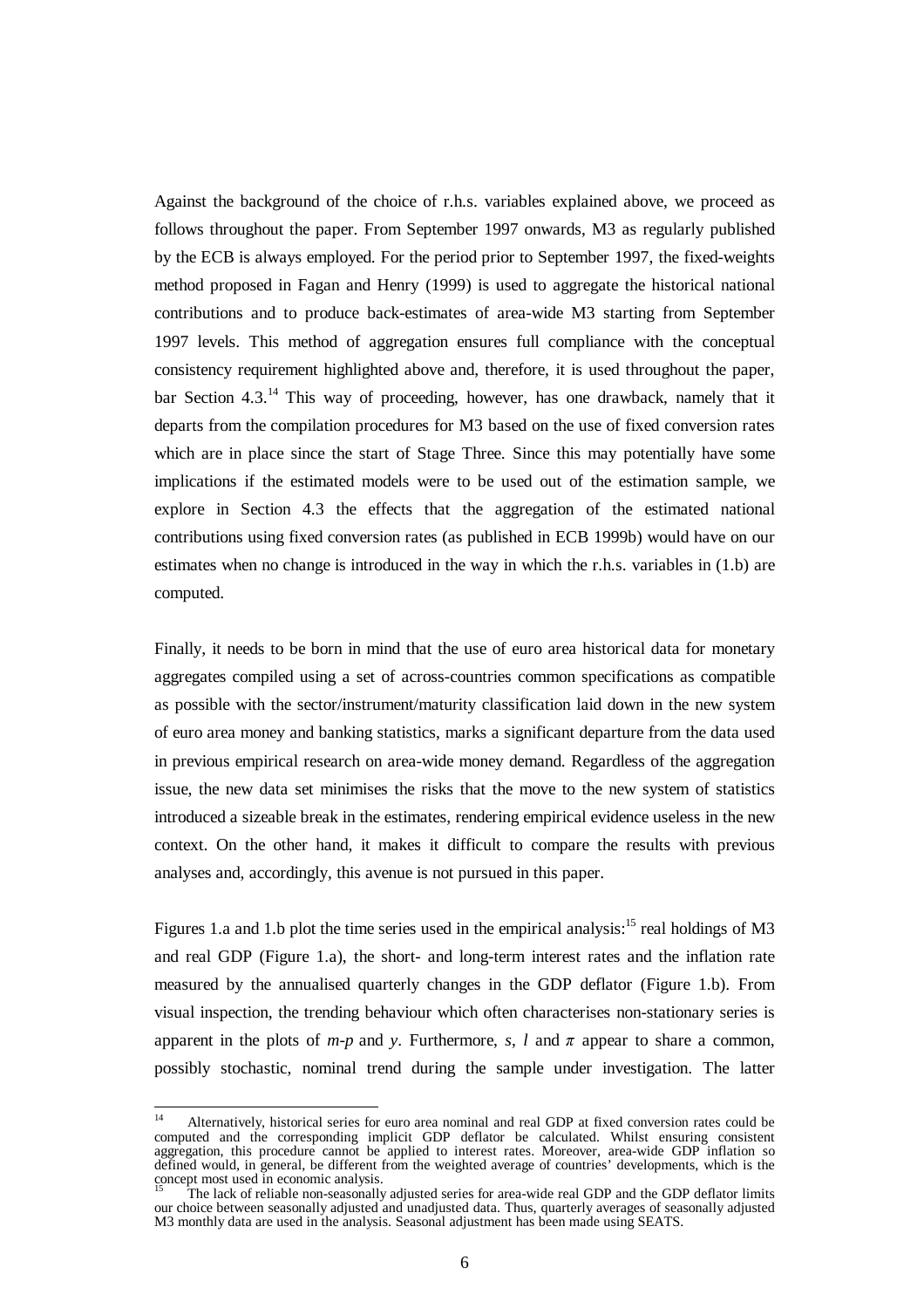Against the background of the choice of r.h.s. variables explained above, we proceed as follows throughout the paper. From September 1997 onwards, M3 as regularly published by the ECB is always employed. For the period prior to September 1997, the fixed-weights method proposed in Fagan and Henry (1999) is used to aggregate the historical national contributions and to produce back-estimates of area-wide M3 starting from September 1997 levels. This method of aggregation ensures full compliance with the conceptual consistency requirement highlighted above and, therefore, it is used throughout the paper, bar Section 4.3.[14] This way of proceeding, however, has one drawback, namely that it departs from the compilation procedures for M3 based on the use of fixed conversion rates which are in place since the start of Stage Three. Since this may potentially have some implications if the estimated models were to be used out of the estimation sample, we explore in Section 4.3 the effects that the aggregation of the estimated national contributions using fixed conversion rates (as published in ECB 1999b) would have on our estimates when no change is introduced in the way in which the r.h.s. variables in (1.b) are computed.

Finally, it needs to be born in mind that the use of euro area historical data for monetary aggregates compiled using a set of across-countries common specifications as compatible as possible with the sector/instrument/maturity classification laid down in the new system of euro area money and banking statistics, marks a significant departure from the data used in previous empirical research on area-wide money demand. Regardless of the aggregation issue, the new data set minimises the risks that the move to the new system of statistics introduced a sizeable break in the estimates, rendering empirical evidence useless in the new context. On the other hand, it makes it difficult to compare the results with previous analyses and, accordingly, this avenue is not pursued in this paper.

Figures 1.a and 1.b plot the time series used in the empirical analysis:[15] real holdings of M3 and real GDP (Figure 1.a), the short- and long-term interest rates and the inflation rate measured by the annualised quarterly changes in the GDP deflator (Figure 1.b). From visual inspection, the trending behaviour which often characterises non-stationary series is apparent in the plots of $m$-$p$ and $y$. Furthermore, $s$, $l$ and $\pi$ appear to share a common, possibly stochastic, nominal trend during the sample under investigation. The latter

---

[14] Alternatively, historical series for euro area nominal and real GDP at fixed conversion rates could be computed and the corresponding implicit GDP deflator be calculated. Whilst ensuring consistent aggregation, this procedure cannot be applied to interest rates. Moreover, area-wide GDP inflation so defined would, in general, be different from the weighted average of countries' developments, which is the concept most used in economic analysis.

[15] The lack of reliable non-seasonally adjusted series for area-wide real GDP and the GDP deflator limits our choice between seasonally adjusted and unadjusted data. Thus, quarterly averages of seasonally adjusted M3 monthly data are used in the analysis. Seasonal adjustment has been made using SEATS.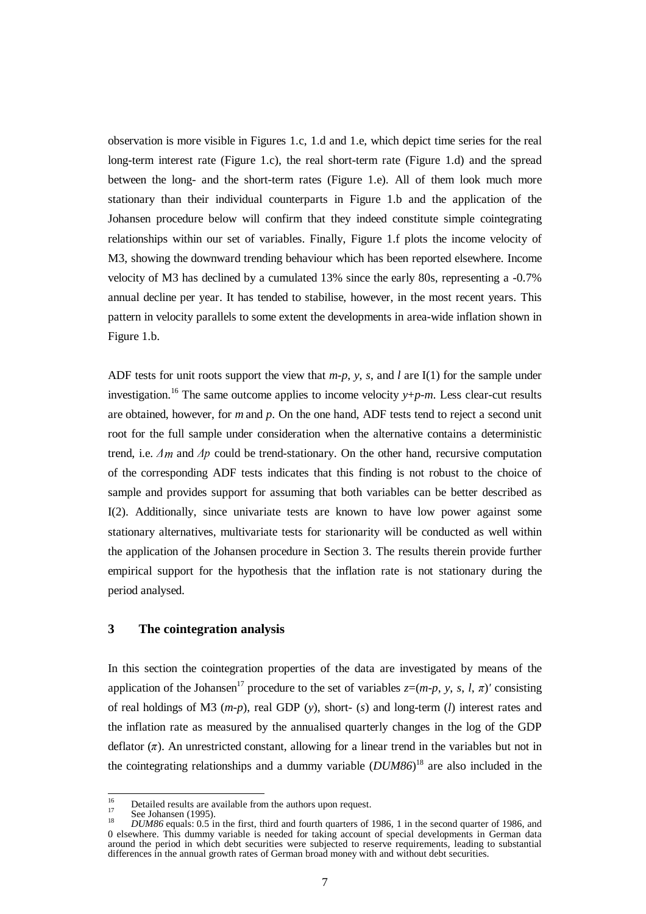observation is more visible in Figures 1.c, 1.d and 1.e, which depict time series for the real long-term interest rate (Figure 1.c), the real short-term rate (Figure 1.d) and the spread between the long- and the short-term rates (Figure 1.e). All of them look much more stationary than their individual counterparts in Figure 1.b and the application of the Johansen procedure below will confirm that they indeed constitute simple cointegrating relationships within our set of variables. Finally, Figure 1.f plots the income velocity of M3, showing the downward trending behaviour which has been reported elsewhere. Income velocity of M3 has declined by a cumulated 13% since the early 80s, representing a -0.7% annual decline per year. It has tended to stabilise, however, in the most recent years. This pattern in velocity parallels to some extent the developments in area-wide inflation shown in Figure 1.b.

ADF tests for unit roots support the view that $m$-$p$, $y$, $s$, and $l$ are I(1) for the sample under investigation.[16] The same outcome applies to income velocity $y$+$p$-$m$. Less clear-cut results are obtained, however, for $m$ and $p$. On the one hand, ADF tests tend to reject a second unit root for the full sample under consideration when the alternative contains a deterministic trend, i.e. $\Delta m$ and $\Delta p$ could be trend-stationary. On the other hand, recursive computation of the corresponding ADF tests indicates that this finding is not robust to the choice of sample and provides support for assuming that both variables can be better described as I(2). Additionally, since univariate tests are known to have low power against some stationary alternatives, multivariate tests for starionarity will be conducted as well within the application of the Johansen procedure in Section 3. The results therein provide further empirical support for the hypothesis that the inflation rate is not stationary during the period analysed.

## 3 The cointegration analysis

In this section the cointegration properties of the data are investigated by means of the application of the Johansen[17] procedure to the set of variables $z=(m\text{-}p, y, s, l, \pi)'$ consisting of real holdings of M3 ($m$-$p$), real GDP ($y$), short- ($s$) and long-term ($l$) interest rates and the inflation rate as measured by the annualised quarterly changes in the log of the GDP deflator ($\pi$). An unrestricted constant, allowing for a linear trend in the variables but not in the cointegrating relationships and a dummy variable (*DUM86*)[18] are also included in the

---

[16] Detailed results are available from the authors upon request.

[17] See Johansen (1995).

[18] *DUM86* equals: 0.5 in the first, third and fourth quarters of 1986, 1 in the second quarter of 1986, and 0 elsewhere. This dummy variable is needed for taking account of special developments in German data around the period in which debt securities were subjected to reserve requirements, leading to substantial differences in the annual growth rates of German broad money with and without debt securities.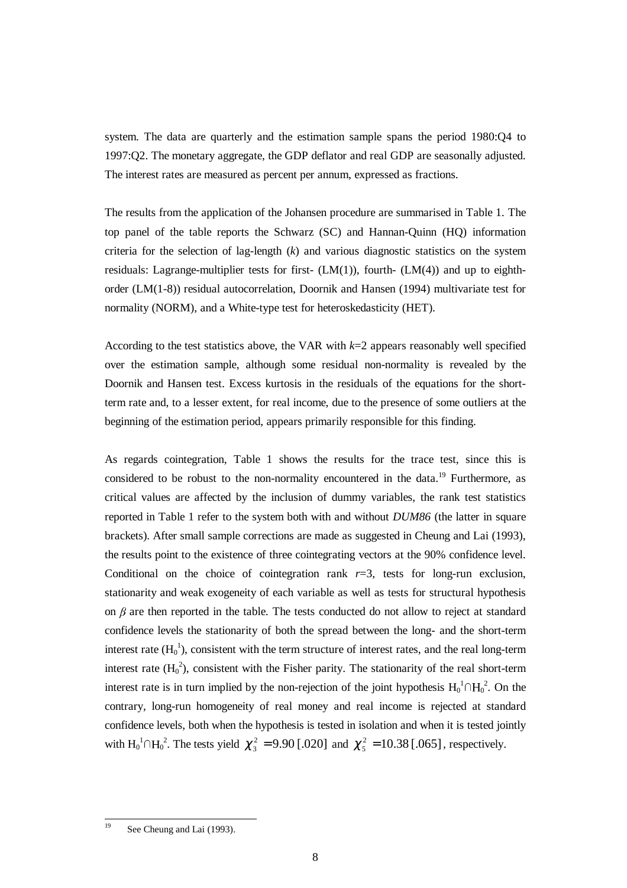system. The data are quarterly and the estimation sample spans the period 1980:Q4 to 1997:Q2. The monetary aggregate, the GDP deflator and real GDP are seasonally adjusted. The interest rates are measured as percent per annum, expressed as fractions.

The results from the application of the Johansen procedure are summarised in Table 1. The top panel of the table reports the Schwarz (SC) and Hannan-Quinn (HQ) information criteria for the selection of lag-length ($k$) and various diagnostic statistics on the system residuals: Lagrange-multiplier tests for first- (LM(1)), fourth- (LM(4)) and up to eighth-order (LM(1-8)) residual autocorrelation, Doornik and Hansen (1994) multivariate test for normality (NORM), and a White-type test for heteroskedasticity (HET).

According to the test statistics above, the VAR with $k$=2 appears reasonably well specified over the estimation sample, although some residual non-normality is revealed by the Doornik and Hansen test. Excess kurtosis in the residuals of the equations for the short-term rate and, to a lesser extent, for real income, due to the presence of some outliers at the beginning of the estimation period, appears primarily responsible for this finding.

As regards cointegration, Table 1 shows the results for the trace test, since this is considered to be robust to the non-normality encountered in the data.[19] Furthermore, as critical values are affected by the inclusion of dummy variables, the rank test statistics reported in Table 1 refer to the system both with and without *DUM86* (the latter in square brackets). After small sample corrections are made as suggested in Cheung and Lai (1993), the results point to the existence of three cointegrating vectors at the 90% confidence level. Conditional on the choice of cointegration rank $r$=3, tests for long-run exclusion, stationarity and weak exogeneity of each variable as well as tests for structural hypothesis on $\beta$ are then reported in the table. The tests conducted do not allow to reject at standard confidence levels the stationarity of both the spread between the long- and the short-term interest rate ($H_0^1$), consistent with the term structure of interest rates, and the real long-term interest rate ($H_0^2$), consistent with the Fisher parity. The stationarity of the real short-term interest rate is in turn implied by the non-rejection of the joint hypothesis $H_0^1 \cap H_0^2$. On the contrary, long-run homogeneity of real money and real income is rejected at standard confidence levels, both when the hypothesis is tested in isolation and when it is tested jointly with $H_0^1 \cap H_0^2$. The tests yield $\chi_3^2 = 9.90\,[.020]$ and $\chi_5^2 = 10.38\,[.065]$, respectively.

[19] See Cheung and Lai (1993).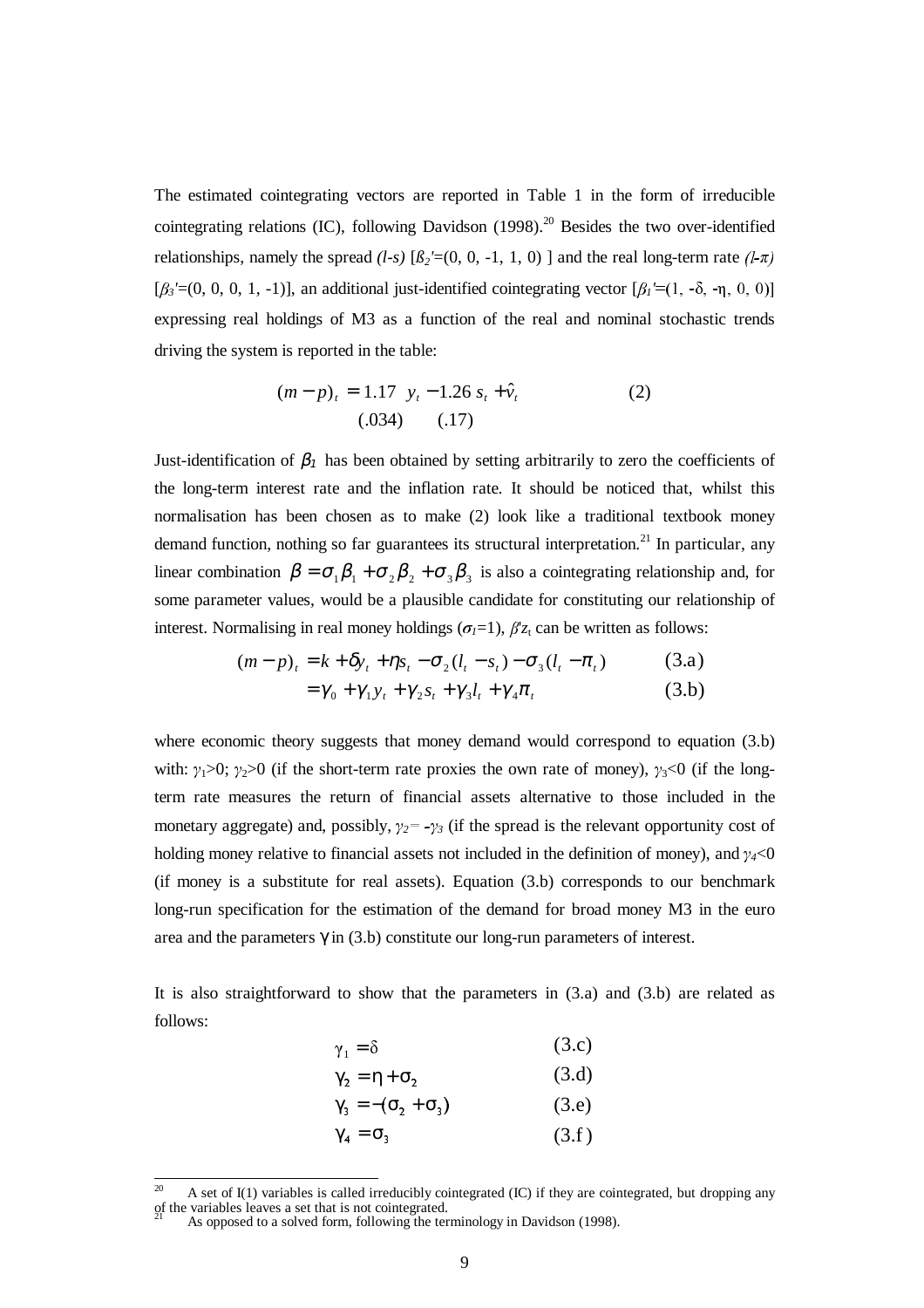The estimated cointegrating vectors are reported in Table 1 in the form of irreducible cointegrating relations (IC), following Davidson (1998).[20] Besides the two over-identified relationships, namely the spread *(l-s)* [$\beta_2'$=(0, 0, -1, 1, 0) ] and the real long-term rate *(l-π)* [$\beta_3'$=(0, 0, 0, 1, -1)], an additional just-identified cointegrating vector [$\beta_1'$=(1, -δ, -η, 0, 0)] expressing real holdings of M3 as a function of the real and nominal stochastic trends driving the system is reported in the table:

$$(m-p)_t = \underset{(.034)}{1.17}\; y_t - \underset{(.17)}{1.26}\; s_t + \hat{v}_t \qquad (2)$$

Just-identification of $\beta_1$ has been obtained by setting arbitrarily to zero the coefficients of the long-term interest rate and the inflation rate. It should be noticed that, whilst this normalisation has been chosen as to make (2) look like a traditional textbook money demand function, nothing so far guarantees its structural interpretation.[21] In particular, any linear combination $\beta = \sigma_1\beta_1 + \sigma_2\beta_2 + \sigma_3\beta_3$ is also a cointegrating relationship and, for some parameter values, would be a plausible candidate for constituting our relationship of interest. Normalising in real money holdings ($\sigma_1$=1), $\beta' z_t$ can be written as follows:

$$(m-p)_t = k + \delta y_t + \eta s_t - \sigma_2(l_t - s_t) - \sigma_3(l_t - \pi_t) \qquad (3.a)$$

$$= \gamma_0 + \gamma_1 y_t + \gamma_2 s_t + \gamma_3 l_t + \gamma_4 \pi_t \qquad (3.b)$$

where economic theory suggests that money demand would correspond to equation (3.b) with: $\gamma_1>0$; $\gamma_2>0$ (if the short-term rate proxies the own rate of money), $\gamma_3<0$ (if the long-term rate measures the return of financial assets alternative to those included in the monetary aggregate) and, possibly, $\gamma_2= -\gamma_3$ (if the spread is the relevant opportunity cost of holding money relative to financial assets not included in the definition of money), and $\gamma_4<0$ (if money is a substitute for real assets). Equation (3.b) corresponds to our benchmark long-run specification for the estimation of the demand for broad money M3 in the euro area and the parameters γ in (3.b) constitute our long-run parameters of interest.

It is also straightforward to show that the parameters in (3.a) and (3.b) are related as follows:

$$\gamma_1 = \delta \qquad (3.c)$$

$$\gamma_2 = \eta + \sigma_2 \qquad (3.d)$$

$$\gamma_3 = -(\sigma_2 + \sigma_3) \qquad (3.e)$$

$$\gamma_4 = \sigma_3 \qquad (3.f)$$

---

[20] A set of I(1) variables is called irreducibly cointegrated (IC) if they are cointegrated, but dropping any of the variables leaves a set that is not cointegrated.

[21] As opposed to a solved form, following the terminology in Davidson (1998).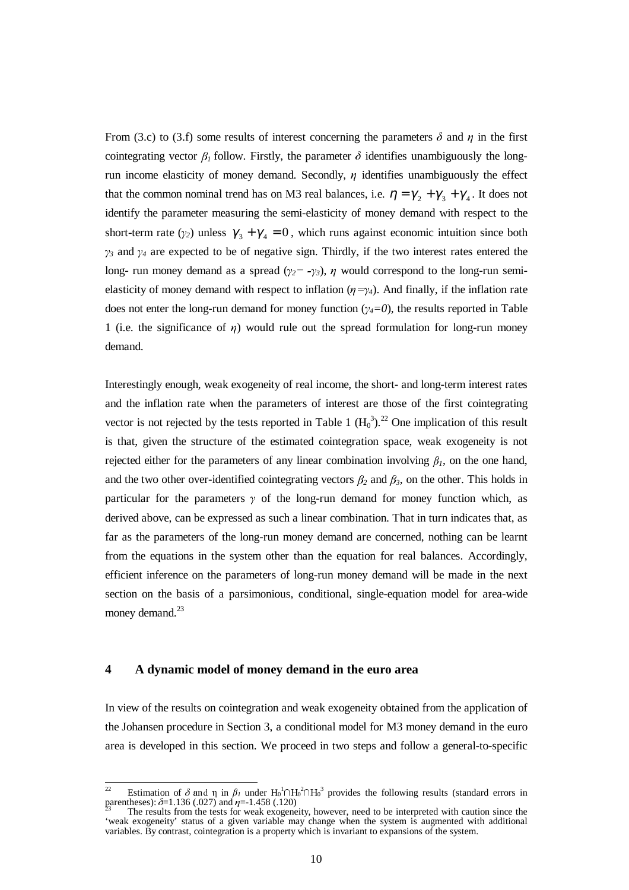From (3.c) to (3.f) some results of interest concerning the parameters $\delta$ and $\eta$ in the first cointegrating vector $\beta_1$ follow. Firstly, the parameter $\delta$ identifies unambiguously the long-run income elasticity of money demand. Secondly, $\eta$ identifies unambiguously the effect that the common nominal trend has on M3 real balances, i.e. $\eta = \gamma_2 + \gamma_3 + \gamma_4$. It does not identify the parameter measuring the semi-elasticity of money demand with respect to the short-term rate ($\gamma_2$) unless $\gamma_3 + \gamma_4 = 0$, which runs against economic intuition since both $\gamma_3$ and $\gamma_4$ are expected to be of negative sign. Thirdly, if the two interest rates entered the long- run money demand as a spread ($\gamma_2 = -\gamma_3$), $\eta$ would correspond to the long-run semi-elasticity of money demand with respect to inflation ($\eta = \gamma_4$). And finally, if the inflation rate does not enter the long-run demand for money function ($\gamma_4 = 0$), the results reported in Table 1 (i.e. the significance of $\eta$) would rule out the spread formulation for long-run money demand.

Interestingly enough, weak exogeneity of real income, the short- and long-term interest rates and the inflation rate when the parameters of interest are those of the first cointegrating vector is not rejected by the tests reported in Table 1 ($H_0^3$).[22] One implication of this result is that, given the structure of the estimated cointegration space, weak exogeneity is not rejected either for the parameters of any linear combination involving $\beta_1$, on the one hand, and the two other over-identified cointegrating vectors $\beta_2$ and $\beta_3$, on the other. This holds in particular for the parameters $\gamma$ of the long-run demand for money function which, as derived above, can be expressed as such a linear combination. That in turn indicates that, as far as the parameters of the long-run money demand are concerned, nothing can be learnt from the equations in the system other than the equation for real balances. Accordingly, efficient inference on the parameters of long-run money demand will be made in the next section on the basis of a parsimonious, conditional, single-equation model for area-wide money demand.[23]

## 4 A dynamic model of money demand in the euro area

In view of the results on cointegration and weak exogeneity obtained from the application of the Johansen procedure in Section 3, a conditional model for M3 money demand in the euro area is developed in this section. We proceed in two steps and follow a general-to-specific

[22] Estimation of $\delta$ and $\eta$ in $\beta_1$ under $H_0^1 \cap H_0^2 \cap H_0^3$ provides the following results (standard errors in parentheses): $\delta$=1.136 (.027) and $\eta$=-1.458 (.120)

[23] The results from the tests for weak exogeneity, however, need to be interpreted with caution since the 'weak exogeneity' status of a given variable may change when the system is augmented with additional variables. By contrast, cointegration is a property which is invariant to expansions of the system.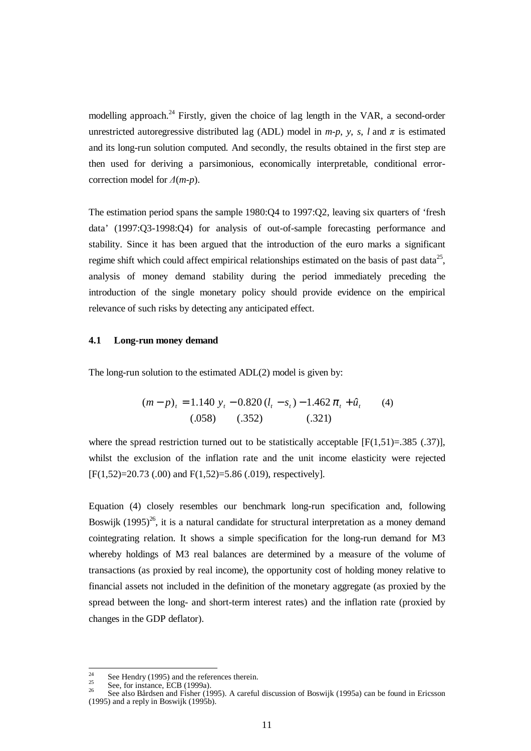modelling approach.[24] Firstly, given the choice of lag length in the VAR, a second-order unrestricted autoregressive distributed lag (ADL) model in *m-p*, *y*, *s*, *l* and $\pi$ is estimated and its long-run solution computed. And secondly, the results obtained in the first step are then used for deriving a parsimonious, economically interpretable, conditional error-correction model for $\Delta(m\text{-}p)$.

The estimation period spans the sample 1980:Q4 to 1997:Q2, leaving six quarters of 'fresh data' (1997:Q3-1998:Q4) for analysis of out-of-sample forecasting performance and stability. Since it has been argued that the introduction of the euro marks a significant regime shift which could affect empirical relationships estimated on the basis of past data[25], analysis of money demand stability during the period immediately preceding the introduction of the single monetary policy should provide evidence on the empirical relevance of such risks by detecting any anticipated effect.

### 4.1 Long-run money demand

The long-run solution to the estimated ADL(2) model is given by:

$$(m-p)_t = \underset{(.058)}{1.140}\, y_t - \underset{(.352)}{0.820}\,(l_t - s_t) - \underset{(.321)}{1.462}\,\pi_t + \hat{u}_t \qquad (4)$$

where the spread restriction turned out to be statistically acceptable [$F(1,51)=.385$ (.37)], whilst the exclusion of the inflation rate and the unit income elasticity were rejected [$F(1,52)=20.73$ (.00) and $F(1,52)=5.86$ (.019), respectively].

Equation (4) closely resembles our benchmark long-run specification and, following Boswijk (1995)[26], it is a natural candidate for structural interpretation as a money demand cointegrating relation. It shows a simple specification for the long-run demand for M3 whereby holdings of M3 real balances are determined by a measure of the volume of transactions (as proxied by real income), the opportunity cost of holding money relative to financial assets not included in the definition of the monetary aggregate (as proxied by the spread between the long- and short-term interest rates) and the inflation rate (proxied by changes in the GDP deflator).

---

[24] See Hendry (1995) and the references therein.

[25] See, for instance, ECB (1999a).

[26] See also Bårdsen and Fisher (1995). A careful discussion of Boswijk (1995a) can be found in Ericsson (1995) and a reply in Boswijk (1995b).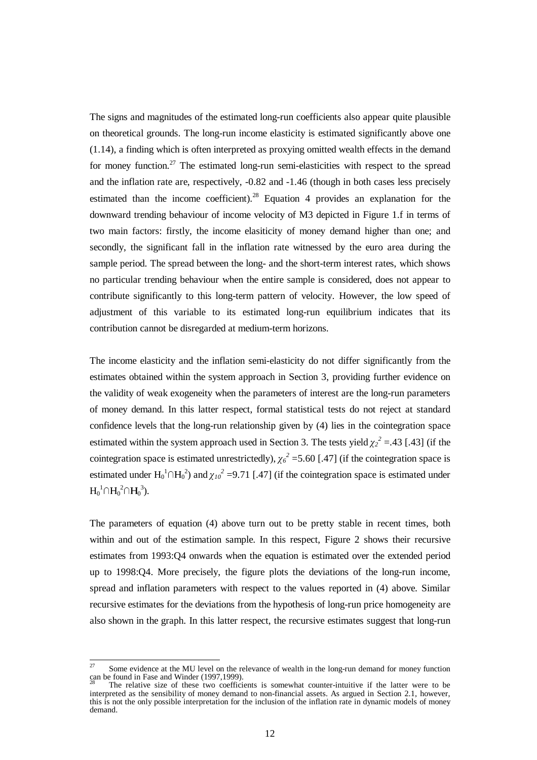The signs and magnitudes of the estimated long-run coefficients also appear quite plausible on theoretical grounds. The long-run income elasticity is estimated significantly above one (1.14), a finding which is often interpreted as proxying omitted wealth effects in the demand for money function.[27] The estimated long-run semi-elasticities with respect to the spread and the inflation rate are, respectively, -0.82 and -1.46 (though in both cases less precisely estimated than the income coefficient).[28] Equation 4 provides an explanation for the downward trending behaviour of income velocity of M3 depicted in Figure 1.f in terms of two main factors: firstly, the income elasiticity of money demand higher than one; and secondly, the significant fall in the inflation rate witnessed by the euro area during the sample period. The spread between the long- and the short-term interest rates, which shows no particular trending behaviour when the entire sample is considered, does not appear to contribute significantly to this long-term pattern of velocity. However, the low speed of adjustment of this variable to its estimated long-run equilibrium indicates that its contribution cannot be disregarded at medium-term horizons.

The income elasticity and the inflation semi-elasticity do not differ significantly from the estimates obtained within the system approach in Section 3, providing further evidence on the validity of weak exogeneity when the parameters of interest are the long-run parameters of money demand. In this latter respect, formal statistical tests do not reject at standard confidence levels that the long-run relationship given by (4) lies in the cointegration space estimated within the system approach used in Section 3. The tests yield $\chi_2^2$ =.43 [.43] (if the cointegration space is estimated unrestrictedly), $\chi_6^2$ =5.60 [.47] (if the cointegration space is estimated under $H_0^1 \cap H_0^2$) and $\chi_{10}^2$ =9.71 [.47] (if the cointegration space is estimated under $H_0^1 \cap H_0^2 \cap H_0^3$).

The parameters of equation (4) above turn out to be pretty stable in recent times, both within and out of the estimation sample. In this respect, Figure 2 shows their recursive estimates from 1993:Q4 onwards when the equation is estimated over the extended period up to 1998:Q4. More precisely, the figure plots the deviations of the long-run income, spread and inflation parameters with respect to the values reported in (4) above. Similar recursive estimates for the deviations from the hypothesis of long-run price homogeneity are also shown in the graph. In this latter respect, the recursive estimates suggest that long-run

---

[27] Some evidence at the MU level on the relevance of wealth in the long-run demand for money function can be found in Fase and Winder (1997,1999).

[28] The relative size of these two coefficients is somewhat counter-intuitive if the latter were to be interpreted as the sensibility of money demand to non-financial assets. As argued in Section 2.1, however, this is not the only possible interpretation for the inclusion of the inflation rate in dynamic models of money demand.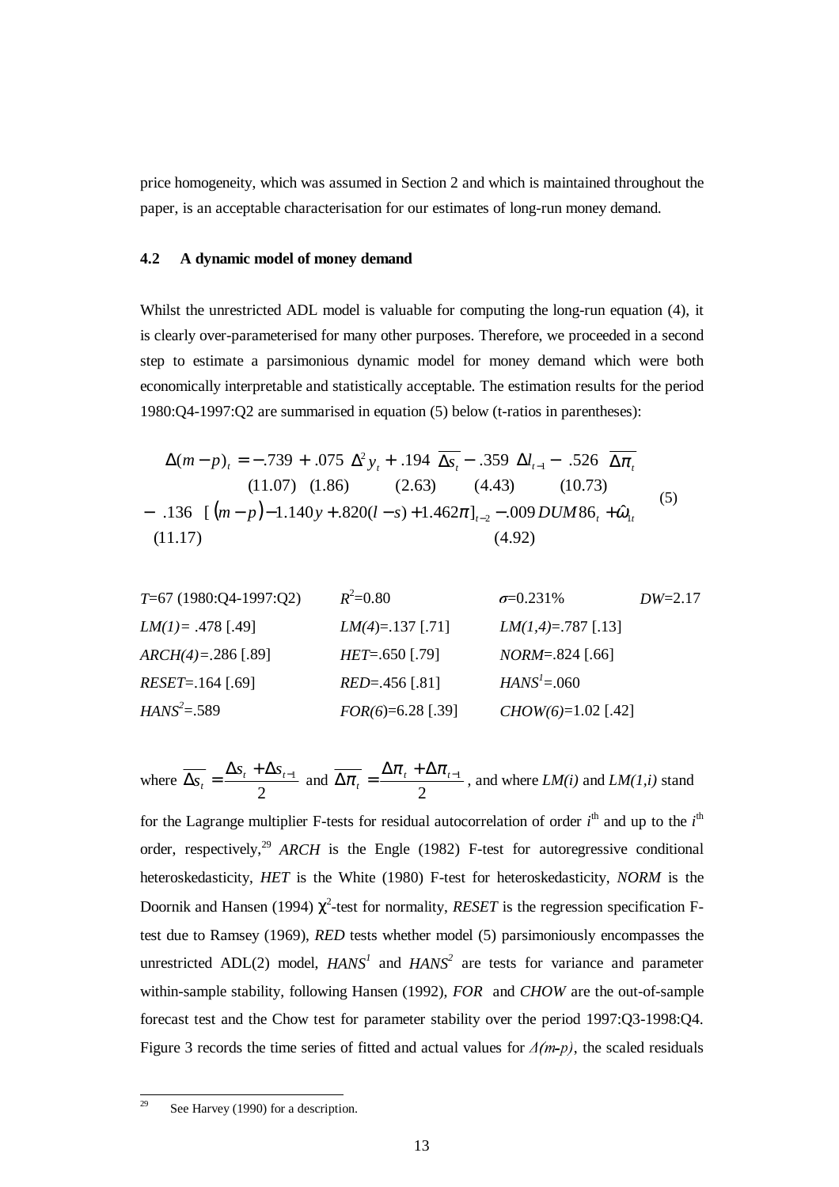price homogeneity, which was assumed in Section 2 and which is maintained throughout the paper, is an acceptable characterisation for our estimates of long-run money demand.

### 4.2 A dynamic model of money demand

Whilst the unrestricted ADL model is valuable for computing the long-run equation (4), it is clearly over-parameterised for many other purposes. Therefore, we proceeded in a second step to estimate a parsimonious dynamic model for money demand which were both economically interpretable and statistically acceptable. The estimation results for the period 1980:Q4-1997:Q2 are summarised in equation (5) below (t-ratios in parentheses):

$$
\begin{array}{l}
\Delta(m-p)_t = \underset{(11.07)}{-.739} + \underset{(1.86)}{.075}\ \Delta^2 y_t + \underset{(2.63)}{.194}\ \overline{\Delta s_t} - \underset{(4.43)}{.359}\ \Delta l_{t-1} - \underset{(10.73)}{.526}\ \overline{\Delta \pi_t} \\
- \underset{(11.17)}{.136}\ \left[ \left(m-p\right) - 1.140y + .820(l-s) + 1.462\pi \right]_{t-2} - \underset{(4.92)}{.009}\, DUM86_t + \hat{\omega}_{1t}
\end{array}
\qquad (5)
$$

| | | | |
|---|---|---|---|
| $T$=67 (1980:Q4-1997:Q2) | $R^2$=0.80 | $\sigma$=0.231% | $DW$=2.17 |
| $LM(1)$= .478 [.49] | $LM(4)$=.137 [.71] | $LM(1,4)$=.787 [.13] | |
| $ARCH(4)$=.286 [.89] | $HET$=.650 [.79] | $NORM$=.824 [.66] | |
| $RESET$=.164 [.69] | $RED$=.456 [.81] | $HANS^1$=.060 | |
| $HANS^2$=.589 | $FOR(6)$=6.28 [.39] | $CHOW(6)$=1.02 [.42] | |

where $\overline{\Delta s_t} = \dfrac{\Delta s_t + \Delta s_{t-1}}{2}$ and $\overline{\Delta \pi_t} = \dfrac{\Delta \pi_t + \Delta \pi_{t-1}}{2}$, and where $LM(i)$ and $LM(1,i)$ stand for the Lagrange multiplier F-tests for residual autocorrelation of order $i^{\text{th}}$ and up to the $i^{\text{th}}$ order, respectively,[29] *ARCH* is the Engle (1982) F-test for autoregressive conditional heteroskedasticity, *HET* is the White (1980) F-test for heteroskedasticity, *NORM* is the Doornik and Hansen (1994) $\chi^2$-test for normality, *RESET* is the regression specification F-test due to Ramsey (1969), *RED* tests whether model (5) parsimoniously encompasses the unrestricted ADL(2) model, $HANS^1$ and $HANS^2$ are tests for variance and parameter within-sample stability, following Hansen (1992), *FOR* and *CHOW* are the out-of-sample forecast test and the Chow test for parameter stability over the period 1997:Q3-1998:Q4. Figure 3 records the time series of fitted and actual values for $\Delta(m-p)$, the scaled residuals

[29] See Harvey (1990) for a description.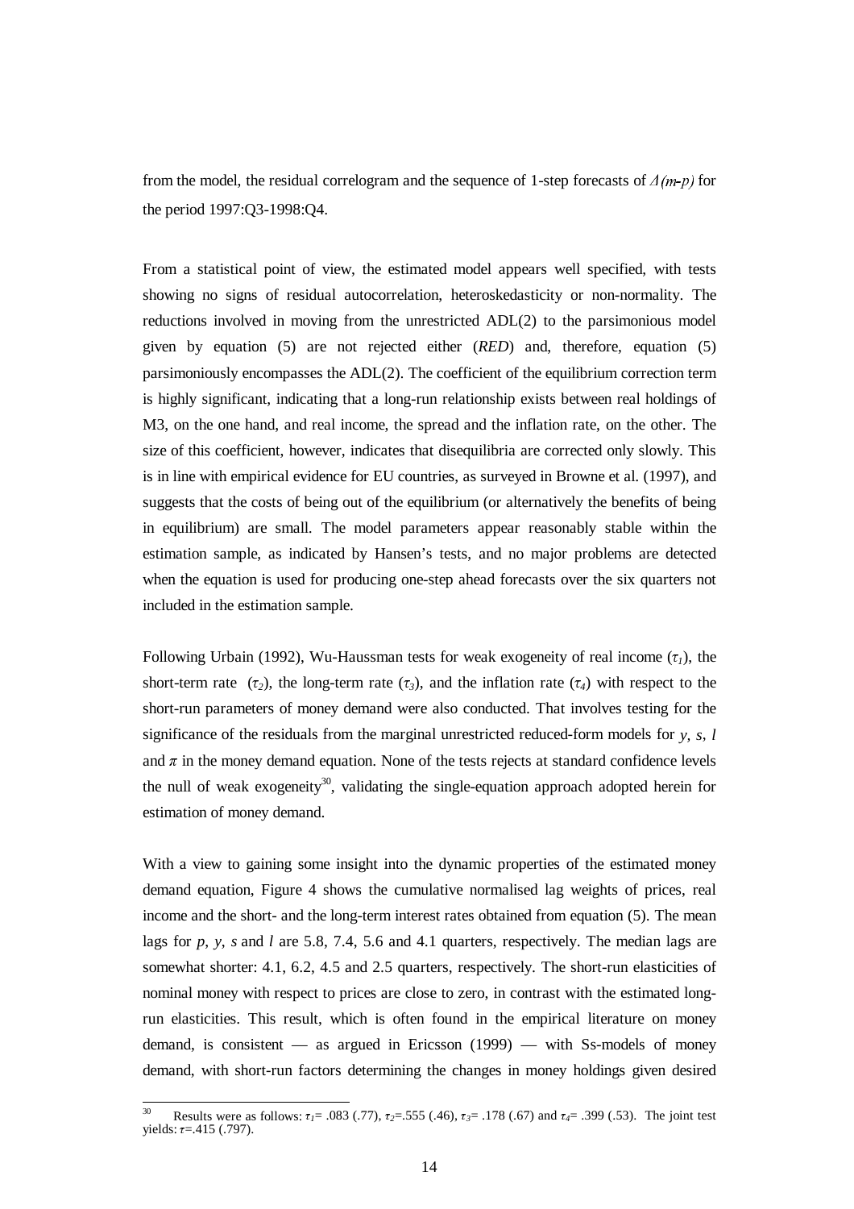from the model, the residual correlogram and the sequence of 1-step forecasts of $\Delta(m\text{-}p)$ for the period 1997:Q3-1998:Q4.

From a statistical point of view, the estimated model appears well specified, with tests showing no signs of residual autocorrelation, heteroskedasticity or non-normality. The reductions involved in moving from the unrestricted ADL(2) to the parsimonious model given by equation (5) are not rejected either (*RED*) and, therefore, equation (5) parsimoniously encompasses the ADL(2). The coefficient of the equilibrium correction term is highly significant, indicating that a long-run relationship exists between real holdings of M3, on the one hand, and real income, the spread and the inflation rate, on the other. The size of this coefficient, however, indicates that disequilibria are corrected only slowly. This is in line with empirical evidence for EU countries, as surveyed in Browne et al. (1997), and suggests that the costs of being out of the equilibrium (or alternatively the benefits of being in equilibrium) are small. The model parameters appear reasonably stable within the estimation sample, as indicated by Hansen's tests, and no major problems are detected when the equation is used for producing one-step ahead forecasts over the six quarters not included in the estimation sample.

Following Urbain (1992), Wu-Haussman tests for weak exogeneity of real income ($\tau_1$), the short-term rate ($\tau_2$), the long-term rate ($\tau_3$), and the inflation rate ($\tau_4$) with respect to the short-run parameters of money demand were also conducted. That involves testing for the significance of the residuals from the marginal unrestricted reduced-form models for $y$, $s$, $l$ and $\pi$ in the money demand equation. None of the tests rejects at standard confidence levels the null of weak exogeneity[30], validating the single-equation approach adopted herein for estimation of money demand.

With a view to gaining some insight into the dynamic properties of the estimated money demand equation, Figure 4 shows the cumulative normalised lag weights of prices, real income and the short- and the long-term interest rates obtained from equation (5). The mean lags for $p$, $y$, $s$ and $l$ are 5.8, 7.4, 5.6 and 4.1 quarters, respectively. The median lags are somewhat shorter: 4.1, 6.2, 4.5 and 2.5 quarters, respectively. The short-run elasticities of nominal money with respect to prices are close to zero, in contrast with the estimated long-run elasticities. This result, which is often found in the empirical literature on money demand, is consistent — as argued in Ericsson (1999) — with Ss-models of money demand, with short-run factors determining the changes in money holdings given desired

[30] Results were as follows: $\tau_1$= .083 (.77), $\tau_2$=.555 (.46), $\tau_3$= .178 (.67) and $\tau_4$= .399 (.53). The joint test yields: $\tau$=.415 (.797).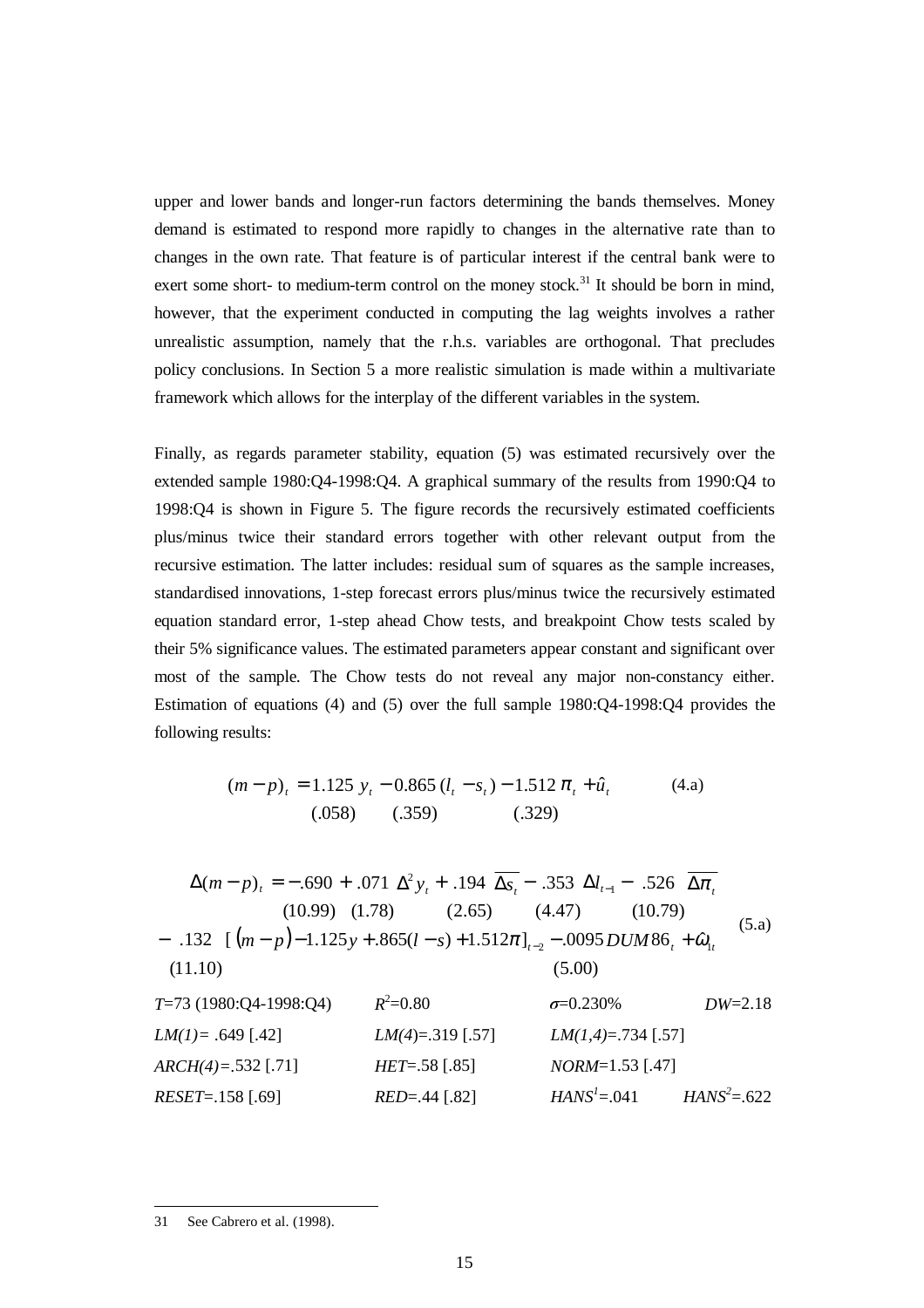upper and lower bands and longer-run factors determining the bands themselves. Money demand is estimated to respond more rapidly to changes in the alternative rate than to changes in the own rate. That feature is of particular interest if the central bank were to exert some short- to medium-term control on the money stock.[31] It should be born in mind, however, that the experiment conducted in computing the lag weights involves a rather unrealistic assumption, namely that the r.h.s. variables are orthogonal. That precludes policy conclusions. In Section 5 a more realistic simulation is made within a multivariate framework which allows for the interplay of the different variables in the system.

Finally, as regards parameter stability, equation (5) was estimated recursively over the extended sample 1980:Q4-1998:Q4. A graphical summary of the results from 1990:Q4 to 1998:Q4 is shown in Figure 5. The figure records the recursively estimated coefficients plus/minus twice their standard errors together with other relevant output from the recursive estimation. The latter includes: residual sum of squares as the sample increases, standardised innovations, 1-step forecast errors plus/minus twice the recursively estimated equation standard error, 1-step ahead Chow tests, and breakpoint Chow tests scaled by their 5% significance values. The estimated parameters appear constant and significant over most of the sample. The Chow tests do not reveal any major non-constancy either. Estimation of equations (4) and (5) over the full sample 1980:Q4-1998:Q4 provides the following results:

$$\underset{}{(m-p)_t} = \underset{(.058)}{1.125}\, y_t - \underset{(.359)}{0.865}\,(l_t - s_t) - \underset{(.329)}{1.512}\, \pi_t + \hat{u}_t \qquad (4.a)$$

$$\begin{aligned}\Delta(m-p)_t = &-\underset{(10.99)}{.690} + \underset{(1.78)}{.071}\, \Delta^2 y_t + \underset{(2.65)}{.194}\, \overline{\Delta s_t} - \underset{(4.47)}{.353}\, \Delta l_{t-1} - \underset{(10.79)}{.526}\, \overline{\Delta \pi_t} \\ &- \underset{(11.10)}{.132}\, \left[ (m-p) - 1.125y + .865(l-s) + 1.512\pi \right]_{t-2} - \underset{(5.00)}{.0095}\, DUM86_t + \hat{\omega}_{1t}\end{aligned} \qquad (5.a)$$

| | | | |
|---|---|---|---|
| $T$=73 (1980:Q4-1998:Q4) | $R^2$=0.80 | $\sigma$=0.230% | $DW$=2.18 |
| $LM(1)$= .649 [.42] | $LM(4)$=.319 [.57] | $LM(1,4)$=.734 [.57] | |
| $ARCH(4)$=.532 [.71] | $HET$=.58 [.85] | $NORM$=1.53 [.47] | |
| $RESET$=.158 [.69] | $RED$=.44 [.82] | $HANS^1$=.041 | $HANS^2$=.622 |

---

31 See Cabrero et al. (1998).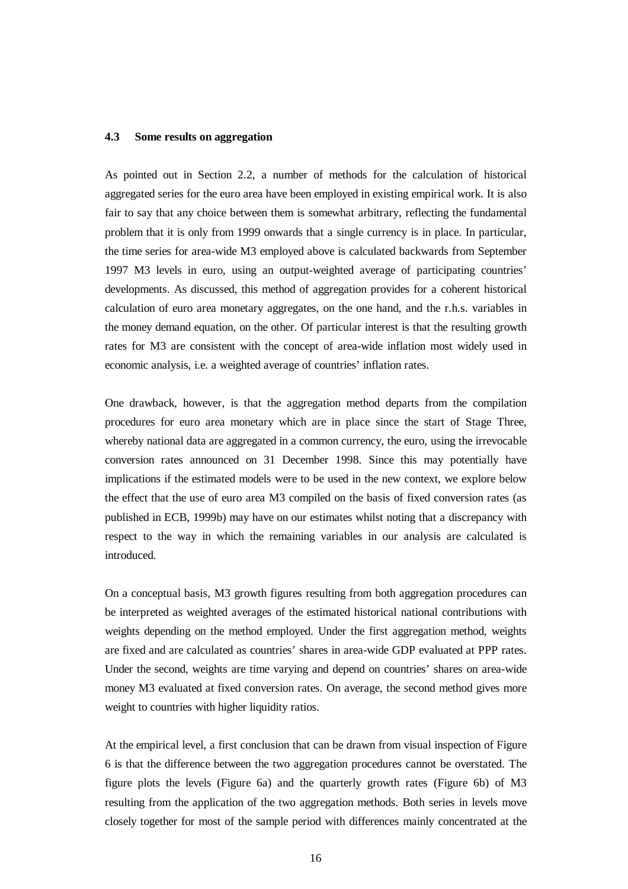### 4.3 Some results on aggregation

As pointed out in Section 2.2, a number of methods for the calculation of historical aggregated series for the euro area have been employed in existing empirical work. It is also fair to say that any choice between them is somewhat arbitrary, reflecting the fundamental problem that it is only from 1999 onwards that a single currency is in place. In particular, the time series for area-wide M3 employed above is calculated backwards from September 1997 M3 levels in euro, using an output-weighted average of participating countries' developments. As discussed, this method of aggregation provides for a coherent historical calculation of euro area monetary aggregates, on the one hand, and the r.h.s. variables in the money demand equation, on the other. Of particular interest is that the resulting growth rates for M3 are consistent with the concept of area-wide inflation most widely used in economic analysis, i.e. a weighted average of countries' inflation rates.

One drawback, however, is that the aggregation method departs from the compilation procedures for euro area monetary which are in place since the start of Stage Three, whereby national data are aggregated in a common currency, the euro, using the irrevocable conversion rates announced on 31 December 1998. Since this may potentially have implications if the estimated models were to be used in the new context, we explore below the effect that the use of euro area M3 compiled on the basis of fixed conversion rates (as published in ECB, 1999b) may have on our estimates whilst noting that a discrepancy with respect to the way in which the remaining variables in our analysis are calculated is introduced.

On a conceptual basis, M3 growth figures resulting from both aggregation procedures can be interpreted as weighted averages of the estimated historical national contributions with weights depending on the method employed. Under the first aggregation method, weights are fixed and are calculated as countries' shares in area-wide GDP evaluated at PPP rates. Under the second, weights are time varying and depend on countries' shares on area-wide money M3 evaluated at fixed conversion rates. On average, the second method gives more weight to countries with higher liquidity ratios.

At the empirical level, a first conclusion that can be drawn from visual inspection of Figure 6 is that the difference between the two aggregation procedures cannot be overstated. The figure plots the levels (Figure 6a) and the quarterly growth rates (Figure 6b) of M3 resulting from the application of the two aggregation methods. Both series in levels move closely together for most of the sample period with differences mainly concentrated at the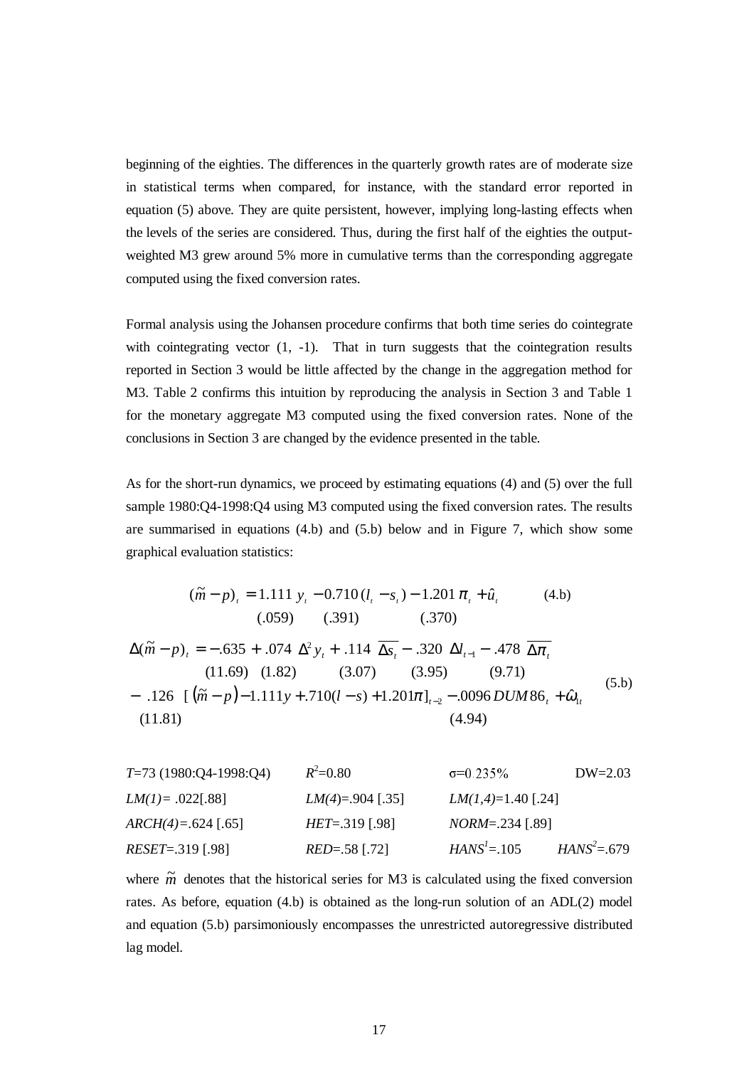beginning of the eighties. The differences in the quarterly growth rates are of moderate size in statistical terms when compared, for instance, with the standard error reported in equation (5) above. They are quite persistent, however, implying long-lasting effects when the levels of the series are considered. Thus, during the first half of the eighties the output-weighted M3 grew around 5% more in cumulative terms than the corresponding aggregate computed using the fixed conversion rates.

Formal analysis using the Johansen procedure confirms that both time series do cointegrate with cointegrating vector (1, -1). That in turn suggests that the cointegration results reported in Section 3 would be little affected by the change in the aggregation method for M3. Table 2 confirms this intuition by reproducing the analysis in Section 3 and Table 1 for the monetary aggregate M3 computed using the fixed conversion rates. None of the conclusions in Section 3 are changed by the evidence presented in the table.

As for the short-run dynamics, we proceed by estimating equations (4) and (5) over the full sample 1980:Q4-1998:Q4 using M3 computed using the fixed conversion rates. The results are summarised in equations (4.b) and (5.b) below and in Figure 7, which show some graphical evaluation statistics:

$$(\tilde{m}-p)_t = \underset{(.059)}{1.111}\, y_t - \underset{(.391)}{0.710}\,(l_t - s_t) - \underset{(.370)}{1.201}\,\pi_t + \hat{u}_t \qquad \text{(4.b)}$$

$$\begin{aligned}\Delta(\tilde{m}-p)_t = & -\underset{(11.69)}{.635} + \underset{(1.82)}{.074}\ \Delta^2 y_t + \underset{(3.07)}{.114}\ \overline{\Delta s_t} - \underset{(3.95)}{.320}\ \Delta l_{t-1} - \underset{(9.71)}{.478}\ \overline{\Delta \pi_t} \\ & - \underset{(11.81)}{.126}\ \left[(\tilde{m}-p) - 1.111y + .710(l-s) + 1.201\pi\right]_{t-2} - \underset{(4.94)}{.0096}\, DUM86_t + \hat{\omega}_{1t}\end{aligned} \qquad \text{(5.b)}$$

| | | | |
|---|---|---|---|
| $T$=73 (1980:Q4-1998:Q4) | $R^2$=0.80 | σ=0.235% | DW=2.03 |
| $LM(1)$= .022[.88] | $LM(4)$=.904 [.35] | $LM(1,4)$=1.40 [.24] | |
| $ARCH(4)$=.624 [.65] | $HET$=.319 [.98] | $NORM$=.234 [.89] | |
| $RESET$=.319 [.98] | $RED$=.58 [.72] | $HANS^1$=.105 | $HANS^2$=.679 |

where $\tilde{m}$ denotes that the historical series for M3 is calculated using the fixed conversion rates. As before, equation (4.b) is obtained as the long-run solution of an ADL(2) model and equation (5.b) parsimoniously encompasses the unrestricted autoregressive distributed lag model.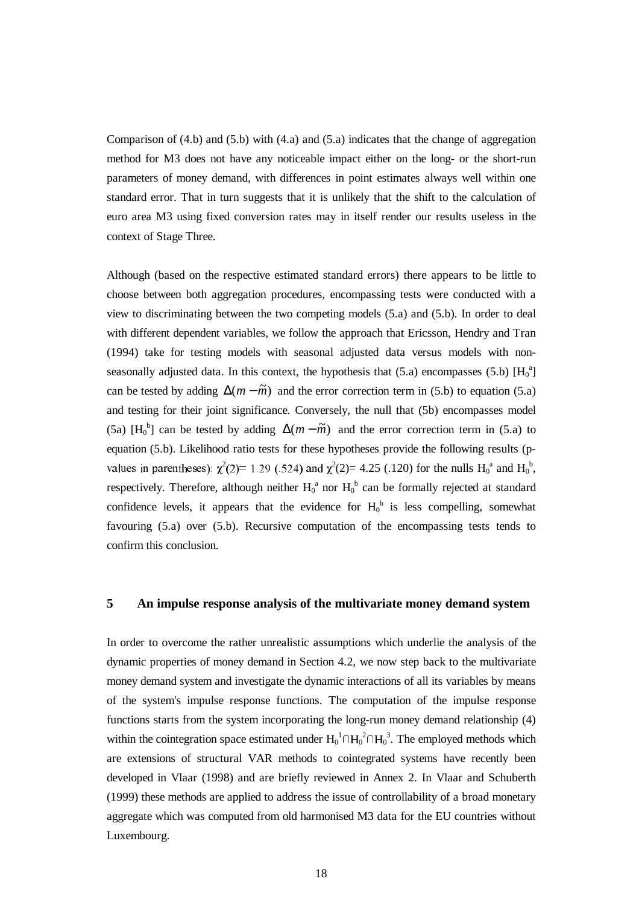Comparison of (4.b) and (5.b) with (4.a) and (5.a) indicates that the change of aggregation method for M3 does not have any noticeable impact either on the long- or the short-run parameters of money demand, with differences in point estimates always well within one standard error. That in turn suggests that it is unlikely that the shift to the calculation of euro area M3 using fixed conversion rates may in itself render our results useless in the context of Stage Three.

Although (based on the respective estimated standard errors) there appears to be little to choose between both aggregation procedures, encompassing tests were conducted with a view to discriminating between the two competing models (5.a) and (5.b). In order to deal with different dependent variables, we follow the approach that Ericsson, Hendry and Tran (1994) take for testing models with seasonal adjusted data versus models with non-seasonally adjusted data. In this context, the hypothesis that (5.a) encompasses (5.b) [$H_0^a$] can be tested by adding $\Delta(m-\tilde{m})$ and the error correction term in (5.b) to equation (5.a) and testing for their joint significance. Conversely, the null that (5b) encompasses model (5a) [$H_0^b$] can be tested by adding $\Delta(m-\tilde{m})$ and the error correction term in (5.a) to equation (5.b). Likelihood ratio tests for these hypotheses provide the following results (p-values in parentheses): $\chi^2(2)$= 1.29 (.524) and $\chi^2(2)$= 4.25 (.120) for the nulls $H_0^a$ and $H_0^b$, respectively. Therefore, although neither $H_0^a$ nor $H_0^b$ can be formally rejected at standard confidence levels, it appears that the evidence for $H_0^b$ is less compelling, somewhat favouring (5.a) over (5.b). Recursive computation of the encompassing tests tends to confirm this conclusion.

## 5 An impulse response analysis of the multivariate money demand system

In order to overcome the rather unrealistic assumptions which underlie the analysis of the dynamic properties of money demand in Section 4.2, we now step back to the multivariate money demand system and investigate the dynamic interactions of all its variables by means of the system's impulse response functions. The computation of the impulse response functions starts from the system incorporating the long-run money demand relationship (4) within the cointegration space estimated under $H_0^1 \cap H_0^2 \cap H_0^3$. The employed methods which are extensions of structural VAR methods to cointegrated systems have recently been developed in Vlaar (1998) and are briefly reviewed in Annex 2. In Vlaar and Schuberth (1999) these methods are applied to address the issue of controllability of a broad monetary aggregate which was computed from old harmonised M3 data for the EU countries without Luxembourg.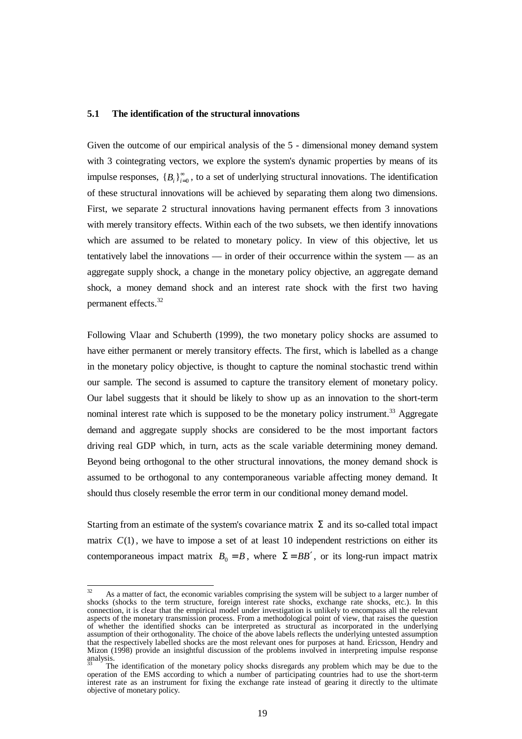### 5.1 The identification of the structural innovations

Given the outcome of our empirical analysis of the 5 - dimensional money demand system with 3 cointegrating vectors, we explore the system's dynamic properties by means of its impulse responses, $\{B_i\}_{i=0}^{\infty}$, to a set of underlying structural innovations. The identification of these structural innovations will be achieved by separating them along two dimensions. First, we separate 2 structural innovations having permanent effects from 3 innovations with merely transitory effects. Within each of the two subsets, we then identify innovations which are assumed to be related to monetary policy. In view of this objective, let us tentatively label the innovations — in order of their occurrence within the system — as an aggregate supply shock, a change in the monetary policy objective, an aggregate demand shock, a money demand shock and an interest rate shock with the first two having permanent effects.[32]

Following Vlaar and Schuberth (1999), the two monetary policy shocks are assumed to have either permanent or merely transitory effects. The first, which is labelled as a change in the monetary policy objective, is thought to capture the nominal stochastic trend within our sample. The second is assumed to capture the transitory element of monetary policy. Our label suggests that it should be likely to show up as an innovation to the short-term nominal interest rate which is supposed to be the monetary policy instrument.[33] Aggregate demand and aggregate supply shocks are considered to be the most important factors driving real GDP which, in turn, acts as the scale variable determining money demand. Beyond being orthogonal to the other structural innovations, the money demand shock is assumed to be orthogonal to any contemporaneous variable affecting money demand. It should thus closely resemble the error term in our conditional money demand model.

Starting from an estimate of the system's covariance matrix $\Sigma$ and its so-called total impact matrix $C(1)$, we have to impose a set of at least 10 independent restrictions on either its contemporaneous impact matrix $B_0 = B$, where $\Sigma = BB'$, or its long-run impact matrix

---

[32] As a matter of fact, the economic variables comprising the system will be subject to a larger number of shocks (shocks to the term structure, foreign interest rate shocks, exchange rate shocks, etc.). In this connection, it is clear that the empirical model under investigation is unlikely to encompass all the relevant aspects of the monetary transmission process. From a methodological point of view, that raises the question of whether the identified shocks can be interpreted as structural as incorporated in the underlying assumption of their orthogonality. The choice of the above labels reflects the underlying untested assumption that the respectively labelled shocks are the most relevant ones for purposes at hand. Ericsson, Hendry and Mizon (1998) provide an insightful discussion of the problems involved in interpreting impulse response analysis.

[33] The identification of the monetary policy shocks disregards any problem which may be due to the operation of the EMS according to which a number of participating countries had to use the short-term interest rate as an instrument for fixing the exchange rate instead of gearing it directly to the ultimate objective of monetary policy.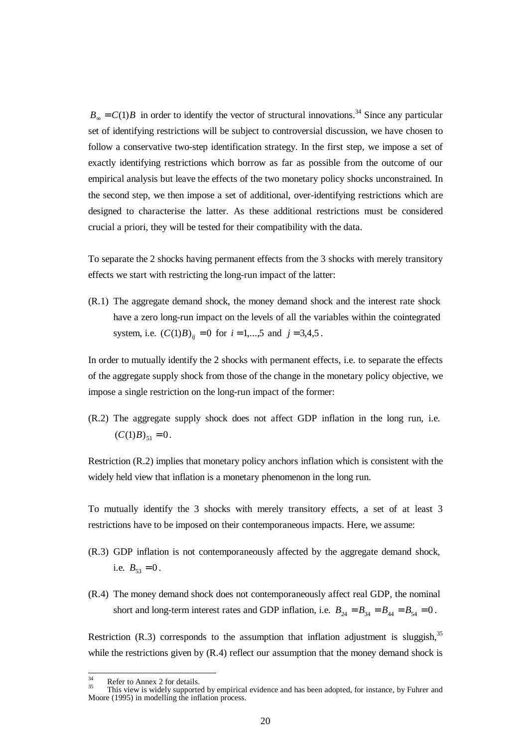$B_\infty = C(1)B$ in order to identify the vector of structural innovations.[34] Since any particular set of identifying restrictions will be subject to controversial discussion, we have chosen to follow a conservative two-step identification strategy. In the first step, we impose a set of exactly identifying restrictions which borrow as far as possible from the outcome of our empirical analysis but leave the effects of the two monetary policy shocks unconstrained. In the second step, we then impose a set of additional, over-identifying restrictions which are designed to characterise the latter. As these additional restrictions must be considered crucial a priori, they will be tested for their compatibility with the data.

To separate the 2 shocks having permanent effects from the 3 shocks with merely transitory effects we start with restricting the long-run impact of the latter:

(R.1) The aggregate demand shock, the money demand shock and the interest rate shock have a zero long-run impact on the levels of all the variables within the cointegrated system, i.e. $(C(1)B)_{ij} = 0$ for $i = 1,...,5$ and $j = 3,4,5$.

In order to mutually identify the 2 shocks with permanent effects, i.e. to separate the effects of the aggregate supply shock from those of the change in the monetary policy objective, we impose a single restriction on the long-run impact of the former:

(R.2) The aggregate supply shock does not affect GDP inflation in the long run, i.e. $(C(1)B)_{51} = 0$.

Restriction (R.2) implies that monetary policy anchors inflation which is consistent with the widely held view that inflation is a monetary phenomenon in the long run.

To mutually identify the 3 shocks with merely transitory effects, a set of at least 3 restrictions have to be imposed on their contemporaneous impacts. Here, we assume:

(R.3) GDP inflation is not contemporaneously affected by the aggregate demand shock, i.e. $B_{53} = 0$.

(R.4) The money demand shock does not contemporaneously affect real GDP, the nominal short and long-term interest rates and GDP inflation, i.e. $B_{24} = B_{34} = B_{44} = B_{54} = 0$.

Restriction (R.3) corresponds to the assumption that inflation adjustment is sluggish,[35] while the restrictions given by (R.4) reflect our assumption that the money demand shock is

---

[34] Refer to Annex 2 for details.

[35] This view is widely supported by empirical evidence and has been adopted, for instance, by Fuhrer and Moore (1995) in modelling the inflation process.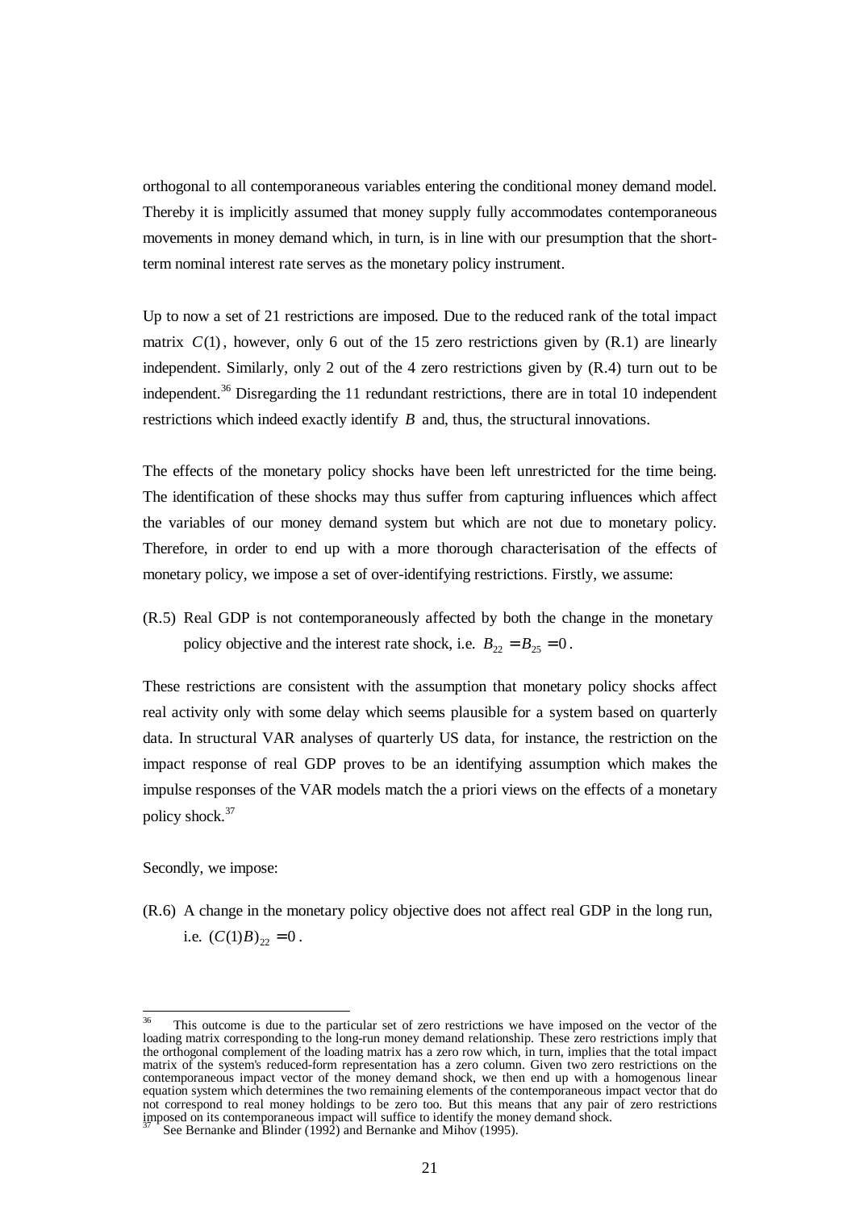orthogonal to all contemporaneous variables entering the conditional money demand model. Thereby it is implicitly assumed that money supply fully accommodates contemporaneous movements in money demand which, in turn, is in line with our presumption that the short-term nominal interest rate serves as the monetary policy instrument.

Up to now a set of 21 restrictions are imposed. Due to the reduced rank of the total impact matrix $C(1)$, however, only 6 out of the 15 zero restrictions given by (R.1) are linearly independent. Similarly, only 2 out of the 4 zero restrictions given by (R.4) turn out to be independent.[36] Disregarding the 11 redundant restrictions, there are in total 10 independent restrictions which indeed exactly identify $B$ and, thus, the structural innovations.

The effects of the monetary policy shocks have been left unrestricted for the time being. The identification of these shocks may thus suffer from capturing influences which affect the variables of our money demand system but which are not due to monetary policy. Therefore, in order to end up with a more thorough characterisation of the effects of monetary policy, we impose a set of over-identifying restrictions. Firstly, we assume:

(R.5) Real GDP is not contemporaneously affected by both the change in the monetary policy objective and the interest rate shock, i.e. $B_{22} = B_{25} = 0$.

These restrictions are consistent with the assumption that monetary policy shocks affect real activity only with some delay which seems plausible for a system based on quarterly data. In structural VAR analyses of quarterly US data, for instance, the restriction on the impact response of real GDP proves to be an identifying assumption which makes the impulse responses of the VAR models match the a priori views on the effects of a monetary policy shock.[37]

Secondly, we impose:

(R.6) A change in the monetary policy objective does not affect real GDP in the long run, i.e. $(C(1)B)_{22} = 0$.

---

[36] This outcome is due to the particular set of zero restrictions we have imposed on the vector of the loading matrix corresponding to the long-run money demand relationship. These zero restrictions imply that the orthogonal complement of the loading matrix has a zero row which, in turn, implies that the total impact matrix of the system's reduced-form representation has a zero column. Given two zero restrictions on the contemporaneous impact vector of the money demand shock, we then end up with a homogenous linear equation system which determines the two remaining elements of the contemporaneous impact vector that do not correspond to real money holdings to be zero too. But this means that any pair of zero restrictions imposed on its contemporaneous impact will suffice to identify the money demand shock.

[37] See Bernanke and Blinder (1992) and Bernanke and Mihov (1995).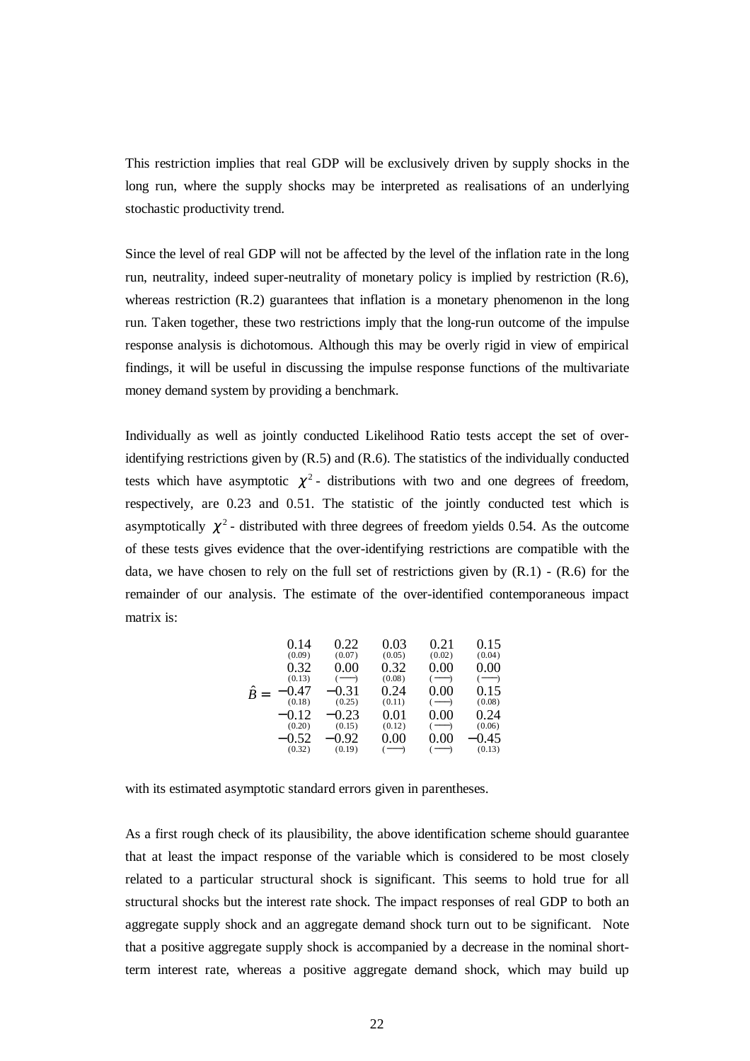This restriction implies that real GDP will be exclusively driven by supply shocks in the long run, where the supply shocks may be interpreted as realisations of an underlying stochastic productivity trend.

Since the level of real GDP will not be affected by the level of the inflation rate in the long run, neutrality, indeed super-neutrality of monetary policy is implied by restriction (R.6), whereas restriction (R.2) guarantees that inflation is a monetary phenomenon in the long run. Taken together, these two restrictions imply that the long-run outcome of the impulse response analysis is dichotomous. Although this may be overly rigid in view of empirical findings, it will be useful in discussing the impulse response functions of the multivariate money demand system by providing a benchmark.

Individually as well as jointly conducted Likelihood Ratio tests accept the set of over-identifying restrictions given by (R.5) and (R.6). The statistics of the individually conducted tests which have asymptotic $\chi^2$- distributions with two and one degrees of freedom, respectively, are 0.23 and 0.51. The statistic of the jointly conducted test which is asymptotically $\chi^2$- distributed with three degrees of freedom yields 0.54. As the outcome of these tests gives evidence that the over-identifying restrictions are compatible with the data, we have chosen to rely on the full set of restrictions given by (R.1) - (R.6) for the remainder of our analysis. The estimate of the over-identified contemporaneous impact matrix is:

$$\hat{B} = \begin{array}{ccccc}
\underset{(0.09)}{0.14} & \underset{(0.07)}{0.22} & \underset{(0.05)}{0.03} & \underset{(0.02)}{0.21} & \underset{(0.04)}{0.15} \\
\underset{(0.13)}{0.32} & \underset{(-)}{0.00} & \underset{(0.08)}{0.32} & \underset{(-)}{0.00} & \underset{(-)}{0.00} \\
\underset{(0.18)}{-0.47} & \underset{(0.25)}{-0.31} & \underset{(0.11)}{0.24} & \underset{(-)}{0.00} & \underset{(0.08)}{0.15} \\
\underset{(0.20)}{-0.12} & \underset{(0.15)}{-0.23} & \underset{(0.12)}{0.01} & \underset{(-)}{0.00} & \underset{(0.06)}{0.24} \\
\underset{(0.32)}{-0.52} & \underset{(0.19)}{-0.92} & \underset{(-)}{0.00} & \underset{(-)}{0.00} & \underset{(0.13)}{-0.45}
\end{array}$$

with its estimated asymptotic standard errors given in parentheses.

As a first rough check of its plausibility, the above identification scheme should guarantee that at least the impact response of the variable which is considered to be most closely related to a particular structural shock is significant. This seems to hold true for all structural shocks but the interest rate shock. The impact responses of real GDP to both an aggregate supply shock and an aggregate demand shock turn out to be significant. Note that a positive aggregate supply shock is accompanied by a decrease in the nominal short-term interest rate, whereas a positive aggregate demand shock, which may build up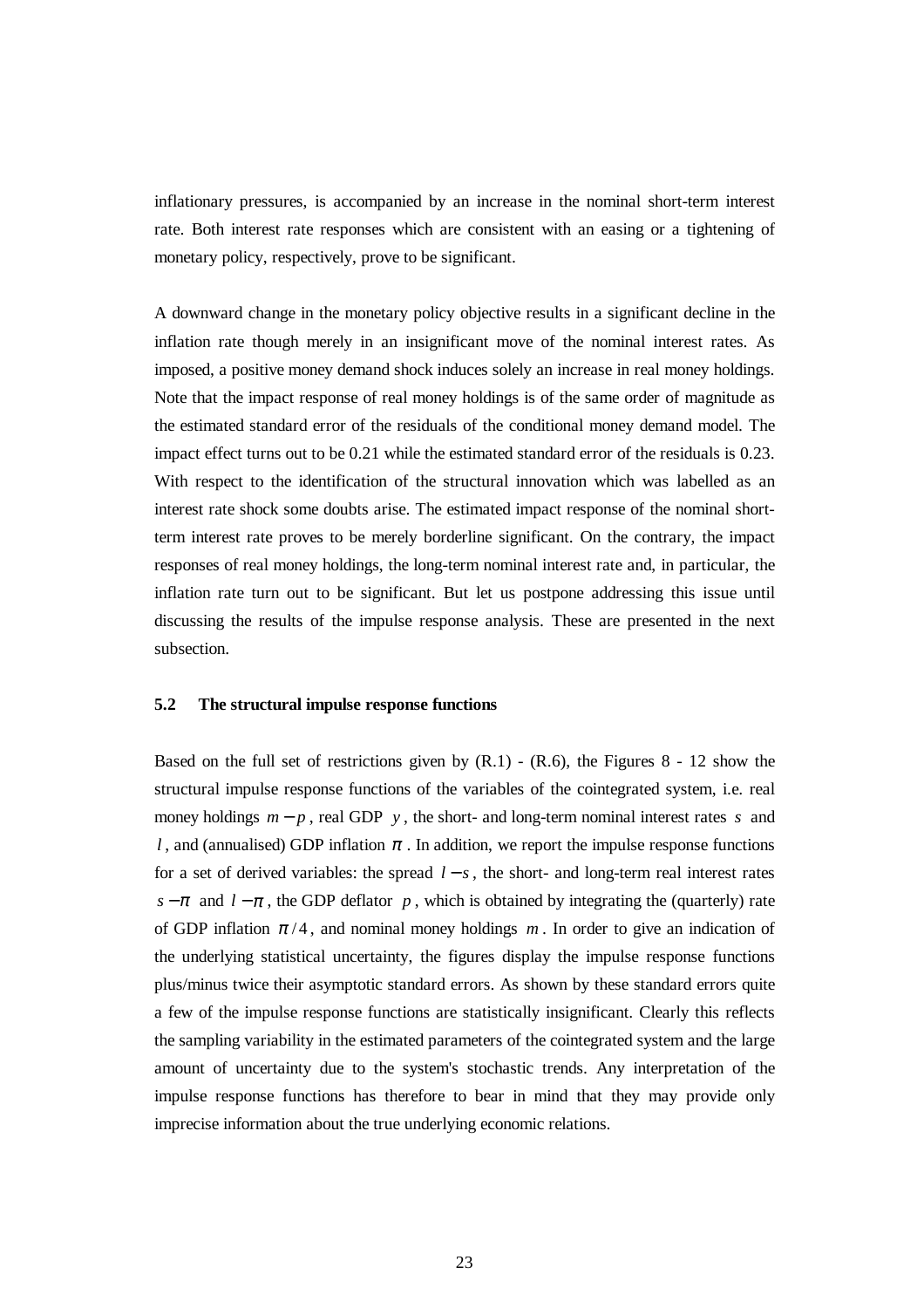inflationary pressures, is accompanied by an increase in the nominal short-term interest rate. Both interest rate responses which are consistent with an easing or a tightening of monetary policy, respectively, prove to be significant.

A downward change in the monetary policy objective results in a significant decline in the inflation rate though merely in an insignificant move of the nominal interest rates. As imposed, a positive money demand shock induces solely an increase in real money holdings. Note that the impact response of real money holdings is of the same order of magnitude as the estimated standard error of the residuals of the conditional money demand model. The impact effect turns out to be 0.21 while the estimated standard error of the residuals is 0.23. With respect to the identification of the structural innovation which was labelled as an interest rate shock some doubts arise. The estimated impact response of the nominal short-term interest rate proves to be merely borderline significant. On the contrary, the impact responses of real money holdings, the long-term nominal interest rate and, in particular, the inflation rate turn out to be significant. But let us postpone addressing this issue until discussing the results of the impulse response analysis. These are presented in the next subsection.

### 5.2 The structural impulse response functions

Based on the full set of restrictions given by (R.1) - (R.6), the Figures 8 - 12 show the structural impulse response functions of the variables of the cointegrated system, i.e. real money holdings $m-p$, real GDP $y$, the short- and long-term nominal interest rates $s$ and $l$, and (annualised) GDP inflation $\pi$. In addition, we report the impulse response functions for a set of derived variables: the spread $l-s$, the short- and long-term real interest rates $s-\pi$ and $l-\pi$, the GDP deflator $p$, which is obtained by integrating the (quarterly) rate of GDP inflation $\pi/4$, and nominal money holdings $m$. In order to give an indication of the underlying statistical uncertainty, the figures display the impulse response functions plus/minus twice their asymptotic standard errors. As shown by these standard errors quite a few of the impulse response functions are statistically insignificant. Clearly this reflects the sampling variability in the estimated parameters of the cointegrated system and the large amount of uncertainty due to the system's stochastic trends. Any interpretation of the impulse response functions has therefore to bear in mind that they may provide only imprecise information about the true underlying economic relations.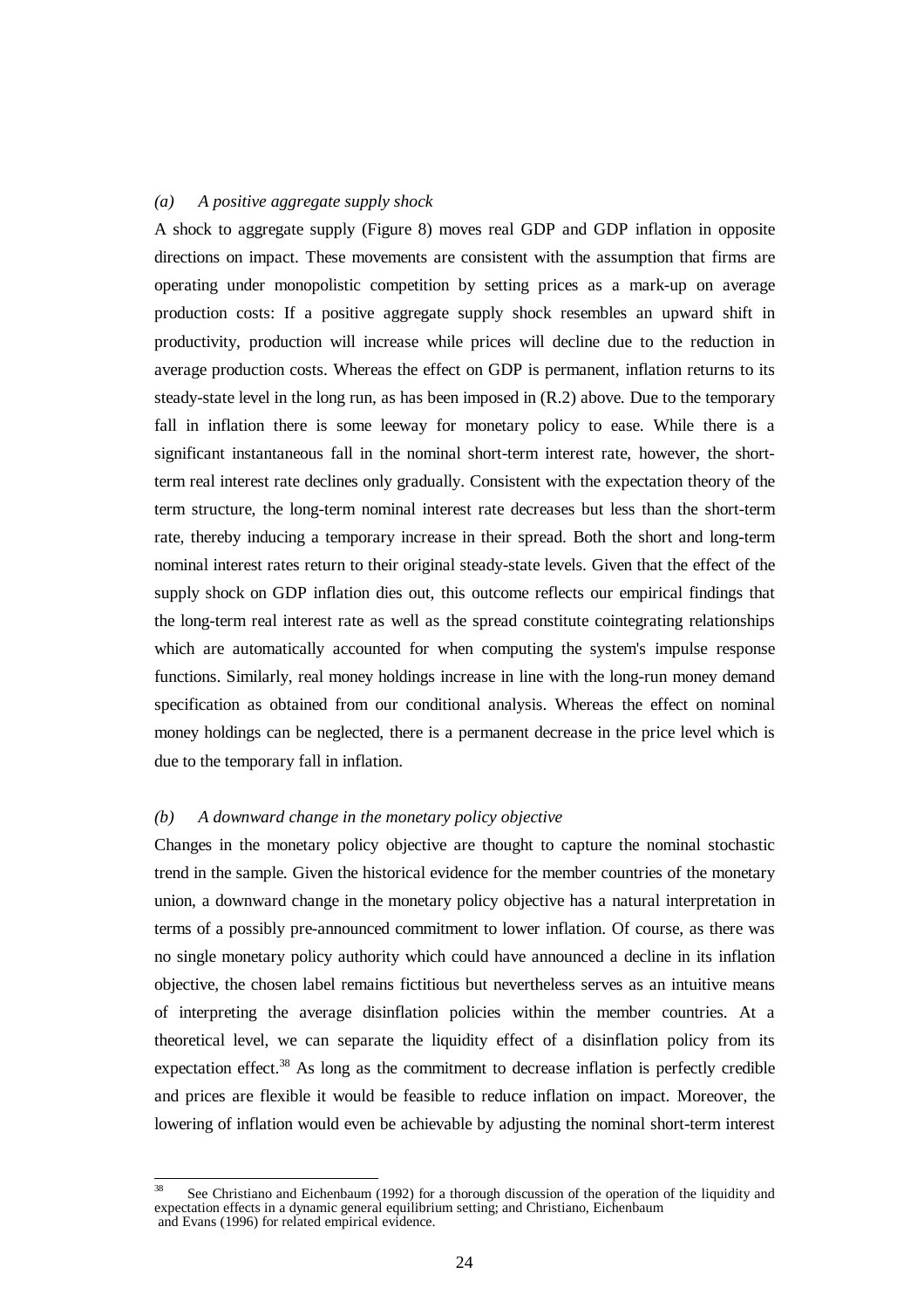*(a) A positive aggregate supply shock*

A shock to aggregate supply (Figure 8) moves real GDP and GDP inflation in opposite directions on impact. These movements are consistent with the assumption that firms are operating under monopolistic competition by setting prices as a mark-up on average production costs: If a positive aggregate supply shock resembles an upward shift in productivity, production will increase while prices will decline due to the reduction in average production costs. Whereas the effect on GDP is permanent, inflation returns to its steady-state level in the long run, as has been imposed in (R.2) above. Due to the temporary fall in inflation there is some leeway for monetary policy to ease. While there is a significant instantaneous fall in the nominal short-term interest rate, however, the short-term real interest rate declines only gradually. Consistent with the expectation theory of the term structure, the long-term nominal interest rate decreases but less than the short-term rate, thereby inducing a temporary increase in their spread. Both the short and long-term nominal interest rates return to their original steady-state levels. Given that the effect of the supply shock on GDP inflation dies out, this outcome reflects our empirical findings that the long-term real interest rate as well as the spread constitute cointegrating relationships which are automatically accounted for when computing the system's impulse response functions. Similarly, real money holdings increase in line with the long-run money demand specification as obtained from our conditional analysis. Whereas the effect on nominal money holdings can be neglected, there is a permanent decrease in the price level which is due to the temporary fall in inflation.

*(b) A downward change in the monetary policy objective*

Changes in the monetary policy objective are thought to capture the nominal stochastic trend in the sample. Given the historical evidence for the member countries of the monetary union, a downward change in the monetary policy objective has a natural interpretation in terms of a possibly pre-announced commitment to lower inflation. Of course, as there was no single monetary policy authority which could have announced a decline in its inflation objective, the chosen label remains fictitious but nevertheless serves as an intuitive means of interpreting the average disinflation policies within the member countries. At a theoretical level, we can separate the liquidity effect of a disinflation policy from its expectation effect.[38] As long as the commitment to decrease inflation is perfectly credible and prices are flexible it would be feasible to reduce inflation on impact. Moreover, the lowering of inflation would even be achievable by adjusting the nominal short-term interest

[38] See Christiano and Eichenbaum (1992) for a thorough discussion of the operation of the liquidity and expectation effects in a dynamic general equilibrium setting; and Christiano, Eichenbaum and Evans (1996) for related empirical evidence.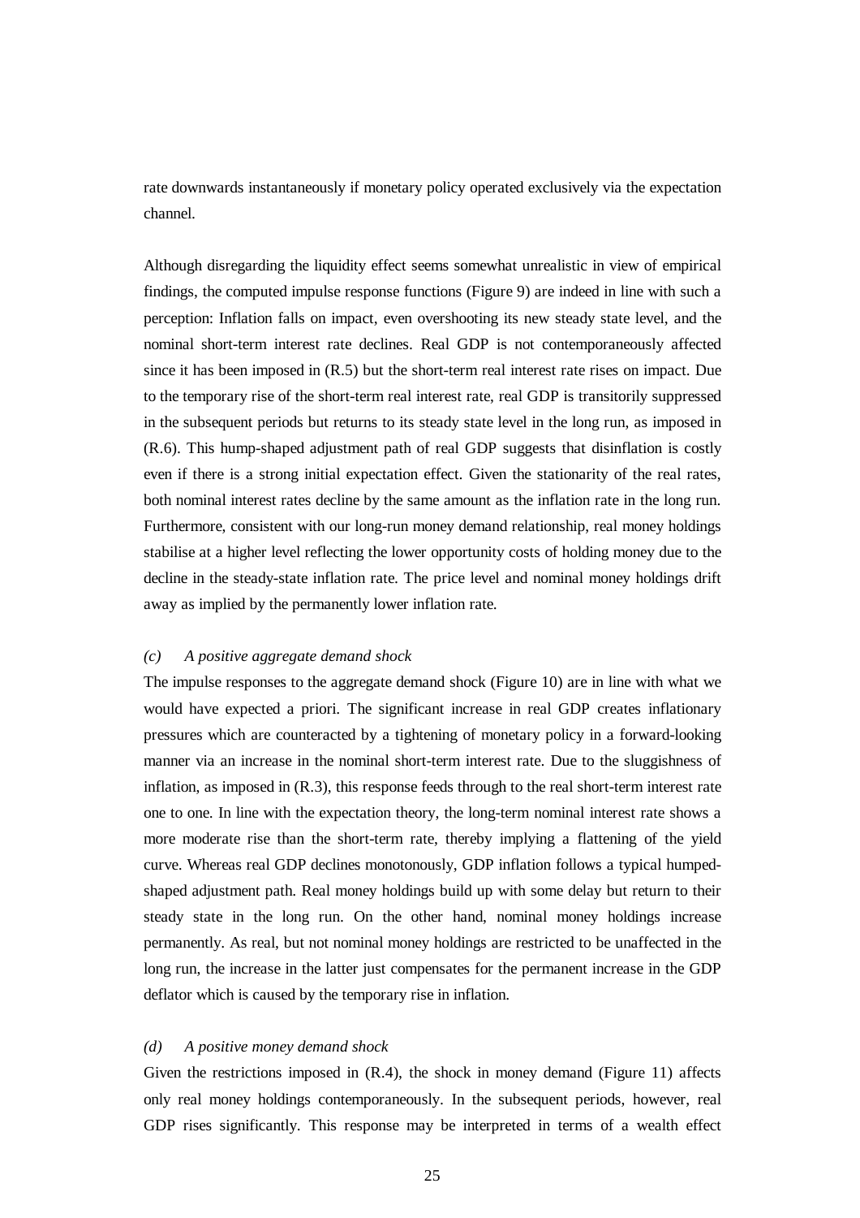rate downwards instantaneously if monetary policy operated exclusively via the expectation channel.

Although disregarding the liquidity effect seems somewhat unrealistic in view of empirical findings, the computed impulse response functions (Figure 9) are indeed in line with such a perception: Inflation falls on impact, even overshooting its new steady state level, and the nominal short-term interest rate declines. Real GDP is not contemporaneously affected since it has been imposed in (R.5) but the short-term real interest rate rises on impact. Due to the temporary rise of the short-term real interest rate, real GDP is transitorily suppressed in the subsequent periods but returns to its steady state level in the long run, as imposed in (R.6). This hump-shaped adjustment path of real GDP suggests that disinflation is costly even if there is a strong initial expectation effect. Given the stationarity of the real rates, both nominal interest rates decline by the same amount as the inflation rate in the long run. Furthermore, consistent with our long-run money demand relationship, real money holdings stabilise at a higher level reflecting the lower opportunity costs of holding money due to the decline in the steady-state inflation rate. The price level and nominal money holdings drift away as implied by the permanently lower inflation rate.

#### *(c) A positive aggregate demand shock*

The impulse responses to the aggregate demand shock (Figure 10) are in line with what we would have expected a priori. The significant increase in real GDP creates inflationary pressures which are counteracted by a tightening of monetary policy in a forward-looking manner via an increase in the nominal short-term interest rate. Due to the sluggishness of inflation, as imposed in (R.3), this response feeds through to the real short-term interest rate one to one. In line with the expectation theory, the long-term nominal interest rate shows a more moderate rise than the short-term rate, thereby implying a flattening of the yield curve. Whereas real GDP declines monotonously, GDP inflation follows a typical humped-shaped adjustment path. Real money holdings build up with some delay but return to their steady state in the long run. On the other hand, nominal money holdings increase permanently. As real, but not nominal money holdings are restricted to be unaffected in the long run, the increase in the latter just compensates for the permanent increase in the GDP deflator which is caused by the temporary rise in inflation.

#### *(d) A positive money demand shock*

Given the restrictions imposed in (R.4), the shock in money demand (Figure 11) affects only real money holdings contemporaneously. In the subsequent periods, however, real GDP rises significantly. This response may be interpreted in terms of a wealth effect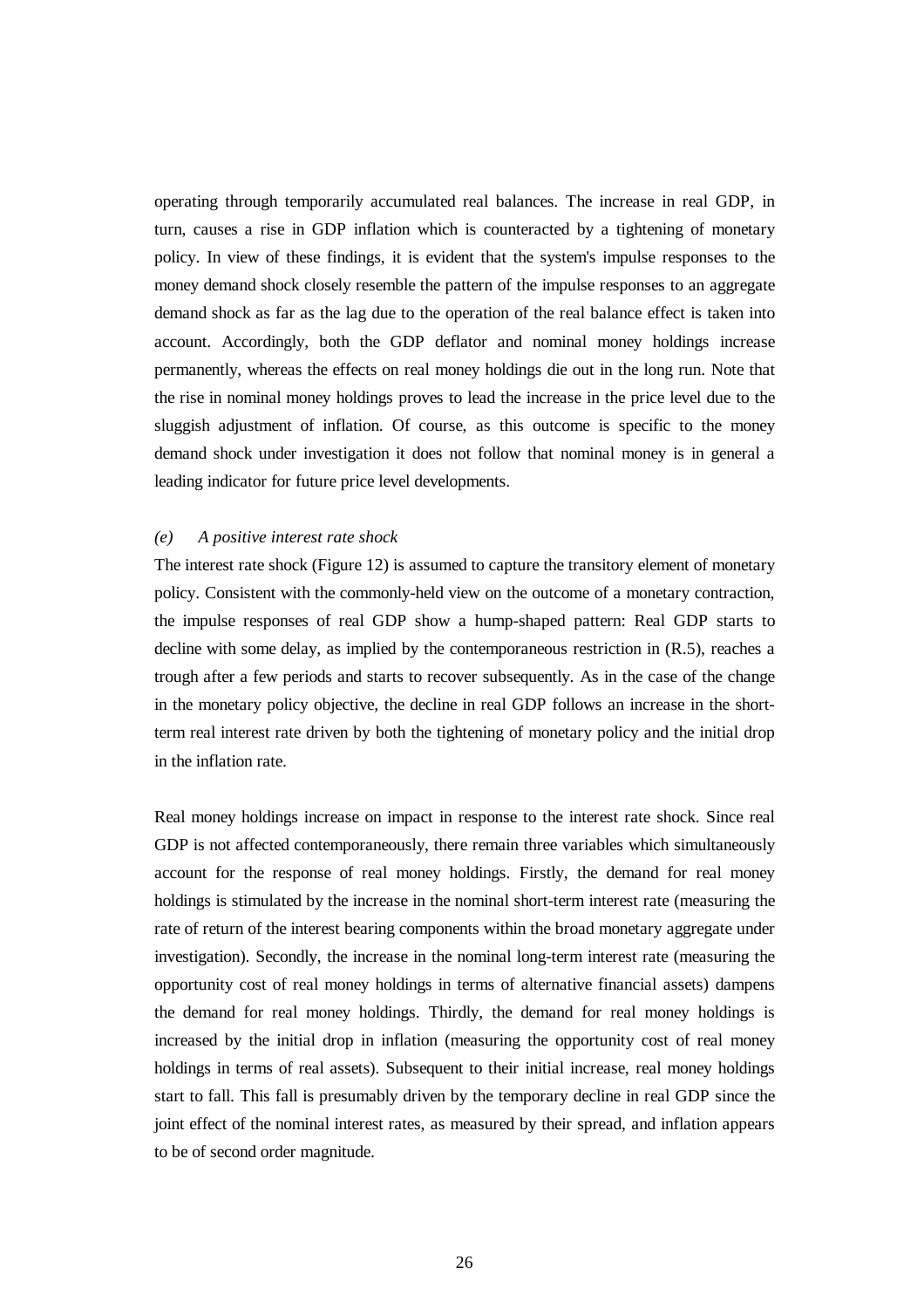operating through temporarily accumulated real balances. The increase in real GDP, in turn, causes a rise in GDP inflation which is counteracted by a tightening of monetary policy. In view of these findings, it is evident that the system's impulse responses to the money demand shock closely resemble the pattern of the impulse responses to an aggregate demand shock as far as the lag due to the operation of the real balance effect is taken into account. Accordingly, both the GDP deflator and nominal money holdings increase permanently, whereas the effects on real money holdings die out in the long run. Note that the rise in nominal money holdings proves to lead the increase in the price level due to the sluggish adjustment of inflation. Of course, as this outcome is specific to the money demand shock under investigation it does not follow that nominal money is in general a leading indicator for future price level developments.

*(e) A positive interest rate shock*

The interest rate shock (Figure 12) is assumed to capture the transitory element of monetary policy. Consistent with the commonly-held view on the outcome of a monetary contraction, the impulse responses of real GDP show a hump-shaped pattern: Real GDP starts to decline with some delay, as implied by the contemporaneous restriction in (R.5), reaches a trough after a few periods and starts to recover subsequently. As in the case of the change in the monetary policy objective, the decline in real GDP follows an increase in the short-term real interest rate driven by both the tightening of monetary policy and the initial drop in the inflation rate.

Real money holdings increase on impact in response to the interest rate shock. Since real GDP is not affected contemporaneously, there remain three variables which simultaneously account for the response of real money holdings. Firstly, the demand for real money holdings is stimulated by the increase in the nominal short-term interest rate (measuring the rate of return of the interest bearing components within the broad monetary aggregate under investigation). Secondly, the increase in the nominal long-term interest rate (measuring the opportunity cost of real money holdings in terms of alternative financial assets) dampens the demand for real money holdings. Thirdly, the demand for real money holdings is increased by the initial drop in inflation (measuring the opportunity cost of real money holdings in terms of real assets). Subsequent to their initial increase, real money holdings start to fall. This fall is presumably driven by the temporary decline in real GDP since the joint effect of the nominal interest rates, as measured by their spread, and inflation appears to be of second order magnitude.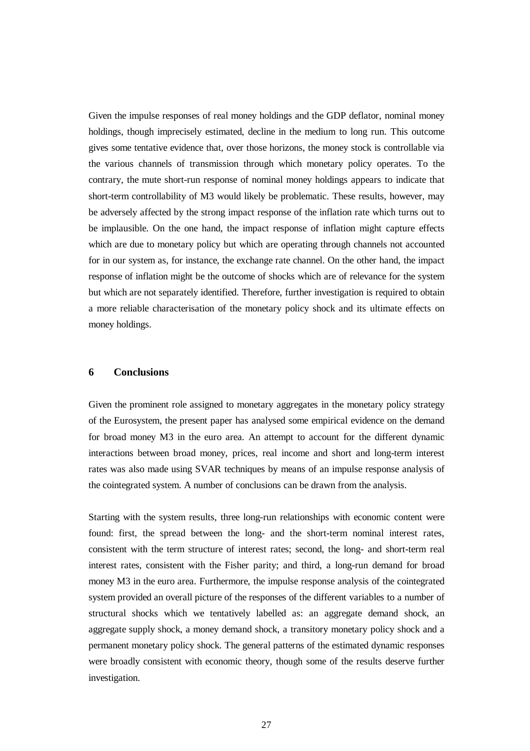Given the impulse responses of real money holdings and the GDP deflator, nominal money holdings, though imprecisely estimated, decline in the medium to long run. This outcome gives some tentative evidence that, over those horizons, the money stock is controllable via the various channels of transmission through which monetary policy operates. To the contrary, the mute short-run response of nominal money holdings appears to indicate that short-term controllability of M3 would likely be problematic. These results, however, may be adversely affected by the strong impact response of the inflation rate which turns out to be implausible. On the one hand, the impact response of inflation might capture effects which are due to monetary policy but which are operating through channels not accounted for in our system as, for instance, the exchange rate channel. On the other hand, the impact response of inflation might be the outcome of shocks which are of relevance for the system but which are not separately identified. Therefore, further investigation is required to obtain a more reliable characterisation of the monetary policy shock and its ultimate effects on money holdings.

## 6 Conclusions

Given the prominent role assigned to monetary aggregates in the monetary policy strategy of the Eurosystem, the present paper has analysed some empirical evidence on the demand for broad money M3 in the euro area. An attempt to account for the different dynamic interactions between broad money, prices, real income and short and long-term interest rates was also made using SVAR techniques by means of an impulse response analysis of the cointegrated system. A number of conclusions can be drawn from the analysis.

Starting with the system results, three long-run relationships with economic content were found: first, the spread between the long- and the short-term nominal interest rates, consistent with the term structure of interest rates; second, the long- and short-term real interest rates, consistent with the Fisher parity; and third, a long-run demand for broad money M3 in the euro area. Furthermore, the impulse response analysis of the cointegrated system provided an overall picture of the responses of the different variables to a number of structural shocks which we tentatively labelled as: an aggregate demand shock, an aggregate supply shock, a money demand shock, a transitory monetary policy shock and a permanent monetary policy shock. The general patterns of the estimated dynamic responses were broadly consistent with economic theory, though some of the results deserve further investigation.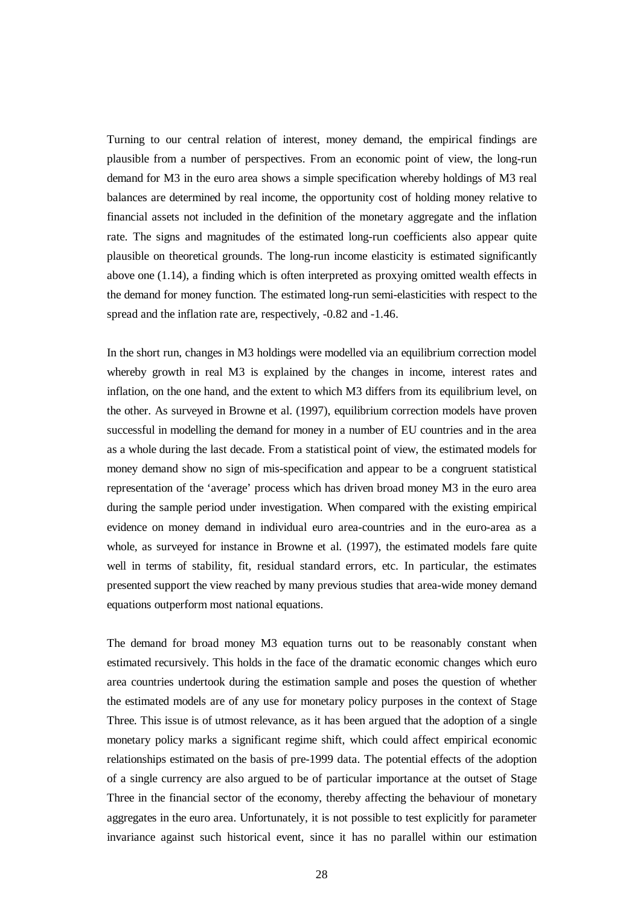Turning to our central relation of interest, money demand, the empirical findings are plausible from a number of perspectives. From an economic point of view, the long-run demand for M3 in the euro area shows a simple specification whereby holdings of M3 real balances are determined by real income, the opportunity cost of holding money relative to financial assets not included in the definition of the monetary aggregate and the inflation rate. The signs and magnitudes of the estimated long-run coefficients also appear quite plausible on theoretical grounds. The long-run income elasticity is estimated significantly above one (1.14), a finding which is often interpreted as proxying omitted wealth effects in the demand for money function. The estimated long-run semi-elasticities with respect to the spread and the inflation rate are, respectively, -0.82 and -1.46.

In the short run, changes in M3 holdings were modelled via an equilibrium correction model whereby growth in real M3 is explained by the changes in income, interest rates and inflation, on the one hand, and the extent to which M3 differs from its equilibrium level, on the other. As surveyed in Browne et al. (1997), equilibrium correction models have proven successful in modelling the demand for money in a number of EU countries and in the area as a whole during the last decade. From a statistical point of view, the estimated models for money demand show no sign of mis-specification and appear to be a congruent statistical representation of the 'average' process which has driven broad money M3 in the euro area during the sample period under investigation. When compared with the existing empirical evidence on money demand in individual euro area-countries and in the euro-area as a whole, as surveyed for instance in Browne et al. (1997), the estimated models fare quite well in terms of stability, fit, residual standard errors, etc. In particular, the estimates presented support the view reached by many previous studies that area-wide money demand equations outperform most national equations.

The demand for broad money M3 equation turns out to be reasonably constant when estimated recursively. This holds in the face of the dramatic economic changes which euro area countries undertook during the estimation sample and poses the question of whether the estimated models are of any use for monetary policy purposes in the context of Stage Three. This issue is of utmost relevance, as it has been argued that the adoption of a single monetary policy marks a significant regime shift, which could affect empirical economic relationships estimated on the basis of pre-1999 data. The potential effects of the adoption of a single currency are also argued to be of particular importance at the outset of Stage Three in the financial sector of the economy, thereby affecting the behaviour of monetary aggregates in the euro area. Unfortunately, it is not possible to test explicitly for parameter invariance against such historical event, since it has no parallel within our estimation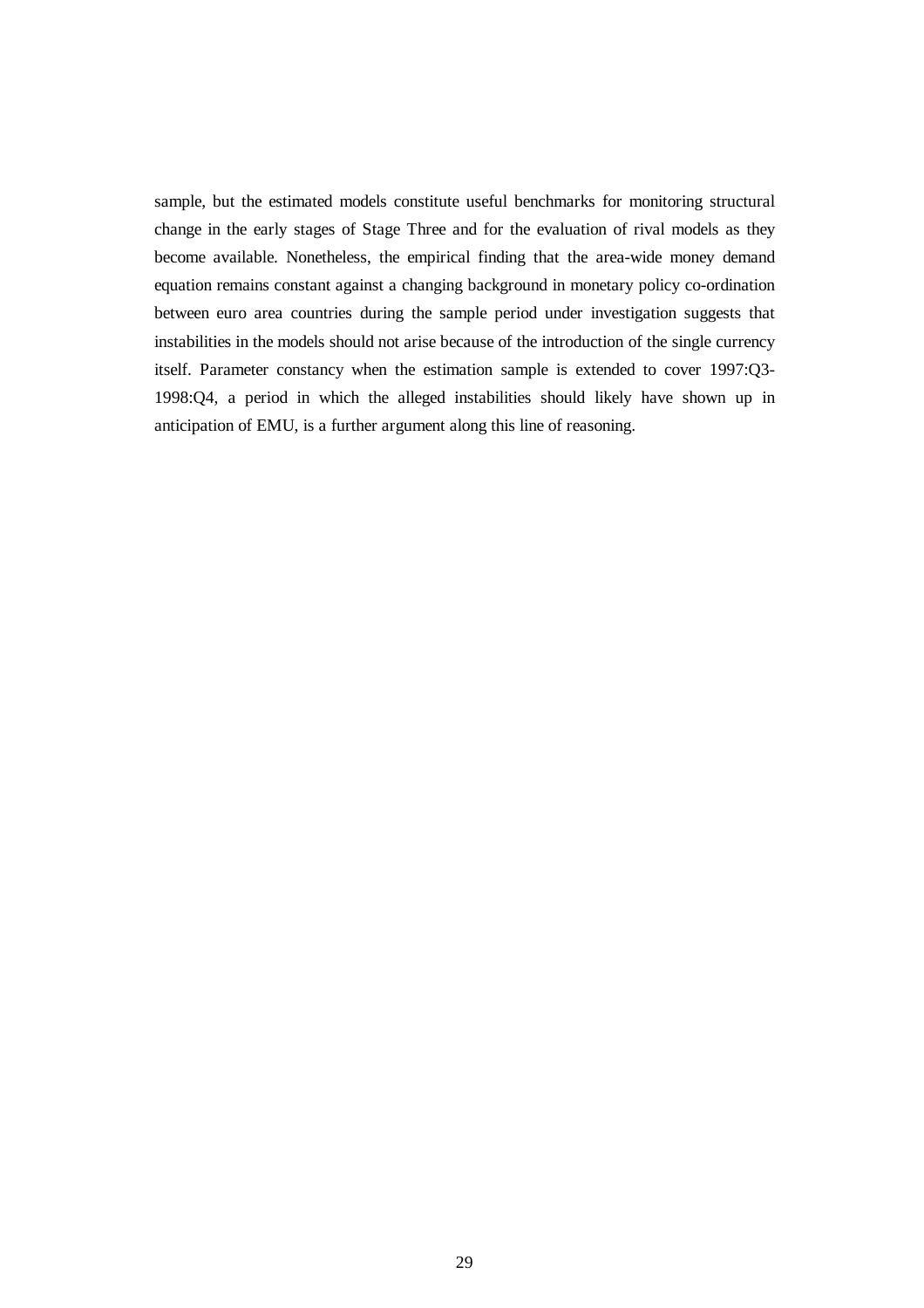sample, but the estimated models constitute useful benchmarks for monitoring structural change in the early stages of Stage Three and for the evaluation of rival models as they become available. Nonetheless, the empirical finding that the area-wide money demand equation remains constant against a changing background in monetary policy co-ordination between euro area countries during the sample period under investigation suggests that instabilities in the models should not arise because of the introduction of the single currency itself. Parameter constancy when the estimation sample is extended to cover 1997:Q3-1998:Q4, a period in which the alleged instabilities should likely have shown up in anticipation of EMU, is a further argument along this line of reasoning.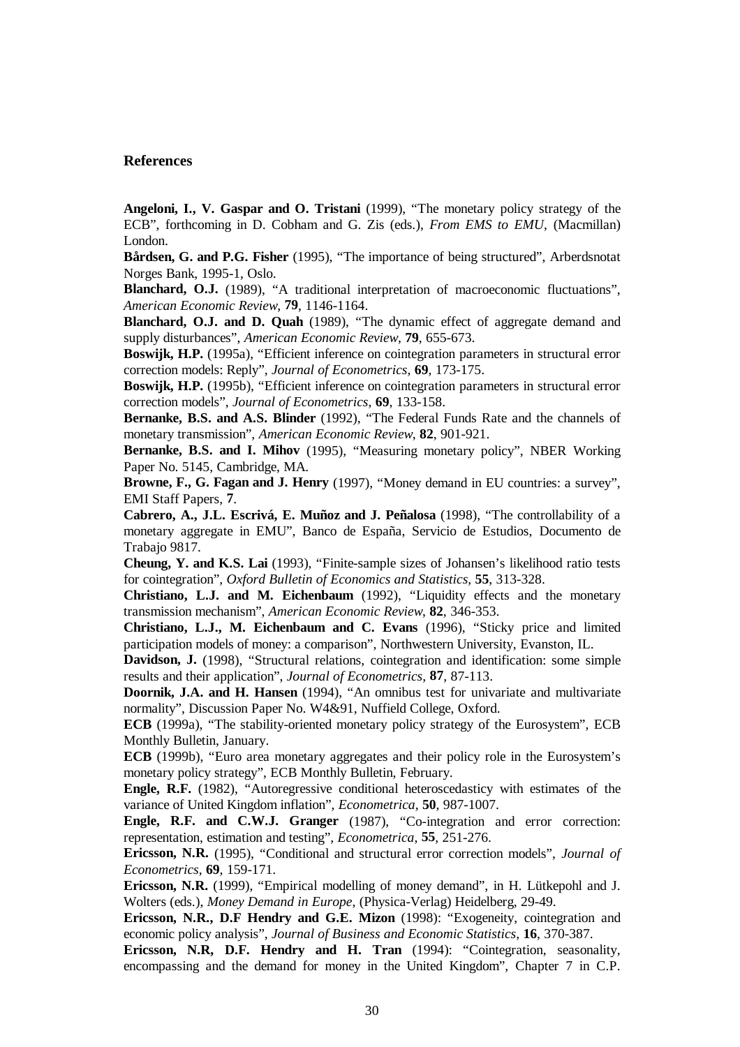## References

**Angeloni, I., V. Gaspar and O. Tristani** (1999), "The monetary policy strategy of the ECB", forthcoming in D. Cobham and G. Zis (eds.), *From EMS to EMU*, (Macmillan) London.

**Bårdsen, G. and P.G. Fisher** (1995), "The importance of being structured", Arberdsnotat Norges Bank, 1995-1, Oslo.

**Blanchard, O.J.** (1989), "A traditional interpretation of macroeconomic fluctuations", *American Economic Review*, **79**, 1146-1164.

**Blanchard, O.J. and D. Quah** (1989), "The dynamic effect of aggregate demand and supply disturbances", *American Economic Review*, **79**, 655-673.

**Boswijk, H.P.** (1995a), "Efficient inference on cointegration parameters in structural error correction models: Reply", *Journal of Econometrics*, **69**, 173-175.

**Boswijk, H.P.** (1995b), "Efficient inference on cointegration parameters in structural error correction models", *Journal of Econometrics*, **69**, 133-158.

**Bernanke, B.S. and A.S. Blinder** (1992), "The Federal Funds Rate and the channels of monetary transmission", *American Economic Review*, **82**, 901-921.

**Bernanke, B.S. and I. Mihov** (1995), "Measuring monetary policy", NBER Working Paper No. 5145, Cambridge, MA.

**Browne, F., G. Fagan and J. Henry** (1997), "Money demand in EU countries: a survey", EMI Staff Papers, **7**.

**Cabrero, A., J.L. Escrivá, E. Muñoz and J. Peñalosa** (1998), "The controllability of a monetary aggregate in EMU", Banco de España, Servicio de Estudios, Documento de Trabajo 9817.

**Cheung, Y. and K.S. Lai** (1993), "Finite-sample sizes of Johansen's likelihood ratio tests for cointegration", *Oxford Bulletin of Economics and Statistics*, **55**, 313-328.

**Christiano, L.J. and M. Eichenbaum** (1992), "Liquidity effects and the monetary transmission mechanism", *American Economic Review*, **82**, 346-353.

**Christiano, L.J., M. Eichenbaum and C. Evans** (1996), "Sticky price and limited participation models of money: a comparison", Northwestern University, Evanston, IL.

**Davidson, J.** (1998), "Structural relations, cointegration and identification: some simple results and their application", *Journal of Econometrics*, **87**, 87-113.

**Doornik, J.A. and H. Hansen** (1994), "An omnibus test for univariate and multivariate normality", Discussion Paper No. W4&91, Nuffield College, Oxford.

**ECB** (1999a), "The stability-oriented monetary policy strategy of the Eurosystem", ECB Monthly Bulletin, January.

**ECB** (1999b), "Euro area monetary aggregates and their policy role in the Eurosystem's monetary policy strategy", ECB Monthly Bulletin, February.

**Engle, R.F.** (1982), "Autoregressive conditional heteroscedasticy with estimates of the variance of United Kingdom inflation", *Econometrica*, **50**, 987-1007.

**Engle, R.F. and C.W.J. Granger** (1987), "Co-integration and error correction: representation, estimation and testing", *Econometrica*, **55**, 251-276.

**Ericsson, N.R.** (1995), "Conditional and structural error correction models", *Journal of Econometrics*, **69**, 159-171.

**Ericsson, N.R.** (1999), "Empirical modelling of money demand", in H. Lütkepohl and J. Wolters (eds.), *Money Demand in Europe*, (Physica-Verlag) Heidelberg, 29-49.

**Ericsson, N.R., D.F Hendry and G.E. Mizon** (1998): "Exogeneity, cointegration and economic policy analysis", *Journal of Business and Economic Statistics*, **16**, 370-387.

**Ericsson, N.R, D.F. Hendry and H. Tran** (1994): "Cointegration, seasonality, encompassing and the demand for money in the United Kingdom", Chapter 7 in C.P.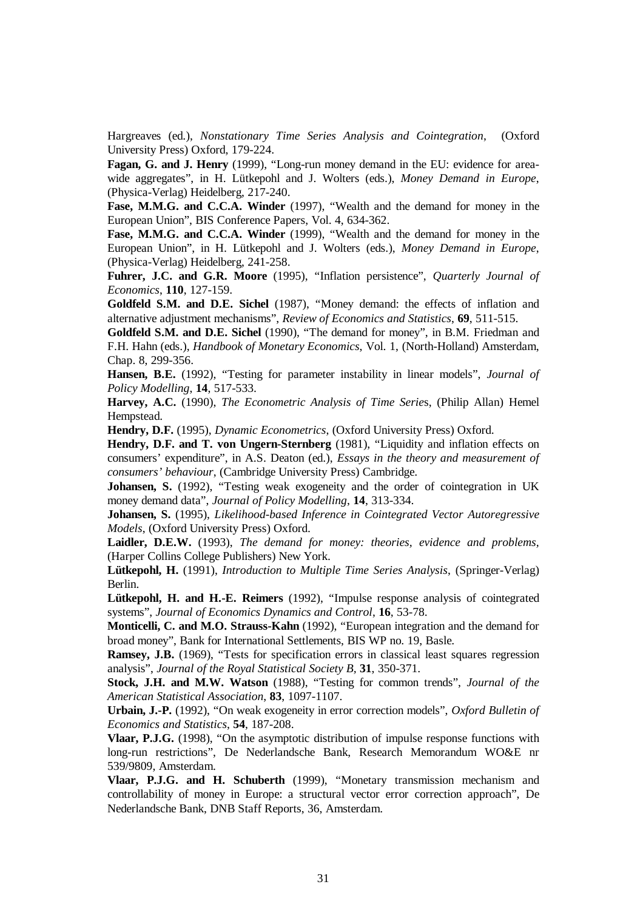Hargreaves (ed.), *Nonstationary Time Series Analysis and Cointegration*, (Oxford University Press) Oxford, 179-224.

**Fagan, G. and J. Henry** (1999), "Long-run money demand in the EU: evidence for area-wide aggregates", in H. Lütkepohl and J. Wolters (eds.), *Money Demand in Europe*, (Physica-Verlag) Heidelberg, 217-240.

**Fase, M.M.G. and C.C.A. Winder** (1997), "Wealth and the demand for money in the European Union", BIS Conference Papers, Vol. 4, 634-362.

**Fase, M.M.G. and C.C.A. Winder** (1999), "Wealth and the demand for money in the European Union", in H. Lütkepohl and J. Wolters (eds.), *Money Demand in Europe*, (Physica-Verlag) Heidelberg, 241-258.

**Fuhrer, J.C. and G.R. Moore** (1995), "Inflation persistence", *Quarterly Journal of Economics*, **110**, 127-159.

**Goldfeld S.M. and D.E. Sichel** (1987), "Money demand: the effects of inflation and alternative adjustment mechanisms", *Review of Economics and Statistics*, **69**, 511-515.

**Goldfeld S.M. and D.E. Sichel** (1990), "The demand for money", in B.M. Friedman and F.H. Hahn (eds.), *Handbook of Monetary Economics*, Vol. 1, (North-Holland) Amsterdam, Chap. 8, 299-356.

**Hansen, B.E.** (1992), "Testing for parameter instability in linear models", *Journal of Policy Modelling*, **14**, 517-533.

**Harvey, A.C.** (1990), *The Econometric Analysis of Time Series*, (Philip Allan) Hemel Hempstead.

**Hendry, D.F.** (1995), *Dynamic Econometrics*, (Oxford University Press) Oxford.

**Hendry, D.F. and T. von Ungern-Sternberg** (1981), "Liquidity and inflation effects on consumers' expenditure", in A.S. Deaton (ed.), *Essays in the theory and measurement of consumers' behaviour*, (Cambridge University Press) Cambridge.

**Johansen, S.** (1992), "Testing weak exogeneity and the order of cointegration in UK money demand data", *Journal of Policy Modelling*, **14**, 313-334.

**Johansen, S.** (1995), *Likelihood-based Inference in Cointegrated Vector Autoregressive Models*, (Oxford University Press) Oxford.

**Laidler, D.E.W.** (1993), *The demand for money: theories, evidence and problems*, (Harper Collins College Publishers) New York.

**Lütkepohl, H.** (1991), *Introduction to Multiple Time Series Analysis*, (Springer-Verlag) Berlin.

**Lütkepohl, H. and H.-E. Reimers** (1992), "Impulse response analysis of cointegrated systems", *Journal of Economics Dynamics and Control*, **16**, 53-78.

**Monticelli, C. and M.O. Strauss-Kahn** (1992), "European integration and the demand for broad money", Bank for International Settlements, BIS WP no. 19, Basle.

**Ramsey, J.B.** (1969), "Tests for specification errors in classical least squares regression analysis", *Journal of the Royal Statistical Society B*, **31**, 350-371.

**Stock, J.H. and M.W. Watson** (1988), "Testing for common trends", *Journal of the American Statistical Association*, **83**, 1097-1107.

**Urbain, J.-P.** (1992), "On weak exogeneity in error correction models", *Oxford Bulletin of Economics and Statistics*, **54**, 187-208.

**Vlaar, P.J.G.** (1998), "On the asymptotic distribution of impulse response functions with long-run restrictions", De Nederlandsche Bank, Research Memorandum WO&E nr 539/9809, Amsterdam.

**Vlaar, P.J.G. and H. Schuberth** (1999), "Monetary transmission mechanism and controllability of money in Europe: a structural vector error correction approach", De Nederlandsche Bank, DNB Staff Reports, 36, Amsterdam.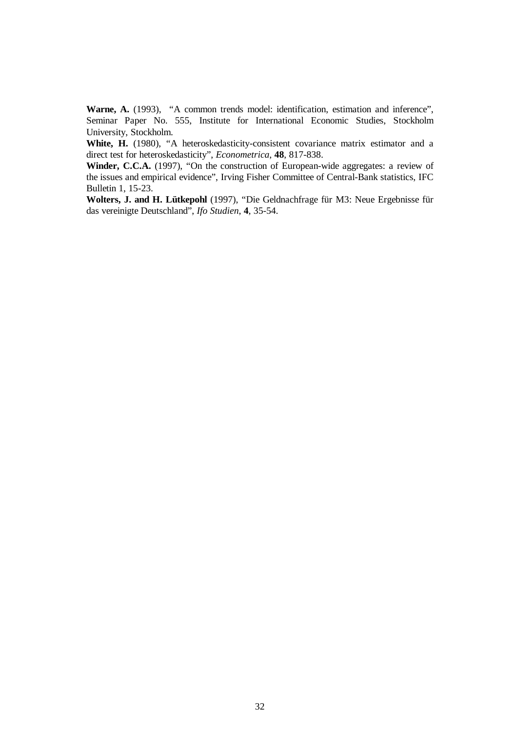**Warne, A.** (1993), "A common trends model: identification, estimation and inference", Seminar Paper No. 555, Institute for International Economic Studies, Stockholm University, Stockholm.

**White, H.** (1980), "A heteroskedasticity-consistent covariance matrix estimator and a direct test for heteroskedasticity", *Econometrica*, **48**, 817-838.

**Winder, C.C.A.** (1997), "On the construction of European-wide aggregates: a review of the issues and empirical evidence", Irving Fisher Committee of Central-Bank statistics, IFC Bulletin 1, 15-23.

**Wolters, J. and H. Lütkepohl** (1997), "Die Geldnachfrage für M3: Neue Ergebnisse für das vereinigte Deutschland", *Ifo Studien*, **4**, 35-54.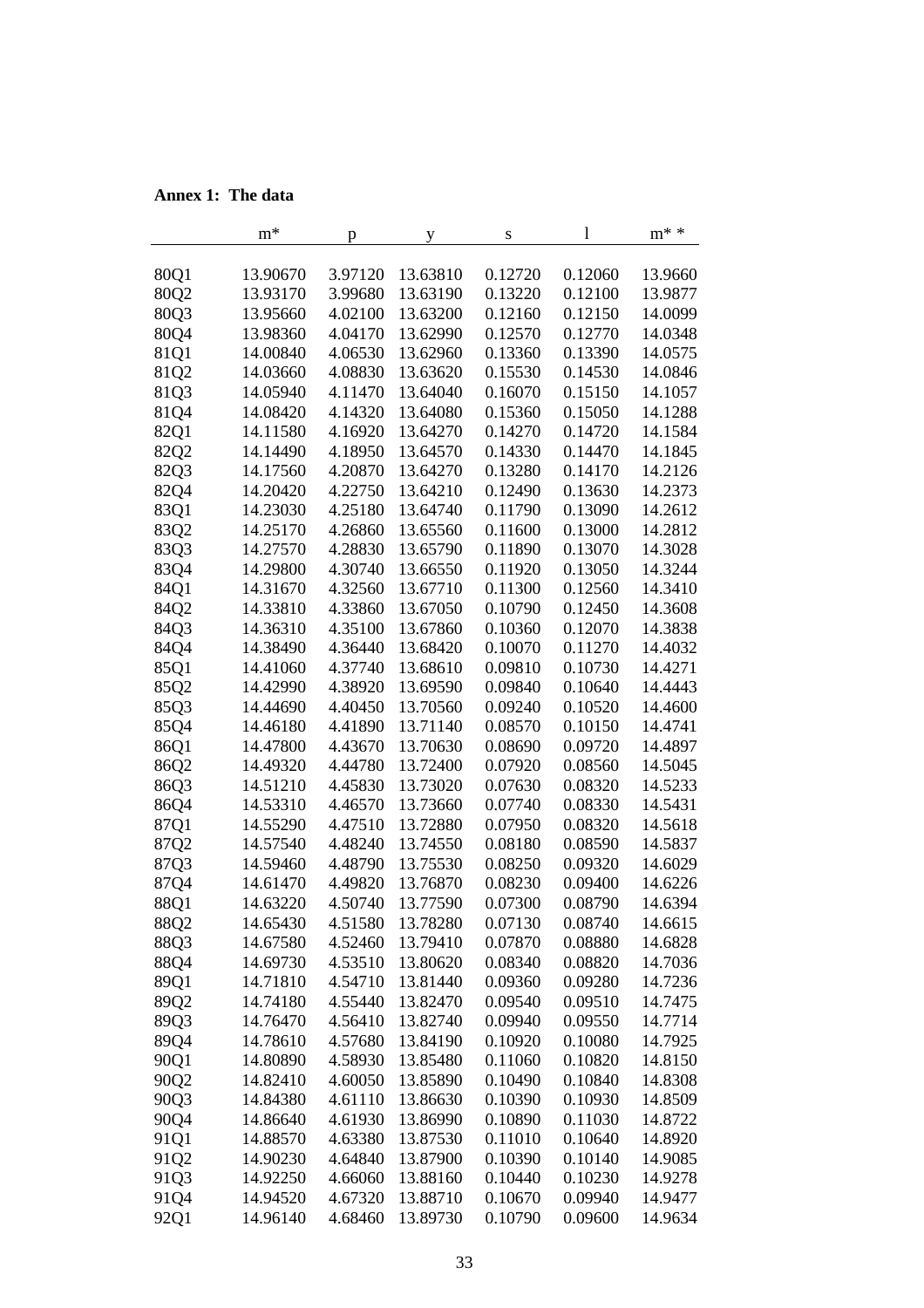**Annex 1: The data**

| | m* | p | y | s | l | m* * |
|---|---|---|---|---|---|---|
| 80Q1 | 13.90670 | 3.97120 | 13.63810 | 0.12720 | 0.12060 | 13.9660 |
| 80Q2 | 13.93170 | 3.99680 | 13.63190 | 0.13220 | 0.12100 | 13.9877 |
| 80Q3 | 13.95660 | 4.02100 | 13.63200 | 0.12160 | 0.12150 | 14.0099 |
| 80Q4 | 13.98360 | 4.04170 | 13.62990 | 0.12570 | 0.12770 | 14.0348 |
| 81Q1 | 14.00840 | 4.06530 | 13.62960 | 0.13360 | 0.13390 | 14.0575 |
| 81Q2 | 14.03660 | 4.08830 | 13.63620 | 0.15530 | 0.14530 | 14.0846 |
| 81Q3 | 14.05940 | 4.11470 | 13.64040 | 0.16070 | 0.15150 | 14.1057 |
| 81Q4 | 14.08420 | 4.14320 | 13.64080 | 0.15360 | 0.15050 | 14.1288 |
| 82Q1 | 14.11580 | 4.16920 | 13.64270 | 0.14270 | 0.14720 | 14.1584 |
| 82Q2 | 14.14490 | 4.18950 | 13.64570 | 0.14330 | 0.14470 | 14.1845 |
| 82Q3 | 14.17560 | 4.20870 | 13.64270 | 0.13280 | 0.14170 | 14.2126 |
| 82Q4 | 14.20420 | 4.22750 | 13.64210 | 0.12490 | 0.13630 | 14.2373 |
| 83Q1 | 14.23030 | 4.25180 | 13.64740 | 0.11790 | 0.13090 | 14.2612 |
| 83Q2 | 14.25170 | 4.26860 | 13.65560 | 0.11600 | 0.13000 | 14.2812 |
| 83Q3 | 14.27570 | 4.28830 | 13.65790 | 0.11890 | 0.13070 | 14.3028 |
| 83Q4 | 14.29800 | 4.30740 | 13.66550 | 0.11920 | 0.13050 | 14.3244 |
| 84Q1 | 14.31670 | 4.32560 | 13.67710 | 0.11300 | 0.12560 | 14.3410 |
| 84Q2 | 14.33810 | 4.33860 | 13.67050 | 0.10790 | 0.12450 | 14.3608 |
| 84Q3 | 14.36310 | 4.35100 | 13.67860 | 0.10360 | 0.12070 | 14.3838 |
| 84Q4 | 14.38490 | 4.36440 | 13.68420 | 0.10070 | 0.11270 | 14.4032 |
| 85Q1 | 14.41060 | 4.37740 | 13.68610 | 0.09810 | 0.10730 | 14.4271 |
| 85Q2 | 14.42990 | 4.38920 | 13.69590 | 0.09840 | 0.10640 | 14.4443 |
| 85Q3 | 14.44690 | 4.40450 | 13.70560 | 0.09240 | 0.10520 | 14.4600 |
| 85Q4 | 14.46180 | 4.41890 | 13.71140 | 0.08570 | 0.10150 | 14.4741 |
| 86Q1 | 14.47800 | 4.43670 | 13.70630 | 0.08690 | 0.09720 | 14.4897 |
| 86Q2 | 14.49320 | 4.44780 | 13.72400 | 0.07920 | 0.08560 | 14.5045 |
| 86Q3 | 14.51210 | 4.45830 | 13.73020 | 0.07630 | 0.08320 | 14.5233 |
| 86Q4 | 14.53310 | 4.46570 | 13.73660 | 0.07740 | 0.08330 | 14.5431 |
| 87Q1 | 14.55290 | 4.47510 | 13.72880 | 0.07950 | 0.08320 | 14.5618 |
| 87Q2 | 14.57540 | 4.48240 | 13.74550 | 0.08180 | 0.08590 | 14.5837 |
| 87Q3 | 14.59460 | 4.48790 | 13.75530 | 0.08250 | 0.09320 | 14.6029 |
| 87Q4 | 14.61470 | 4.49820 | 13.76870 | 0.08230 | 0.09400 | 14.6226 |
| 88Q1 | 14.63220 | 4.50740 | 13.77590 | 0.07300 | 0.08790 | 14.6394 |
| 88Q2 | 14.65430 | 4.51580 | 13.78280 | 0.07130 | 0.08740 | 14.6615 |
| 88Q3 | 14.67580 | 4.52460 | 13.79410 | 0.07870 | 0.08880 | 14.6828 |
| 88Q4 | 14.69730 | 4.53510 | 13.80620 | 0.08340 | 0.08820 | 14.7036 |
| 89Q1 | 14.71810 | 4.54710 | 13.81440 | 0.09360 | 0.09280 | 14.7236 |
| 89Q2 | 14.74180 | 4.55440 | 13.82470 | 0.09540 | 0.09510 | 14.7475 |
| 89Q3 | 14.76470 | 4.56410 | 13.82740 | 0.09940 | 0.09550 | 14.7714 |
| 89Q4 | 14.78610 | 4.57680 | 13.84190 | 0.10920 | 0.10080 | 14.7925 |
| 90Q1 | 14.80890 | 4.58930 | 13.85480 | 0.11060 | 0.10820 | 14.8150 |
| 90Q2 | 14.82410 | 4.60050 | 13.85890 | 0.10490 | 0.10840 | 14.8308 |
| 90Q3 | 14.84380 | 4.61110 | 13.86630 | 0.10390 | 0.10930 | 14.8509 |
| 90Q4 | 14.86640 | 4.61930 | 13.86990 | 0.10890 | 0.11030 | 14.8722 |
| 91Q1 | 14.88570 | 4.63380 | 13.87530 | 0.11010 | 0.10640 | 14.8920 |
| 91Q2 | 14.90230 | 4.64840 | 13.87900 | 0.10390 | 0.10140 | 14.9085 |
| 91Q3 | 14.92250 | 4.66060 | 13.88160 | 0.10440 | 0.10230 | 14.9278 |
| 91Q4 | 14.94520 | 4.67320 | 13.88710 | 0.10670 | 0.09940 | 14.9477 |
| 92Q1 | 14.96140 | 4.68460 | 13.89730 | 0.10790 | 0.09600 | 14.9634 |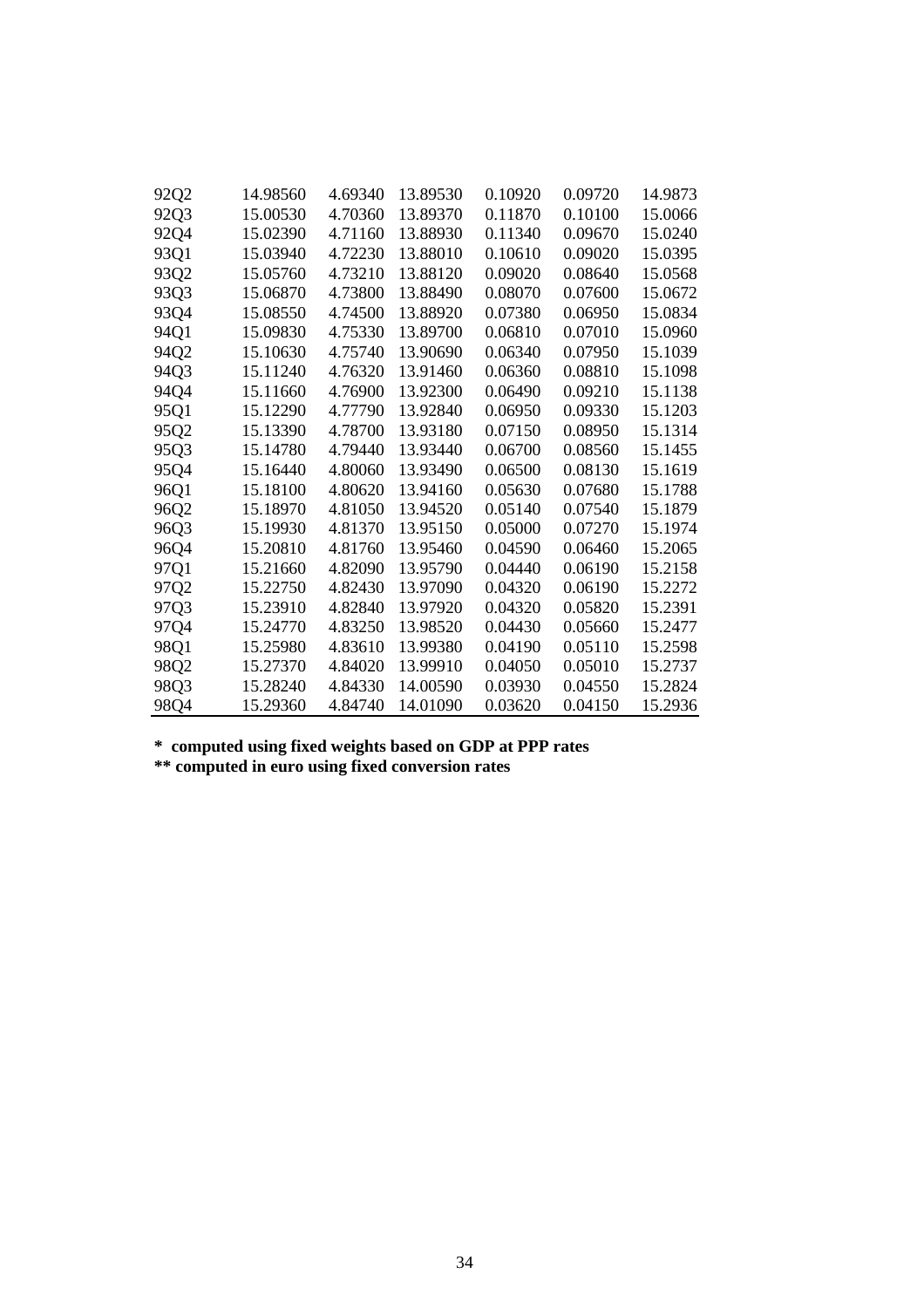| | | | | | | |
|---|---|---|---|---|---|---|
| 92Q2 | 14.98560 | 4.69340 | 13.89530 | 0.10920 | 0.09720 | 14.9873 |
| 92Q3 | 15.00530 | 4.70360 | 13.89370 | 0.11870 | 0.10100 | 15.0066 |
| 92Q4 | 15.02390 | 4.71160 | 13.88930 | 0.11340 | 0.09670 | 15.0240 |
| 93Q1 | 15.03940 | 4.72230 | 13.88010 | 0.10610 | 0.09020 | 15.0395 |
| 93Q2 | 15.05760 | 4.73210 | 13.88120 | 0.09020 | 0.08640 | 15.0568 |
| 93Q3 | 15.06870 | 4.73800 | 13.88490 | 0.08070 | 0.07600 | 15.0672 |
| 93Q4 | 15.08550 | 4.74500 | 13.88920 | 0.07380 | 0.06950 | 15.0834 |
| 94Q1 | 15.09830 | 4.75330 | 13.89700 | 0.06810 | 0.07010 | 15.0960 |
| 94Q2 | 15.10630 | 4.75740 | 13.90690 | 0.06340 | 0.07950 | 15.1039 |
| 94Q3 | 15.11240 | 4.76320 | 13.91460 | 0.06360 | 0.08810 | 15.1098 |
| 94Q4 | 15.11660 | 4.76900 | 13.92300 | 0.06490 | 0.09210 | 15.1138 |
| 95Q1 | 15.12290 | 4.77790 | 13.92840 | 0.06950 | 0.09330 | 15.1203 |
| 95Q2 | 15.13390 | 4.78700 | 13.93180 | 0.07150 | 0.08950 | 15.1314 |
| 95Q3 | 15.14780 | 4.79440 | 13.93440 | 0.06700 | 0.08560 | 15.1455 |
| 95Q4 | 15.16440 | 4.80060 | 13.93490 | 0.06500 | 0.08130 | 15.1619 |
| 96Q1 | 15.18100 | 4.80620 | 13.94160 | 0.05630 | 0.07680 | 15.1788 |
| 96Q2 | 15.18970 | 4.81050 | 13.94520 | 0.05140 | 0.07540 | 15.1879 |
| 96Q3 | 15.19930 | 4.81370 | 13.95150 | 0.05000 | 0.07270 | 15.1974 |
| 96Q4 | 15.20810 | 4.81760 | 13.95460 | 0.04590 | 0.06460 | 15.2065 |
| 97Q1 | 15.21660 | 4.82090 | 13.95790 | 0.04440 | 0.06190 | 15.2158 |
| 97Q2 | 15.22750 | 4.82430 | 13.97090 | 0.04320 | 0.06190 | 15.2272 |
| 97Q3 | 15.23910 | 4.82840 | 13.97920 | 0.04320 | 0.05820 | 15.2391 |
| 97Q4 | 15.24770 | 4.83250 | 13.98520 | 0.04430 | 0.05660 | 15.2477 |
| 98Q1 | 15.25980 | 4.83610 | 13.99380 | 0.04190 | 0.05110 | 15.2598 |
| 98Q2 | 15.27370 | 4.84020 | 13.99910 | 0.04050 | 0.05010 | 15.2737 |
| 98Q3 | 15.28240 | 4.84330 | 14.00590 | 0.03930 | 0.04550 | 15.2824 |
| 98Q4 | 15.29360 | 4.84740 | 14.01090 | 0.03620 | 0.04150 | 15.2936 |

**\* computed using fixed weights based on GDP at PPP rates**
**\*\* computed in euro using fixed conversion rates**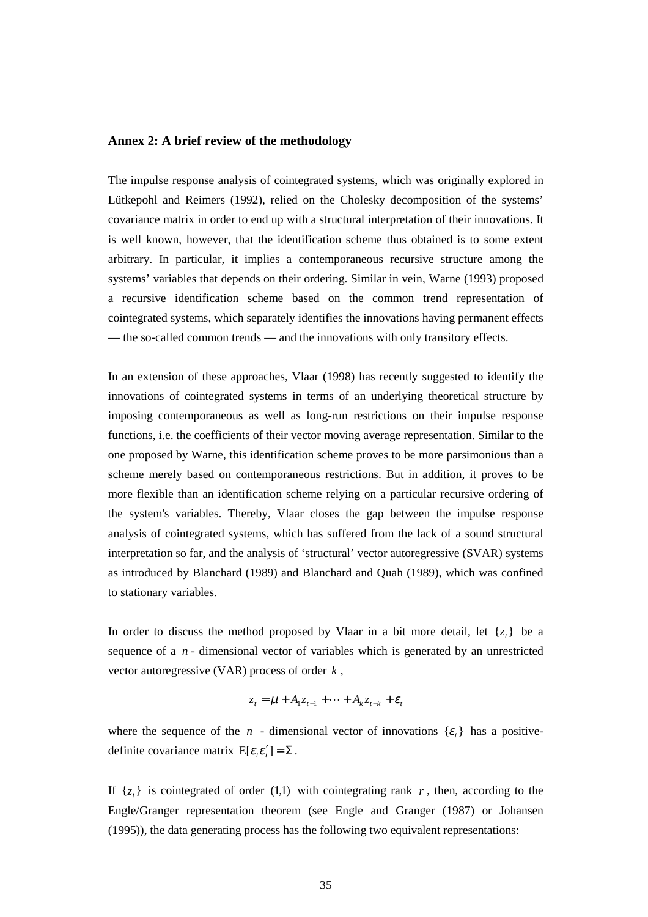## Annex 2: A brief review of the methodology

The impulse response analysis of cointegrated systems, which was originally explored in Lütkepohl and Reimers (1992), relied on the Cholesky decomposition of the systems' covariance matrix in order to end up with a structural interpretation of their innovations. It is well known, however, that the identification scheme thus obtained is to some extent arbitrary. In particular, it implies a contemporaneous recursive structure among the systems' variables that depends on their ordering. Similar in vein, Warne (1993) proposed a recursive identification scheme based on the common trend representation of cointegrated systems, which separately identifies the innovations having permanent effects — the so-called common trends — and the innovations with only transitory effects.

In an extension of these approaches, Vlaar (1998) has recently suggested to identify the innovations of cointegrated systems in terms of an underlying theoretical structure by imposing contemporaneous as well as long-run restrictions on their impulse response functions, i.e. the coefficients of their vector moving average representation. Similar to the one proposed by Warne, this identification scheme proves to be more parsimonious than a scheme merely based on contemporaneous restrictions. But in addition, it proves to be more flexible than an identification scheme relying on a particular recursive ordering of the system's variables. Thereby, Vlaar closes the gap between the impulse response analysis of cointegrated systems, which has suffered from the lack of a sound structural interpretation so far, and the analysis of 'structural' vector autoregressive (SVAR) systems as introduced by Blanchard (1989) and Blanchard and Quah (1989), which was confined to stationary variables.

In order to discuss the method proposed by Vlaar in a bit more detail, let $\{z_t\}$ be a sequence of a $n$ - dimensional vector of variables which is generated by an unrestricted vector autoregressive (VAR) process of order $k$,

$$z_t = \mu + A_1 z_{t-1} + \cdots + A_k z_{t-k} + \varepsilon_t$$

where the sequence of the $n$ - dimensional vector of innovations $\{\varepsilon_t\}$ has a positive-definite covariance matrix $\mathrm{E}[\varepsilon_t \varepsilon_t'] = \Sigma$.

If $\{z_t\}$ is cointegrated of order $(1,1)$ with cointegrating rank $r$, then, according to the Engle/Granger representation theorem (see Engle and Granger (1987) or Johansen (1995)), the data generating process has the following two equivalent representations: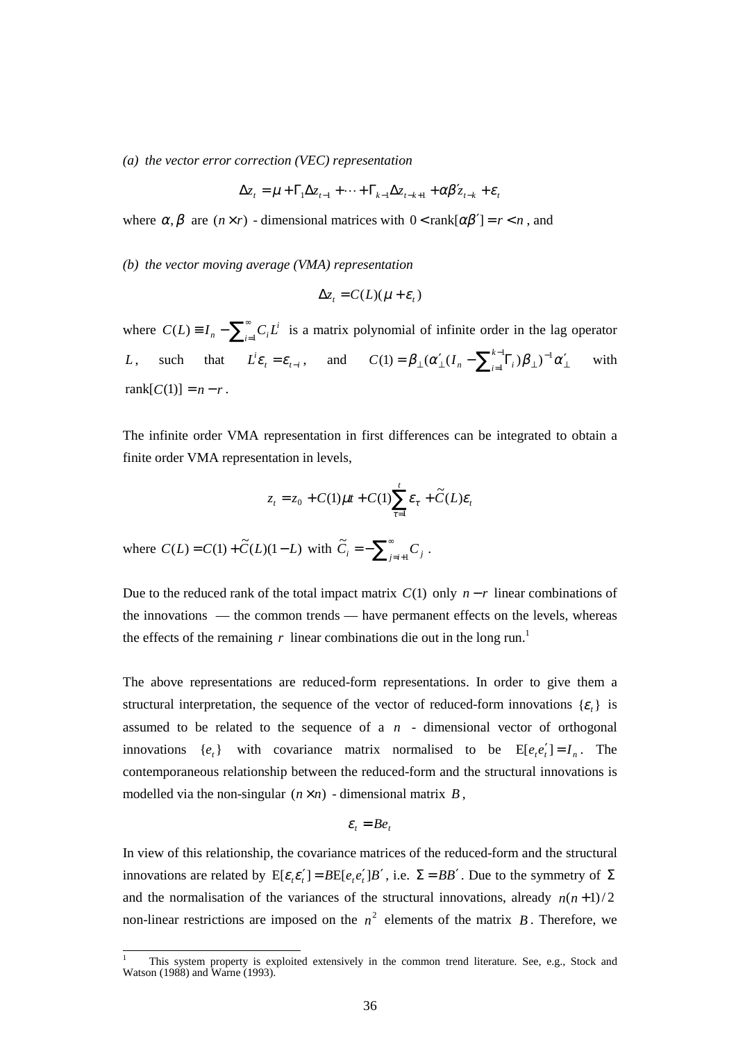*(a) the vector error correction (VEC) representation*

$$\Delta z_t = \mu + \Gamma_1 \Delta z_{t-1} + \cdots + \Gamma_{k-1} \Delta z_{t-k+1} + \alpha\beta' z_{t-k} + \varepsilon_t$$

where $\alpha, \beta$ are $(n \times r)$ - dimensional matrices with $0 < \text{rank}[\alpha\beta'] = r < n$, and

*(b) the vector moving average (VMA) representation*

$$\Delta z_t = C(L)(\mu + \varepsilon_t)$$

where $C(L) \equiv I_n - \sum_{i=1}^{\infty} C_i L^i$ is a matrix polynomial of infinite order in the lag operator $L$, such that $L^i \varepsilon_t = \varepsilon_{t-i}$, and $C(1) = \beta_\perp (\alpha'_\perp (I_n - \sum_{i=1}^{k-1} \Gamma_i)\beta_\perp)^{-1} \alpha'_\perp$ with $\text{rank}[C(1)] = n - r$.

The infinite order VMA representation in first differences can be integrated to obtain a finite order VMA representation in levels,

$$z_t = z_0 + C(1)\mu t + C(1)\sum_{\tau=1}^{t} \varepsilon_\tau + \widetilde{C}(L)\varepsilon_t$$

where $C(L) = C(1) + \widetilde{C}(L)(1 - L)$ with $\widetilde{C}_i = -\sum_{j=i+1}^{\infty} C_j$.

Due to the reduced rank of the total impact matrix $C(1)$ only $n - r$ linear combinations of the innovations — the common trends — have permanent effects on the levels, whereas the effects of the remaining $r$ linear combinations die out in the long run.[1]

The above representations are reduced-form representations. In order to give them a structural interpretation, the sequence of the vector of reduced-form innovations $\{\varepsilon_t\}$ is assumed to be related to the sequence of a $n$ - dimensional vector of orthogonal innovations $\{e_t\}$ with covariance matrix normalised to be $\text{E}[e_t e'_t] = I_n$. The contemporaneous relationship between the reduced-form and the structural innovations is modelled via the non-singular $(n \times n)$ - dimensional matrix $B$,

$$\varepsilon_t = B e_t$$

In view of this relationship, the covariance matrices of the reduced-form and the structural innovations are related by $\text{E}[\varepsilon_t \varepsilon'_t] = B\text{E}[e_t e'_t]B'$, i.e. $\Sigma = BB'$. Due to the symmetry of $\Sigma$ and the normalisation of the variances of the structural innovations, already $n(n+1)/2$ non-linear restrictions are imposed on the $n^2$ elements of the matrix $B$. Therefore, we

---

[1] This system property is exploited extensively in the common trend literature. See, e.g., Stock and Watson (1988) and Warne (1993).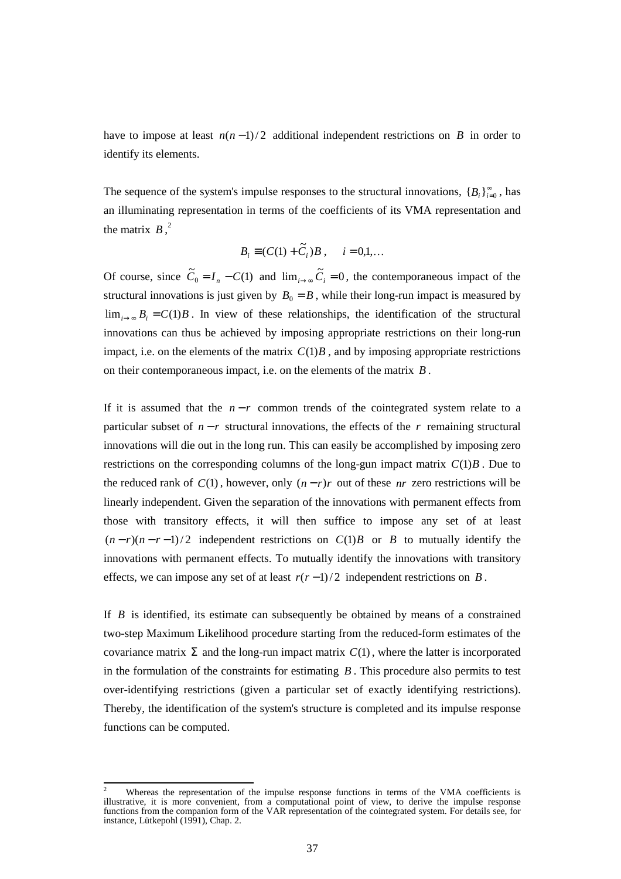have to impose at least $n(n-1)/2$ additional independent restrictions on $B$ in order to identify its elements.

The sequence of the system's impulse responses to the structural innovations, $\{B_i\}_{i=0}^{\infty}$, has an illuminating representation in terms of the coefficients of its VMA representation and the matrix $B$,[2]

$$B_i \equiv (C(1)+\tilde{C}_i)B\,, \quad i = 0,1,\ldots$$

Of course, since $\tilde{C}_0 = I_n - C(1)$ and $\lim_{i\to\infty}\tilde{C}_i = 0$, the contemporaneous impact of the structural innovations is just given by $B_0 = B$, while their long-run impact is measured by $\lim_{i\to\infty} B_i = C(1)B$. In view of these relationships, the identification of the structural innovations can thus be achieved by imposing appropriate restrictions on their long-run impact, i.e. on the elements of the matrix $C(1)B$, and by imposing appropriate restrictions on their contemporaneous impact, i.e. on the elements of the matrix $B$.

If it is assumed that the $n-r$ common trends of the cointegrated system relate to a particular subset of $n-r$ structural innovations, the effects of the $r$ remaining structural innovations will die out in the long run. This can easily be accomplished by imposing zero restrictions on the corresponding columns of the long-gun impact matrix $C(1)B$. Due to the reduced rank of $C(1)$, however, only $(n-r)r$ out of these $nr$ zero restrictions will be linearly independent. Given the separation of the innovations with permanent effects from those with transitory effects, it will then suffice to impose any set of at least $(n-r)(n-r-1)/2$ independent restrictions on $C(1)B$ or $B$ to mutually identify the innovations with permanent effects. To mutually identify the innovations with transitory effects, we can impose any set of at least $r(r-1)/2$ independent restrictions on $B$.

If $B$ is identified, its estimate can subsequently be obtained by means of a constrained two-step Maximum Likelihood procedure starting from the reduced-form estimates of the covariance matrix $\Sigma$ and the long-run impact matrix $C(1)$, where the latter is incorporated in the formulation of the constraints for estimating $B$. This procedure also permits to test over-identifying restrictions (given a particular set of exactly identifying restrictions). Thereby, the identification of the system's structure is completed and its impulse response functions can be computed.

---

[2] Whereas the representation of the impulse response functions in terms of the VMA coefficients is illustrative, it is more convenient, from a computational point of view, to derive the impulse response functions from the companion form of the VAR representation of the cointegrated system. For details see, for instance, Lütkepohl (1991), Chap. 2.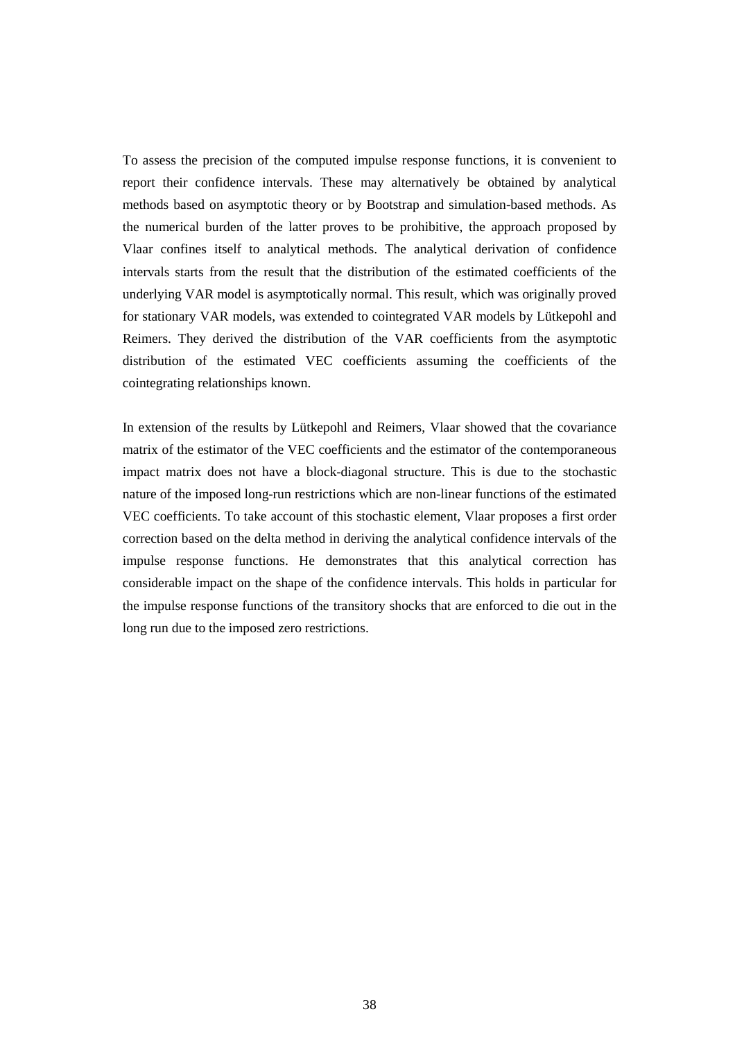To assess the precision of the computed impulse response functions, it is convenient to report their confidence intervals. These may alternatively be obtained by analytical methods based on asymptotic theory or by Bootstrap and simulation-based methods. As the numerical burden of the latter proves to be prohibitive, the approach proposed by Vlaar confines itself to analytical methods. The analytical derivation of confidence intervals starts from the result that the distribution of the estimated coefficients of the underlying VAR model is asymptotically normal. This result, which was originally proved for stationary VAR models, was extended to cointegrated VAR models by Lütkepohl and Reimers. They derived the distribution of the VAR coefficients from the asymptotic distribution of the estimated VEC coefficients assuming the coefficients of the cointegrating relationships known.

In extension of the results by Lütkepohl and Reimers, Vlaar showed that the covariance matrix of the estimator of the VEC coefficients and the estimator of the contemporaneous impact matrix does not have a block-diagonal structure. This is due to the stochastic nature of the imposed long-run restrictions which are non-linear functions of the estimated VEC coefficients. To take account of this stochastic element, Vlaar proposes a first order correction based on the delta method in deriving the analytical confidence intervals of the impulse response functions. He demonstrates that this analytical correction has considerable impact on the shape of the confidence intervals. This holds in particular for the impulse response functions of the transitory shocks that are enforced to die out in the long run due to the imposed zero restrictions.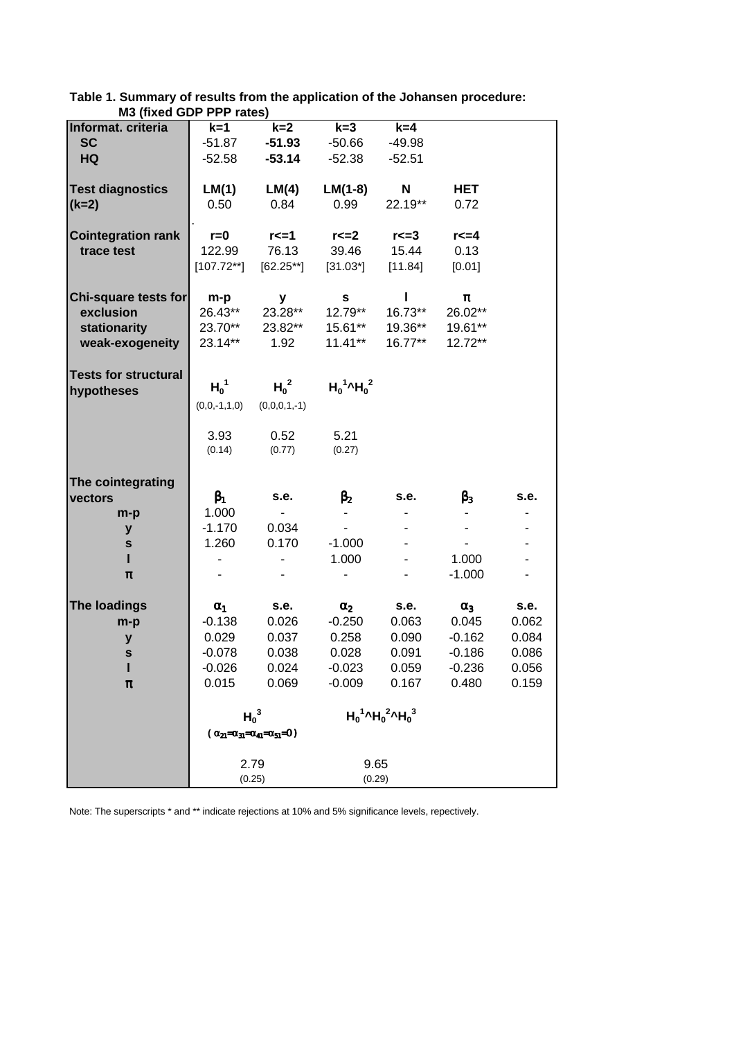**Table 1. Summary of results from the application of the Johansen procedure: M3 (fixed GDP PPP rates)**

| | | | | | | |
|---|---|---|---|---|---|---|
| **Informat. criteria** | **k=1** | **k=2** | **k=3** | **k=4** | | |
| **SC** | -51.87 | **-51.93** | -50.66 | -49.98 | | |
| **HQ** | -52.58 | **-53.14** | -52.38 | -52.51 | | |
| | | | | | | |
| **Test diagnostics** | **LM(1)** | **LM(4)** | **LM(1-8)** | **N** | **HET** | |
| **(k=2)** | 0.50 | 0.84 | 0.99 | 22.19** | 0.72 | |
| | | | | | | |
| **Cointegration rank** | **r=0** | **r<=1** | **r<=2** | **r<=3** | **r<=4** | |
| **trace test** | 122.99 | 76.13 | 39.46 | 15.44 | 0.13 | |
| | [107.72**] | [62.25**] | [31.03*] | [11.84] | [0.01] | |
| | | | | | | |
| **Chi-square tests for** | **m-p** | **y** | **s** | **l** | **$\pi$** | |
| **exclusion** | 26.43** | 23.28** | 12.79** | 16.73** | 26.02** | |
| **stationarity** | 23.70** | 23.82** | 15.61** | 19.36** | 19.61** | |
| **weak-exogeneity** | 23.14** | 1.92 | 11.41** | 16.77** | 12.72** | |
| | | | | | | |
| **Tests for structural hypotheses** | $H_0^1$ | $H_0^2$ | $H_0^1 \wedge H_0^2$ | | | |
| | (0,0,-1,1,0) | (0,0,0,1,-1) | | | | |
| | 3.93 | 0.52 | 5.21 | | | |
| | (0.14) | (0.77) | (0.27) | | | |
| | | | | | | |
| **The cointegrating vectors** | $\beta_1$ | **s.e.** | $\beta_2$ | **s.e.** | $\beta_3$ | **s.e.** |
| **m-p** | 1.000 | - | - | - | - | - |
| **y** | -1.170 | 0.034 | - | - | - | - |
| **s** | 1.260 | 0.170 | -1.000 | - | - | - |
| **l** | - | - | 1.000 | - | 1.000 | - |
| **$\pi$** | - | - | - | - | -1.000 | - |
| | | | | | | |
| **The loadings** | $\alpha_1$ | **s.e.** | $\alpha_2$ | **s.e.** | $\alpha_3$ | **s.e.** |
| **m-p** | -0.138 | 0.026 | -0.250 | 0.063 | 0.045 | 0.062 |
| **y** | 0.029 | 0.037 | 0.258 | 0.090 | -0.162 | 0.084 |
| **s** | -0.078 | 0.038 | 0.028 | 0.091 | -0.186 | 0.086 |
| **l** | -0.026 | 0.024 | -0.023 | 0.059 | -0.236 | 0.056 |
| **$\pi$** | 0.015 | 0.069 | -0.009 | 0.167 | 0.480 | 0.159 |
| | | | | | | |
| | $H_0^3$ | | $H_0^1 \wedge H_0^2 \wedge H_0^3$ | | | |
| | $(\alpha_{21}=\alpha_{31}=\alpha_{41}=\alpha_{51}=0)$ | | | | | |
| | 2.79 | | 9.65 | | | |
| | (0.25) | | (0.29) | | | |

Note: The superscripts * and ** indicate rejections at 10% and 5% significance levels, repectively.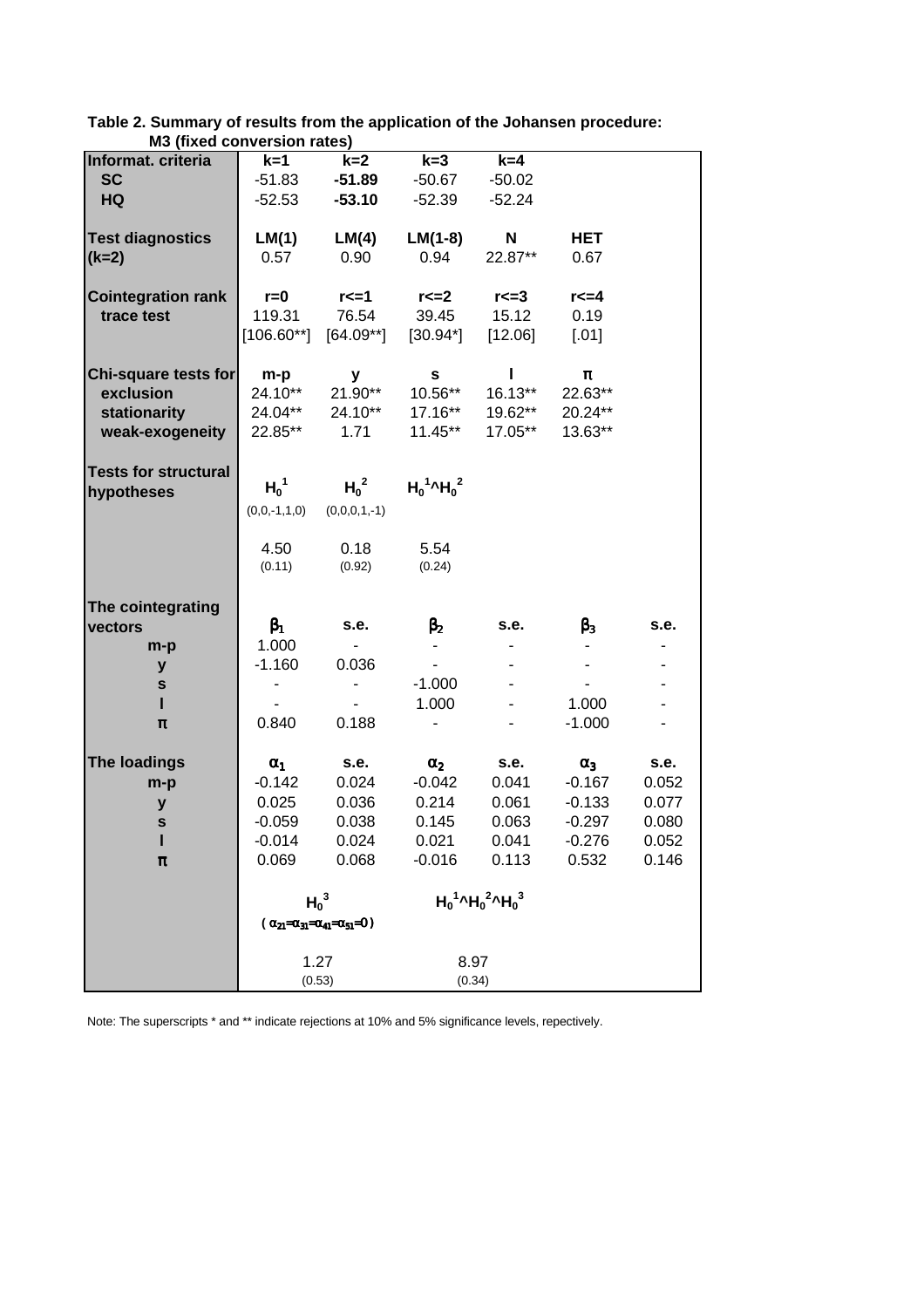**Table 2. Summary of results from the application of the Johansen procedure: M3 (fixed conversion rates)**

| | | | | | | |
|---|---|---|---|---|---|---|
| **Informat. criteria** | **k=1** | **k=2** | **k=3** | **k=4** | | |
| **SC** | -51.83 | **-51.89** | -50.67 | -50.02 | | |
| **HQ** | -52.53 | **-53.10** | -52.39 | -52.24 | | |
| | | | | | | |
| **Test diagnostics (k=2)** | **LM(1)** | **LM(4)** | **LM(1-8)** | **N** | **HET** | |
| | 0.57 | 0.90 | 0.94 | 22.87** | 0.67 | |
| | | | | | | |
| **Cointegration rank** | **r=0** | **r<=1** | **r<=2** | **r<=3** | **r<=4** | |
| **trace test** | 119.31 | 76.54 | 39.45 | 15.12 | 0.19 | |
| | [106.60**] | [64.09**] | [30.94*] | [12.06] | [.01] | |
| | | | | | | |
| **Chi-square tests for** | **m-p** | **y** | **s** | **l** | **$\pi$** | |
| **exclusion** | 24.10** | 21.90** | 10.56** | 16.13** | 22.63** | |
| **stationarity** | 24.04** | 24.10** | 17.16** | 19.62** | 20.24** | |
| **weak-exogeneity** | 22.85** | 1.71 | 11.45** | 17.05** | 13.63** | |
| | | | | | | |
| **Tests for structural hypotheses** | $H_0^1$ | $H_0^2$ | $H_0^1 \wedge H_0^2$ | | | |
| | (0,0,-1,1,0) | (0,0,0,1,-1) | | | | |
| | 4.50 | 0.18 | 5.54 | | | |
| | (0.11) | (0.92) | (0.24) | | | |
| | | | | | | |
| **The cointegrating vectors** | $\beta_1$ | **s.e.** | $\beta_2$ | **s.e.** | $\beta_3$ | **s.e.** |
| **m-p** | 1.000 | - | - | - | - | - |
| **y** | -1.160 | 0.036 | - | - | - | - |
| **s** | - | - | -1.000 | - | - | - |
| **l** | - | - | 1.000 | - | 1.000 | - |
| **$\pi$** | 0.840 | 0.188 | - | - | -1.000 | - |
| | | | | | | |
| **The loadings** | $\alpha_1$ | **s.e.** | $\alpha_2$ | **s.e.** | $\alpha_3$ | **s.e.** |
| **m-p** | -0.142 | 0.024 | -0.042 | 0.041 | -0.167 | 0.052 |
| **y** | 0.025 | 0.036 | 0.214 | 0.061 | -0.133 | 0.077 |
| **s** | -0.059 | 0.038 | 0.145 | 0.063 | -0.297 | 0.080 |
| **l** | -0.014 | 0.024 | 0.021 | 0.041 | -0.276 | 0.052 |
| **$\pi$** | 0.069 | 0.068 | -0.016 | 0.113 | 0.532 | 0.146 |
| | | | | | | |
| | $H_0^3$ | | $H_0^1 \wedge H_0^2 \wedge H_0^3$ | | | |
| | ($\alpha_{21}=\alpha_{31}=\alpha_{41}=\alpha_{51}=0$) | | | | | |
| | 1.27 | | 8.97 | | | |
| | (0.53) | | (0.34) | | | |

Note: The superscripts * and ** indicate rejections at 10% and 5% significance levels, repectively.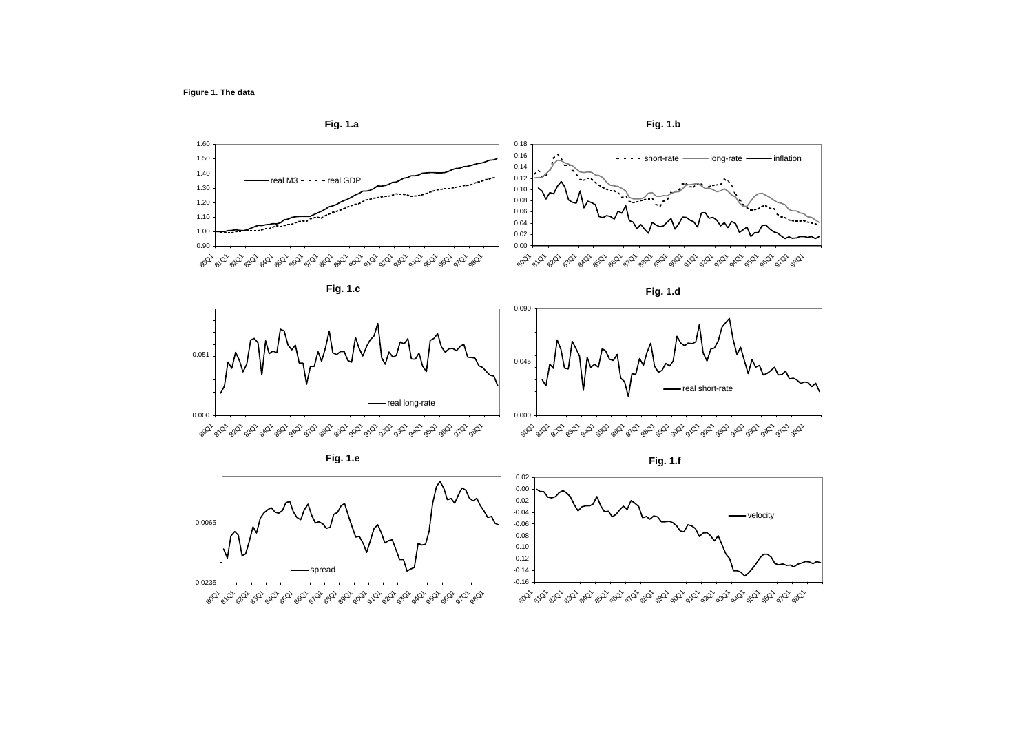**Figure 1. The data**

**Fig. 1.a**

**Fig. 1.b**

**Fig. 1.c**

**Fig. 1.d**

**Fig. 1.e**

**Fig. 1.f**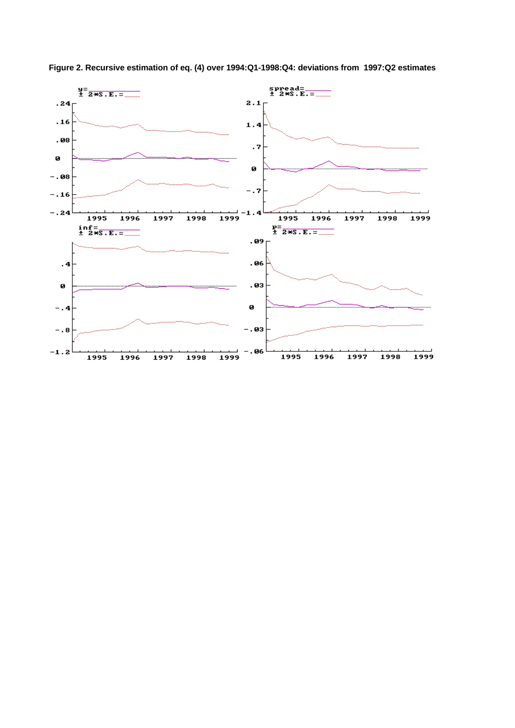**Figure 2. Recursive estimation of eq. (4) over 1994:Q1-1998:Q4: deviations from 1997:Q2 estimates**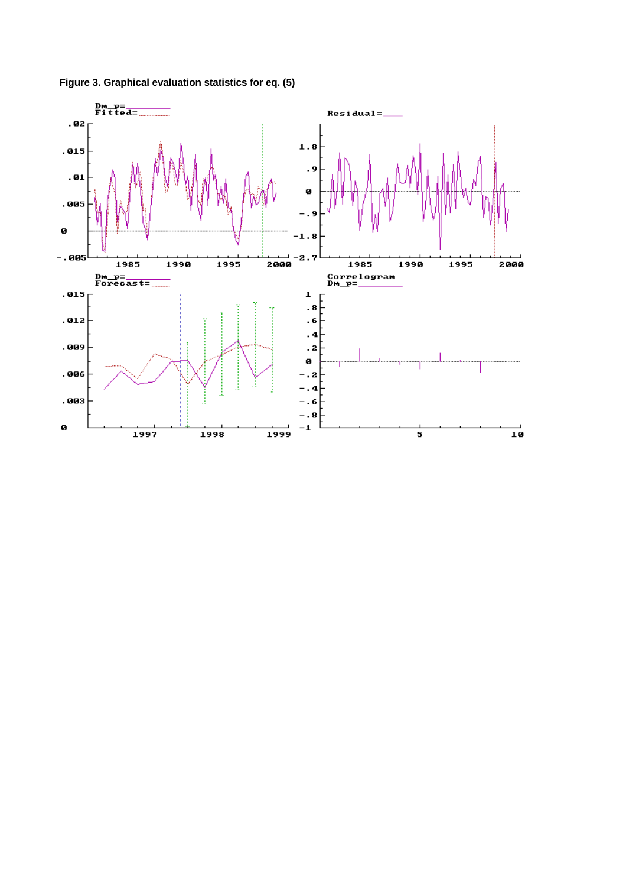**Figure 3. Graphical evaluation statistics for eq. (5)**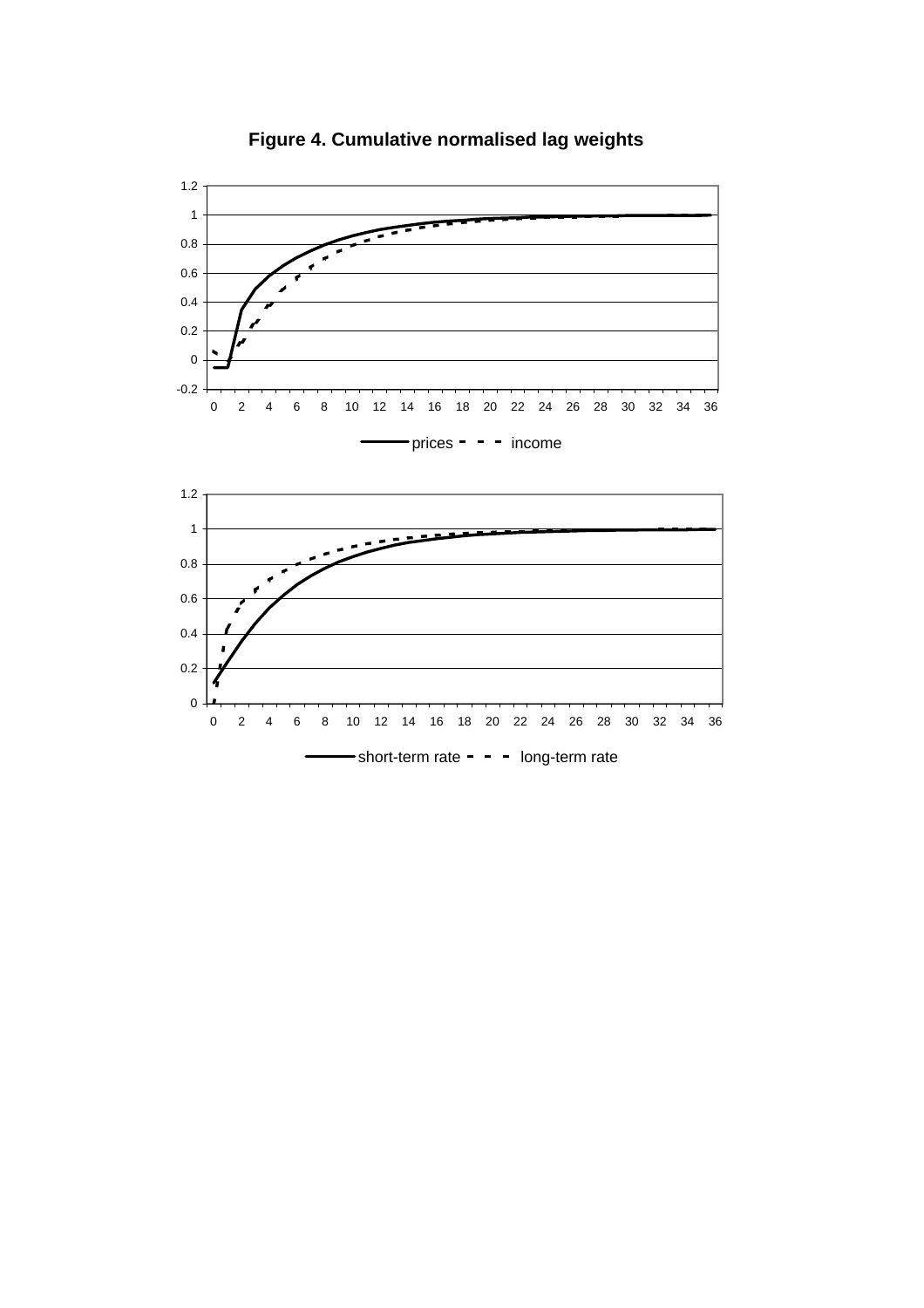**Figure 4. Cumulative normalised lag weights**

1.2
1
0.8
0.6
0.4
0.2
0
-0.2
0 2 4 6 8 10 12 14 16 18 20 22 24 26 28 30 32 34 36

prices income

1.2
1
0.8
0.6
0.4
0.2
0
0 2 4 6 8 10 12 14 16 18 20 22 24 26 28 30 32 34 36

short-term rate long-term rate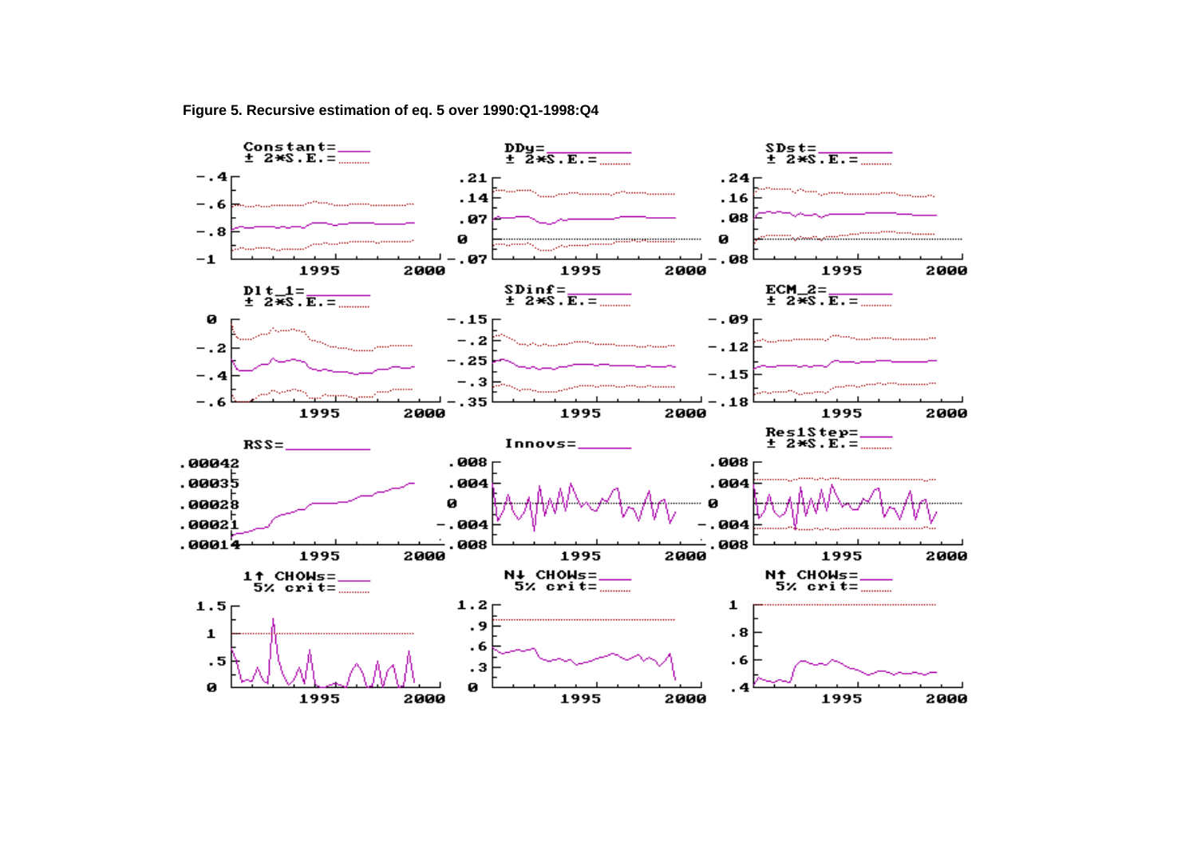**Figure 5. Recursive estimation of eq. 5 over 1990:Q1-1998:Q4**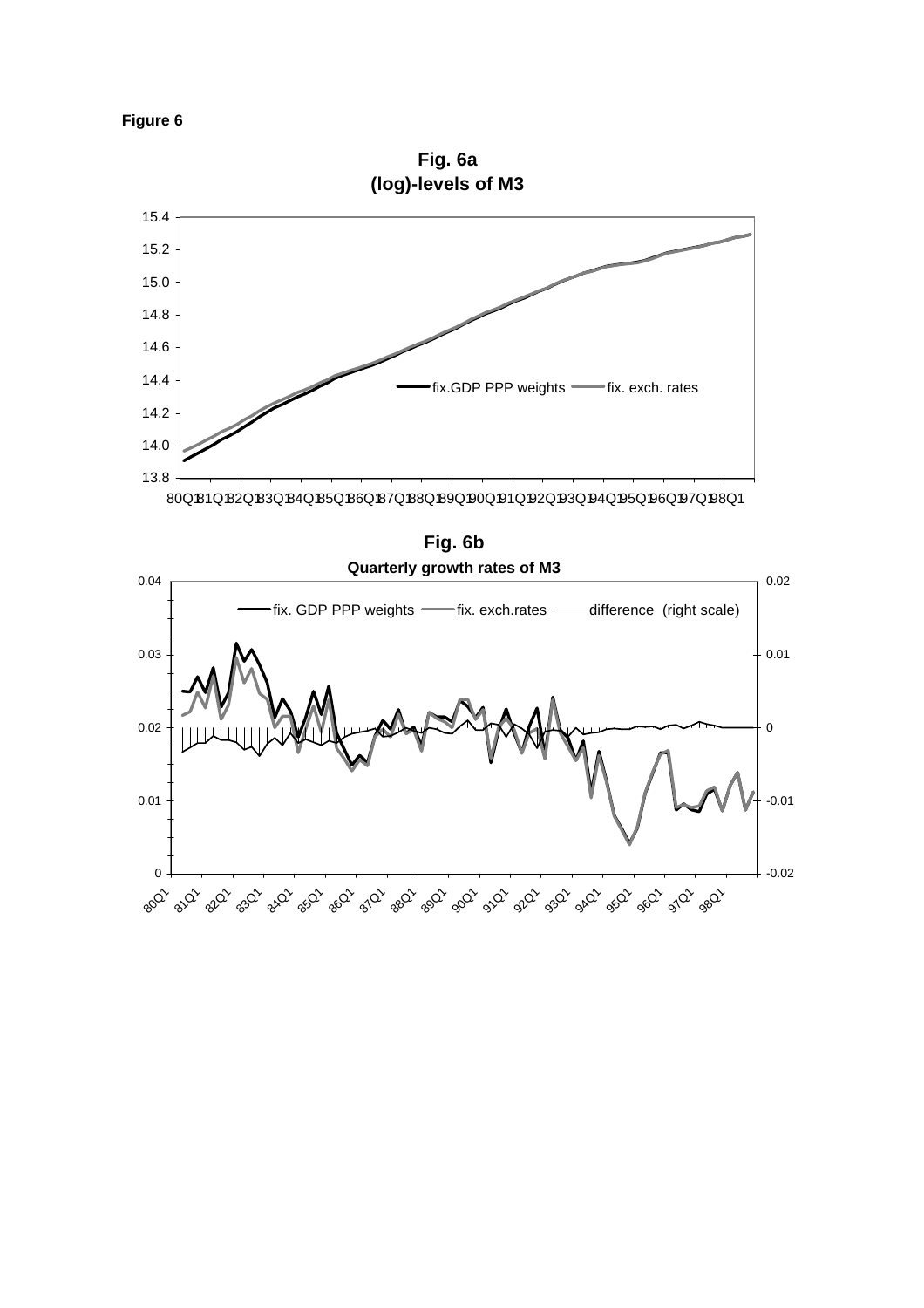**Figure 6**

**Fig. 6a**
**(log)-levels of M3**

15.4
15.2
15.0
14.8
14.6
14.4
14.2
14.0
13.8

fix.GDP PPP weights — fix. exch. rates

80Q1 81Q1 82Q1 83Q1 84Q1 85Q1 86Q1 87Q1 88Q1 89Q1 90Q1 91Q1 92Q1 93Q1 94Q1 95Q1 96Q1 97Q1 98Q1

**Fig. 6b**
**Quarterly growth rates of M3**

fix. GDP PPP weights — fix. exch.rates — difference (right scale)

0.04 0.02
0.03 0.01
0.02 0
0.01 -0.01
0 -0.02

80Q1 81Q1 82Q1 83Q1 84Q1 85Q1 86Q1 87Q1 88Q1 89Q1 90Q1 91Q1 92Q1 93Q1 94Q1 95Q1 96Q1 97Q1 98Q1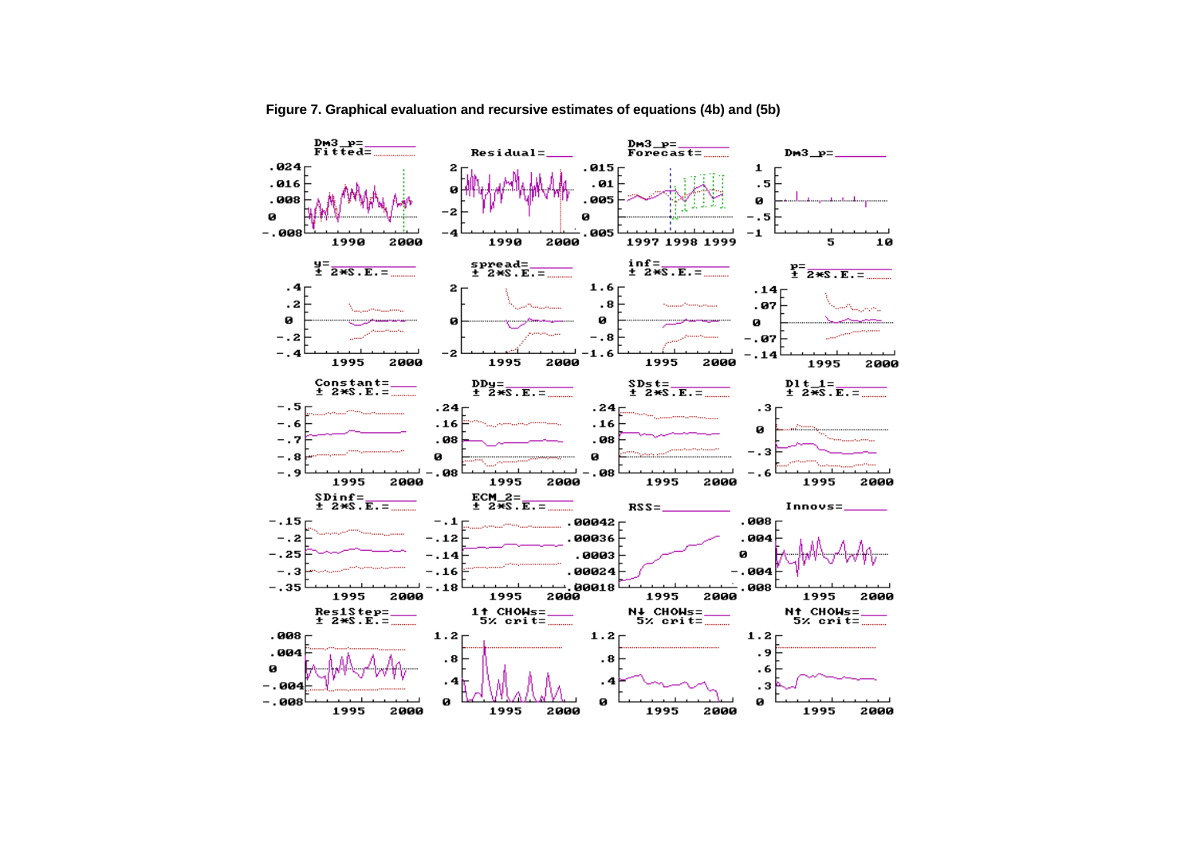**Figure 7. Graphical evaluation and recursive estimates of equations (4b) and (5b)**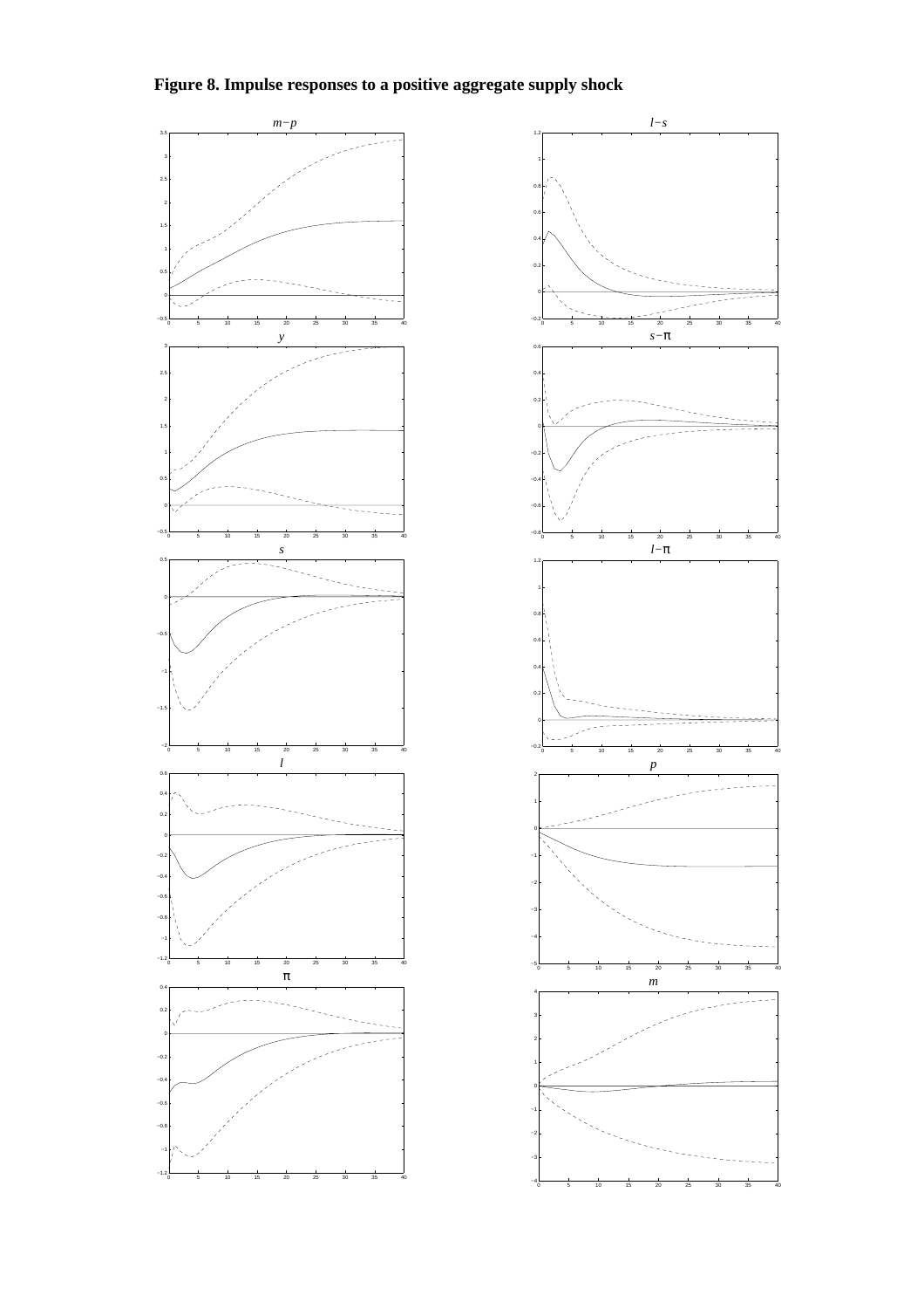**Figure 8. Impulse responses to a positive aggregate supply shock**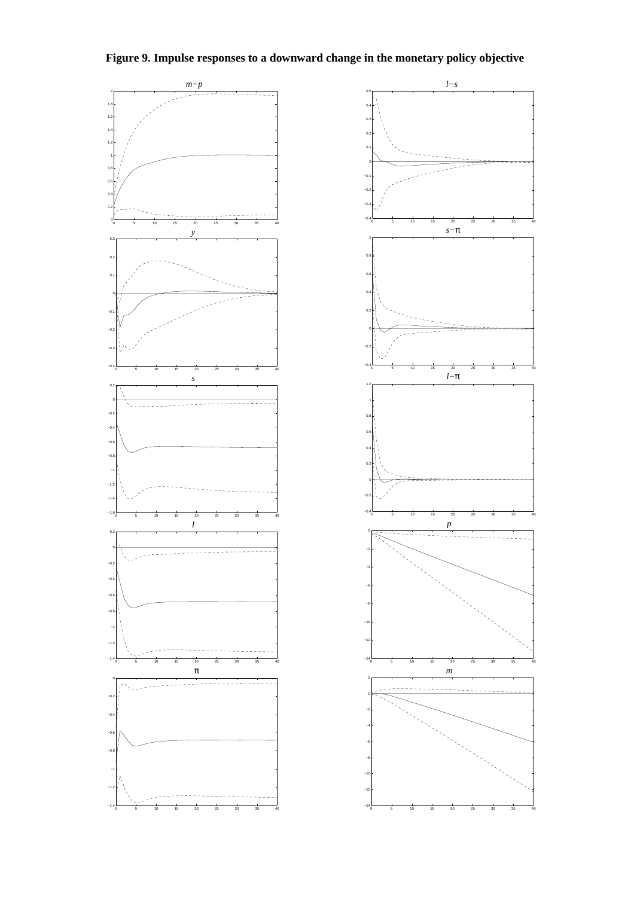**Figure 9. Impulse responses to a downward change in the monetary policy objective**

$m-p$

$l-s$

$y$

$s-\pi$

$s$

$l-\pi$

$l$

$p$

$\pi$

$m$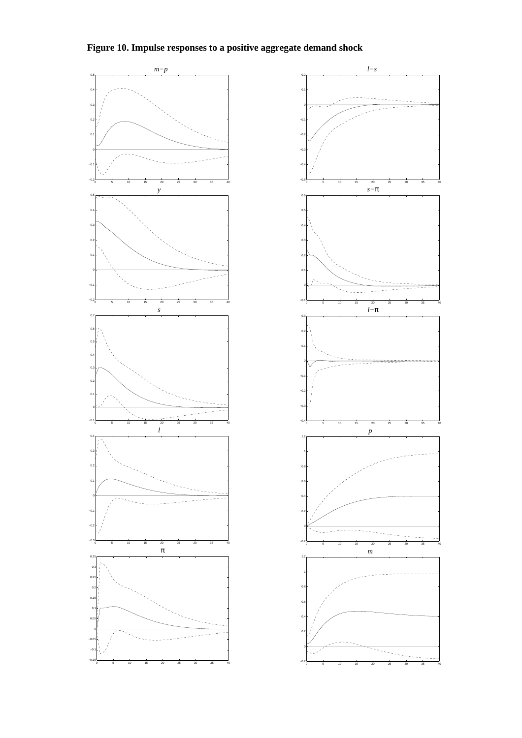**Figure 10. Impulse responses to a positive aggregate demand shock**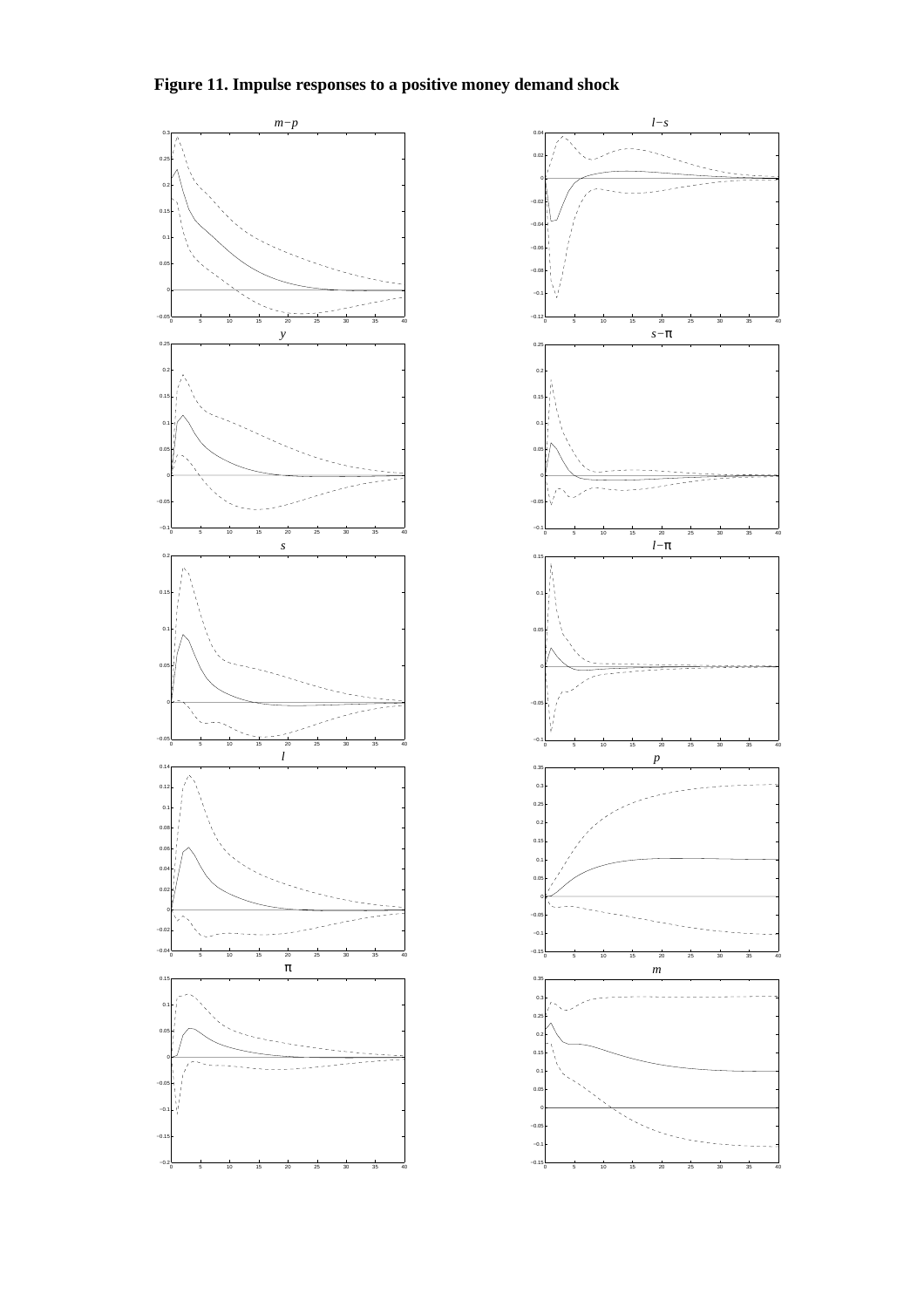**Figure 11. Impulse responses to a positive money demand shock**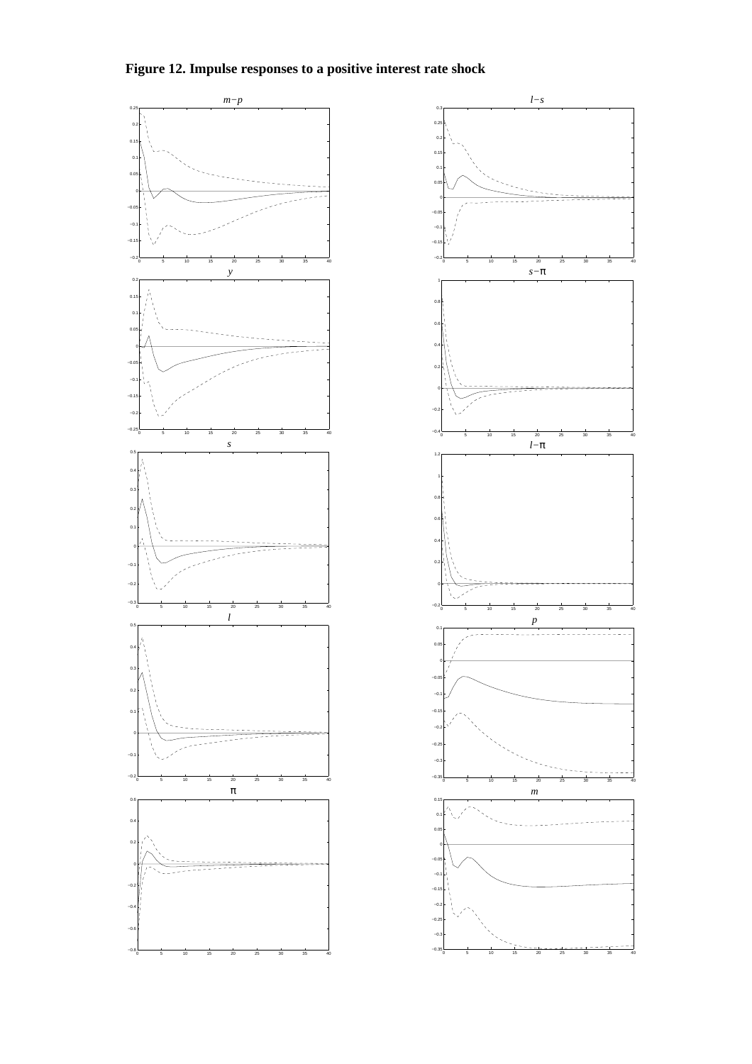**Figure 12. Impulse responses to a positive interest rate shock**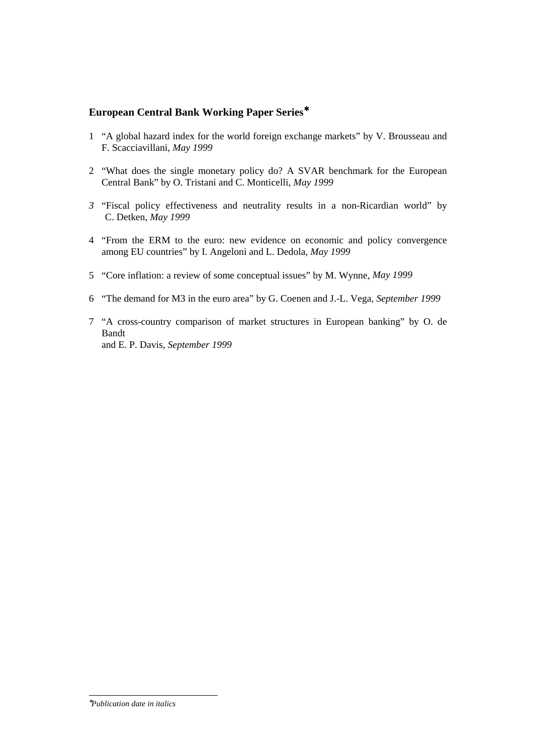## European Central Bank Working Paper Series*

1 "A global hazard index for the world foreign exchange markets" by V. Brousseau and F. Scacciavillani, *May 1999*

2 "What does the single monetary policy do? A SVAR benchmark for the European Central Bank" by O. Tristani and C. Monticelli, *May 1999*

*3* "Fiscal policy effectiveness and neutrality results in a non-Ricardian world" by C. Detken, *May 1999*

4 "From the ERM to the euro: new evidence on economic and policy convergence among EU countries" by I. Angeloni and L. Dedola, *May 1999*

5 "Core inflation: a review of some conceptual issues" by M. Wynne, *May 1999*

6 "The demand for M3 in the euro area" by G. Coenen and J.-L. Vega, *September 1999*

7 "A cross-country comparison of market structures in European banking" by O. de Bandt
and E. P. Davis, *September 1999*

---

**Publication date in italics*